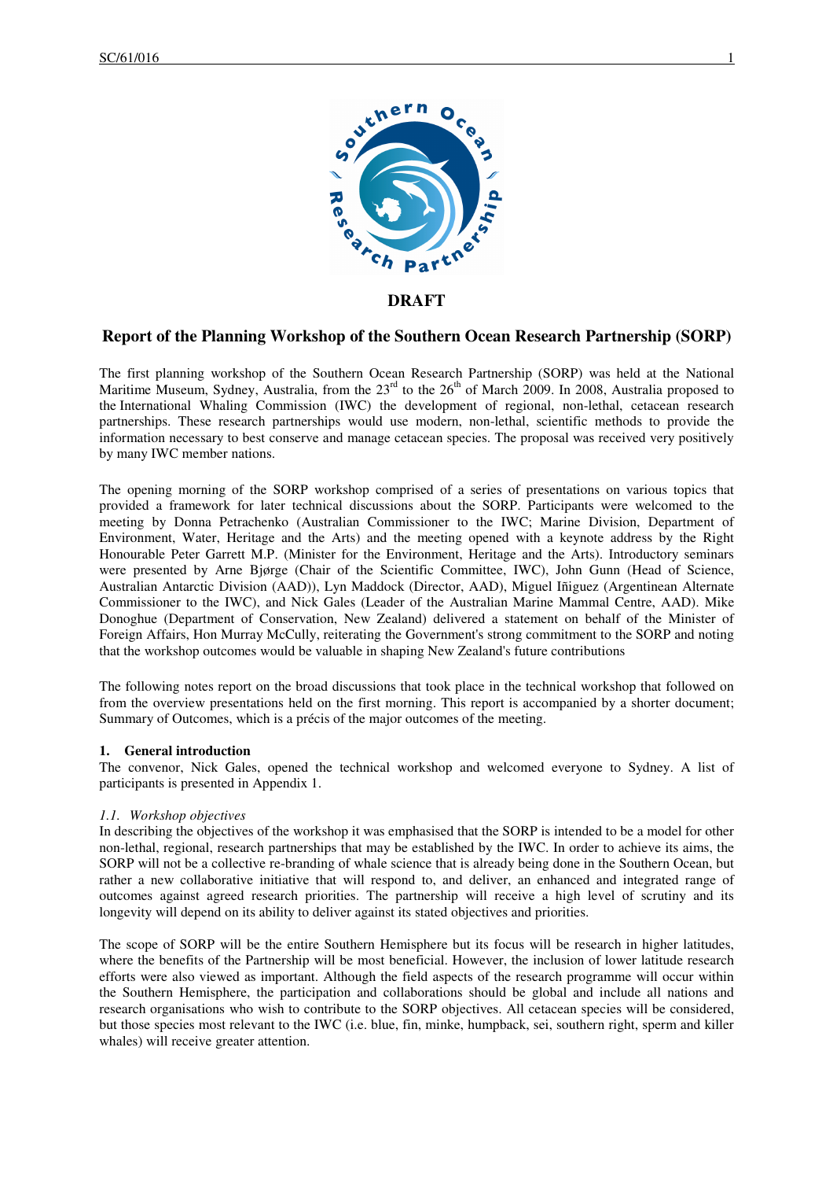**DRAFT**

# Report of the Planning Workshop of the Southern Ocean Research Partnership (SORP)

The first planning workshop of the Southern Ocean Research Partnership (SORP) was held at the National Maritime Museum, Sydney, Australia, from the 23rd to the 26th of March 2009. In 2008, Australia proposed to the International Whaling Commission (IWC) the development of regional, non-lethal, cetacean research partnerships. These research partnerships would use modern, non-lethal, scientific methods to provide the information necessary to best conserve and manage cetacean species. The proposal was received very positively by many IWC member nations.

The opening morning of the SORP workshop comprised of a series of presentations on various topics that provided a framework for later technical discussions about the SORP. Participants were welcomed to the meeting by Donna Petrachenko (Australian Commissioner to the IWC; Marine Division, Department of Environment, Water, Heritage and the Arts) and the meeting opened with a keynote address by the Right Honourable Peter Garrett M.P. (Minister for the Environment, Heritage and the Arts). Introductory seminars were presented by Arne Bjørge (Chair of the Scientific Committee, IWC), John Gunn (Head of Science, Australian Antarctic Division (AAD)), Lyn Maddock (Director, AAD), Miguel Iñiguez (Argentinean Alternate Commissioner to the IWC), and Nick Gales (Leader of the Australian Marine Mammal Centre, AAD). Mike Donoghue (Department of Conservation, New Zealand) delivered a statement on behalf of the Minister of Foreign Affairs, Hon Murray McCully, reiterating the Government's strong commitment to the SORP and noting that the workshop outcomes would be valuable in shaping New Zealand's future contributions

The following notes report on the broad discussions that took place in the technical workshop that followed on from the overview presentations held on the first morning. This report is accompanied by a shorter document; Summary of Outcomes, which is a précis of the major outcomes of the meeting.

## 1. General introduction

The convenor, Nick Gales, opened the technical workshop and welcomed everyone to Sydney. A list of participants is presented in Appendix 1.

### *1.1. Workshop objectives*

In describing the objectives of the workshop it was emphasised that the SORP is intended to be a model for other non-lethal, regional, research partnerships that may be established by the IWC. In order to achieve its aims, the SORP will not be a collective re-branding of whale science that is already being done in the Southern Ocean, but rather a new collaborative initiative that will respond to, and deliver, an enhanced and integrated range of outcomes against agreed research priorities. The partnership will receive a high level of scrutiny and its longevity will depend on its ability to deliver against its stated objectives and priorities.

The scope of SORP will be the entire Southern Hemisphere but its focus will be research in higher latitudes, where the benefits of the Partnership will be most beneficial. However, the inclusion of lower latitude research efforts were also viewed as important. Although the field aspects of the research programme will occur within the Southern Hemisphere, the participation and collaborations should be global and include all nations and research organisations who wish to contribute to the SORP objectives. All cetacean species will be considered, but those species most relevant to the IWC (i.e. blue, fin, minke, humpback, sei, southern right, sperm and killer whales) will receive greater attention.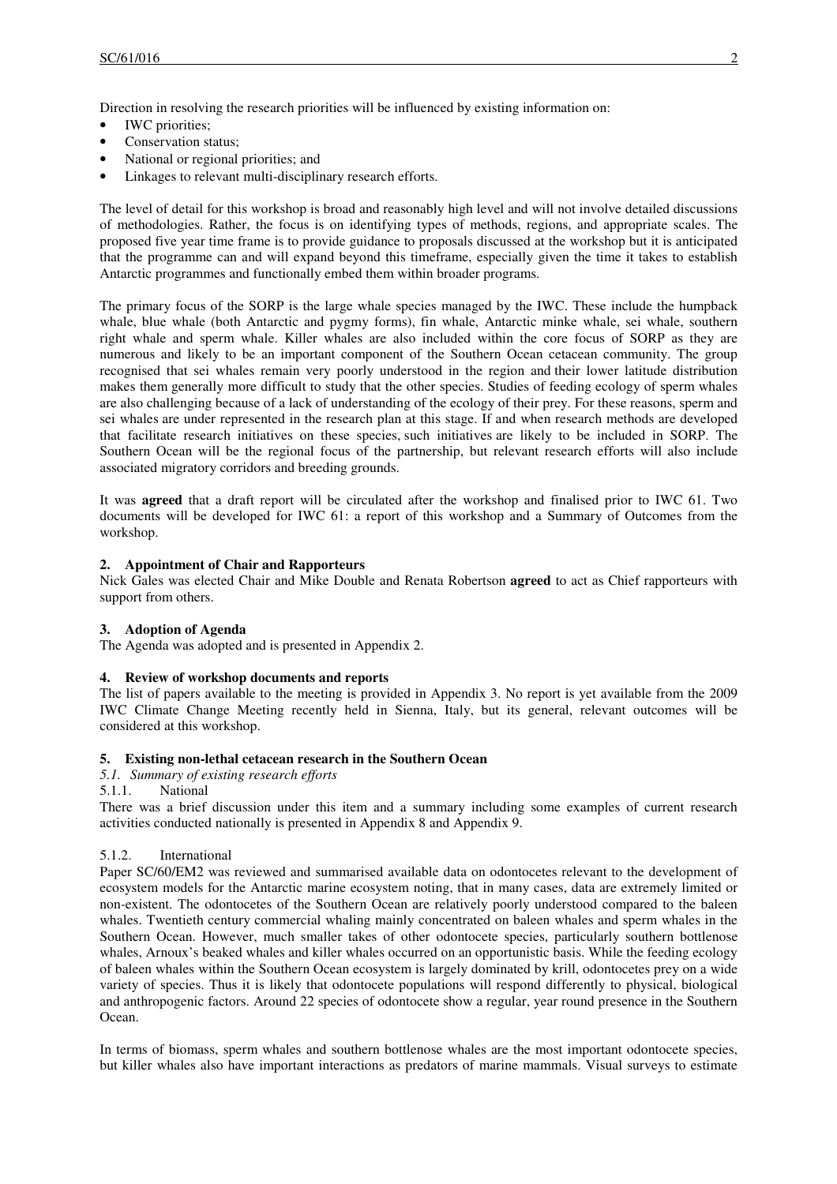Direction in resolving the research priorities will be influenced by existing information on:

- IWC priorities;
- Conservation status;
- National or regional priorities; and
- Linkages to relevant multi-disciplinary research efforts.

The level of detail for this workshop is broad and reasonably high level and will not involve detailed discussions of methodologies. Rather, the focus is on identifying types of methods, regions, and appropriate scales. The proposed five year time frame is to provide guidance to proposals discussed at the workshop but it is anticipated that the programme can and will expand beyond this timeframe, especially given the time it takes to establish Antarctic programmes and functionally embed them within broader programs.

The primary focus of the SORP is the large whale species managed by the IWC. These include the humpback whale, blue whale (both Antarctic and pygmy forms), fin whale, Antarctic minke whale, sei whale, southern right whale and sperm whale. Killer whales are also included within the core focus of SORP as they are numerous and likely to be an important component of the Southern Ocean cetacean community. The group recognised that sei whales remain very poorly understood in the region and their lower latitude distribution makes them generally more difficult to study that the other species. Studies of feeding ecology of sperm whales are also challenging because of a lack of understanding of the ecology of their prey. For these reasons, sperm and sei whales are under represented in the research plan at this stage. If and when research methods are developed that facilitate research initiatives on these species, such initiatives are likely to be included in SORP. The Southern Ocean will be the regional focus of the partnership, but relevant research efforts will also include associated migratory corridors and breeding grounds.

It was **agreed** that a draft report will be circulated after the workshop and finalised prior to IWC 61. Two documents will be developed for IWC 61: a report of this workshop and a Summary of Outcomes from the workshop.

## 2. Appointment of Chair and Rapporteurs

Nick Gales was elected Chair and Mike Double and Renata Robertson **agreed** to act as Chief rapporteurs with support from others.

## 3. Adoption of Agenda

The Agenda was adopted and is presented in Appendix 2.

## 4. Review of workshop documents and reports

The list of papers available to the meeting is provided in Appendix 3. No report is yet available from the 2009 IWC Climate Change Meeting recently held in Sienna, Italy, but its general, relevant outcomes will be considered at this workshop.

## 5. Existing non-lethal cetacean research in the Southern Ocean

### *5.1. Summary of existing research efforts*

#### 5.1.1. National

There was a brief discussion under this item and a summary including some examples of current research activities conducted nationally is presented in Appendix 8 and Appendix 9.

#### 5.1.2. International

Paper SC/60/EM2 was reviewed and summarised available data on odontocetes relevant to the development of ecosystem models for the Antarctic marine ecosystem noting, that in many cases, data are extremely limited or non-existent. The odontocetes of the Southern Ocean are relatively poorly understood compared to the baleen whales. Twentieth century commercial whaling mainly concentrated on baleen whales and sperm whales in the Southern Ocean. However, much smaller takes of other odontocete species, particularly southern bottlenose whales, Arnoux's beaked whales and killer whales occurred on an opportunistic basis. While the feeding ecology of baleen whales within the Southern Ocean ecosystem is largely dominated by krill, odontocetes prey on a wide variety of species. Thus it is likely that odontocete populations will respond differently to physical, biological and anthropogenic factors. Around 22 species of odontocete show a regular, year round presence in the Southern Ocean.

In terms of biomass, sperm whales and southern bottlenose whales are the most important odontocete species, but killer whales also have important interactions as predators of marine mammals. Visual surveys to estimate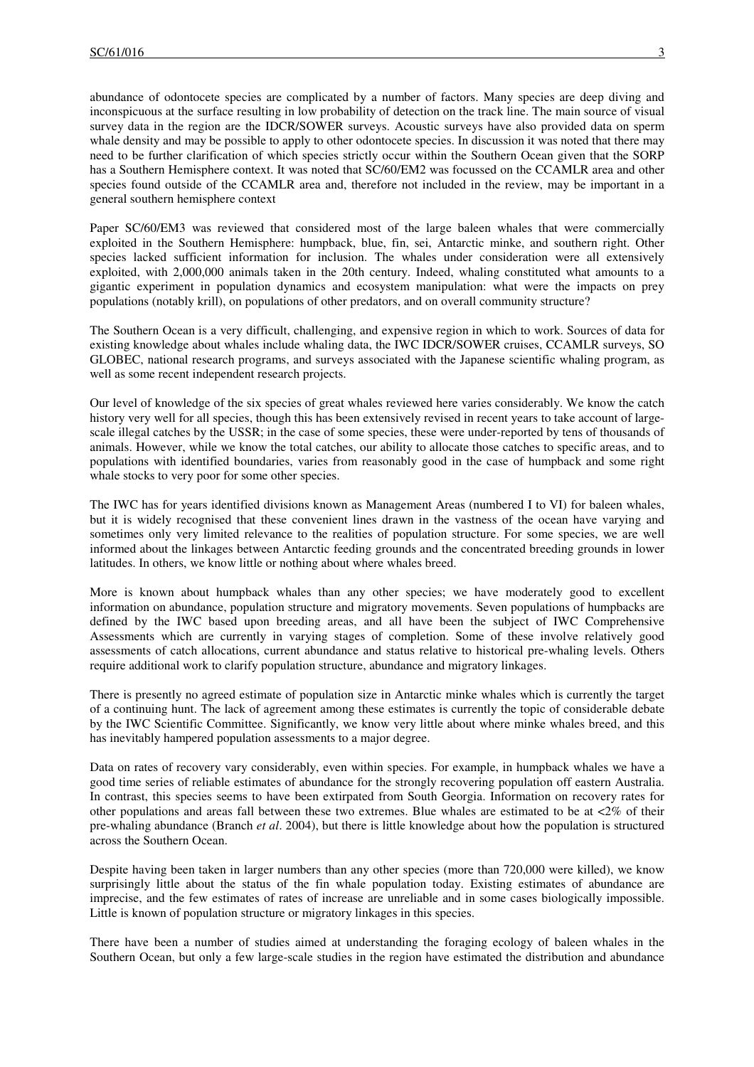abundance of odontocete species are complicated by a number of factors. Many species are deep diving and inconspicuous at the surface resulting in low probability of detection on the track line. The main source of visual survey data in the region are the IDCR/SOWER surveys. Acoustic surveys have also provided data on sperm whale density and may be possible to apply to other odontocete species. In discussion it was noted that there may need to be further clarification of which species strictly occur within the Southern Ocean given that the SORP has a Southern Hemisphere context. It was noted that SC/60/EM2 was focussed on the CCAMLR area and other species found outside of the CCAMLR area and, therefore not included in the review, may be important in a general southern hemisphere context

Paper SC/60/EM3 was reviewed that considered most of the large baleen whales that were commercially exploited in the Southern Hemisphere: humpback, blue, fin, sei, Antarctic minke, and southern right. Other species lacked sufficient information for inclusion. The whales under consideration were all extensively exploited, with 2,000,000 animals taken in the 20th century. Indeed, whaling constituted what amounts to a gigantic experiment in population dynamics and ecosystem manipulation: what were the impacts on prey populations (notably krill), on populations of other predators, and on overall community structure?

The Southern Ocean is a very difficult, challenging, and expensive region in which to work. Sources of data for existing knowledge about whales include whaling data, the IWC IDCR/SOWER cruises, CCAMLR surveys, SO GLOBEC, national research programs, and surveys associated with the Japanese scientific whaling program, as well as some recent independent research projects.

Our level of knowledge of the six species of great whales reviewed here varies considerably. We know the catch history very well for all species, though this has been extensively revised in recent years to take account of large-scale illegal catches by the USSR; in the case of some species, these were under-reported by tens of thousands of animals. However, while we know the total catches, our ability to allocate those catches to specific areas, and to populations with identified boundaries, varies from reasonably good in the case of humpback and some right whale stocks to very poor for some other species.

The IWC has for years identified divisions known as Management Areas (numbered I to VI) for baleen whales, but it is widely recognised that these convenient lines drawn in the vastness of the ocean have varying and sometimes only very limited relevance to the realities of population structure. For some species, we are well informed about the linkages between Antarctic feeding grounds and the concentrated breeding grounds in lower latitudes. In others, we know little or nothing about where whales breed.

More is known about humpback whales than any other species; we have moderately good to excellent information on abundance, population structure and migratory movements. Seven populations of humpbacks are defined by the IWC based upon breeding areas, and all have been the subject of IWC Comprehensive Assessments which are currently in varying stages of completion. Some of these involve relatively good assessments of catch allocations, current abundance and status relative to historical pre-whaling levels. Others require additional work to clarify population structure, abundance and migratory linkages.

There is presently no agreed estimate of population size in Antarctic minke whales which is currently the target of a continuing hunt. The lack of agreement among these estimates is currently the topic of considerable debate by the IWC Scientific Committee. Significantly, we know very little about where minke whales breed, and this has inevitably hampered population assessments to a major degree.

Data on rates of recovery vary considerably, even within species. For example, in humpback whales we have a good time series of reliable estimates of abundance for the strongly recovering population off eastern Australia. In contrast, this species seems to have been extirpated from South Georgia. Information on recovery rates for other populations and areas fall between these two extremes. Blue whales are estimated to be at <2% of their pre-whaling abundance (Branch *et al*. 2004), but there is little knowledge about how the population is structured across the Southern Ocean.

Despite having been taken in larger numbers than any other species (more than 720,000 were killed), we know surprisingly little about the status of the fin whale population today. Existing estimates of abundance are imprecise, and the few estimates of rates of increase are unreliable and in some cases biologically impossible. Little is known of population structure or migratory linkages in this species.

There have been a number of studies aimed at understanding the foraging ecology of baleen whales in the Southern Ocean, but only a few large-scale studies in the region have estimated the distribution and abundance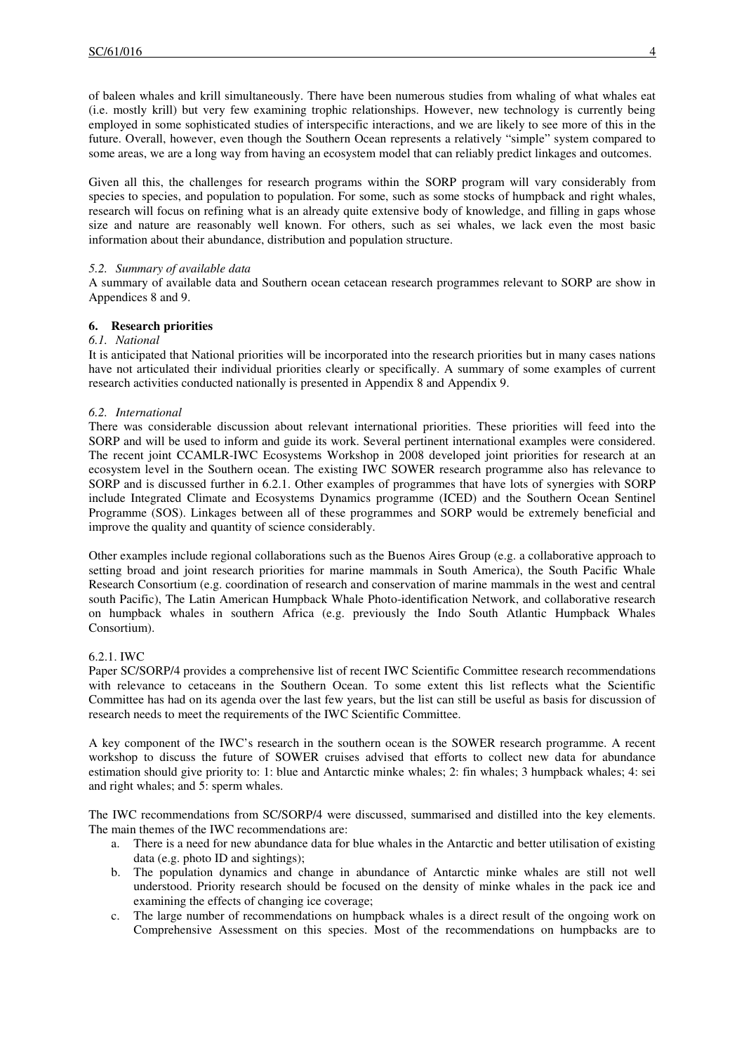of baleen whales and krill simultaneously. There have been numerous studies from whaling of what whales eat (i.e. mostly krill) but very few examining trophic relationships. However, new technology is currently being employed in some sophisticated studies of interspecific interactions, and we are likely to see more of this in the future. Overall, however, even though the Southern Ocean represents a relatively "simple" system compared to some areas, we are a long way from having an ecosystem model that can reliably predict linkages and outcomes.

Given all this, the challenges for research programs within the SORP program will vary considerably from species to species, and population to population. For some, such as some stocks of humpback and right whales, research will focus on refining what is an already quite extensive body of knowledge, and filling in gaps whose size and nature are reasonably well known. For others, such as sei whales, we lack even the most basic information about their abundance, distribution and population structure.

### *5.2. Summary of available data*

A summary of available data and Southern ocean cetacean research programmes relevant to SORP are show in Appendices 8 and 9.

## 6. Research priorities

### *6.1. National*

It is anticipated that National priorities will be incorporated into the research priorities but in many cases nations have not articulated their individual priorities clearly or specifically. A summary of some examples of current research activities conducted nationally is presented in Appendix 8 and Appendix 9.

### *6.2. International*

There was considerable discussion about relevant international priorities. These priorities will feed into the SORP and will be used to inform and guide its work. Several pertinent international examples were considered. The recent joint CCAMLR-IWC Ecosystems Workshop in 2008 developed joint priorities for research at an ecosystem level in the Southern ocean. The existing IWC SOWER research programme also has relevance to SORP and is discussed further in 6.2.1. Other examples of programmes that have lots of synergies with SORP include Integrated Climate and Ecosystems Dynamics programme (ICED) and the Southern Ocean Sentinel Programme (SOS). Linkages between all of these programmes and SORP would be extremely beneficial and improve the quality and quantity of science considerably.

Other examples include regional collaborations such as the Buenos Aires Group (e.g. a collaborative approach to setting broad and joint research priorities for marine mammals in South America), the South Pacific Whale Research Consortium (e.g. coordination of research and conservation of marine mammals in the west and central south Pacific), The Latin American Humpback Whale Photo-identification Network, and collaborative research on humpback whales in southern Africa (e.g. previously the Indo South Atlantic Humpback Whales Consortium).

#### 6.2.1. IWC

Paper SC/SORP/4 provides a comprehensive list of recent IWC Scientific Committee research recommendations with relevance to cetaceans in the Southern Ocean. To some extent this list reflects what the Scientific Committee has had on its agenda over the last few years, but the list can still be useful as basis for discussion of research needs to meet the requirements of the IWC Scientific Committee.

A key component of the IWC's research in the southern ocean is the SOWER research programme. A recent workshop to discuss the future of SOWER cruises advised that efforts to collect new data for abundance estimation should give priority to: 1: blue and Antarctic minke whales; 2: fin whales; 3 humpback whales; 4: sei and right whales; and 5: sperm whales.

The IWC recommendations from SC/SORP/4 were discussed, summarised and distilled into the key elements. The main themes of the IWC recommendations are:

a. There is a need for new abundance data for blue whales in the Antarctic and better utilisation of existing data (e.g. photo ID and sightings);
b. The population dynamics and change in abundance of Antarctic minke whales are still not well understood. Priority research should be focused on the density of minke whales in the pack ice and examining the effects of changing ice coverage;
c. The large number of recommendations on humpback whales is a direct result of the ongoing work on Comprehensive Assessment on this species. Most of the recommendations on humpbacks are to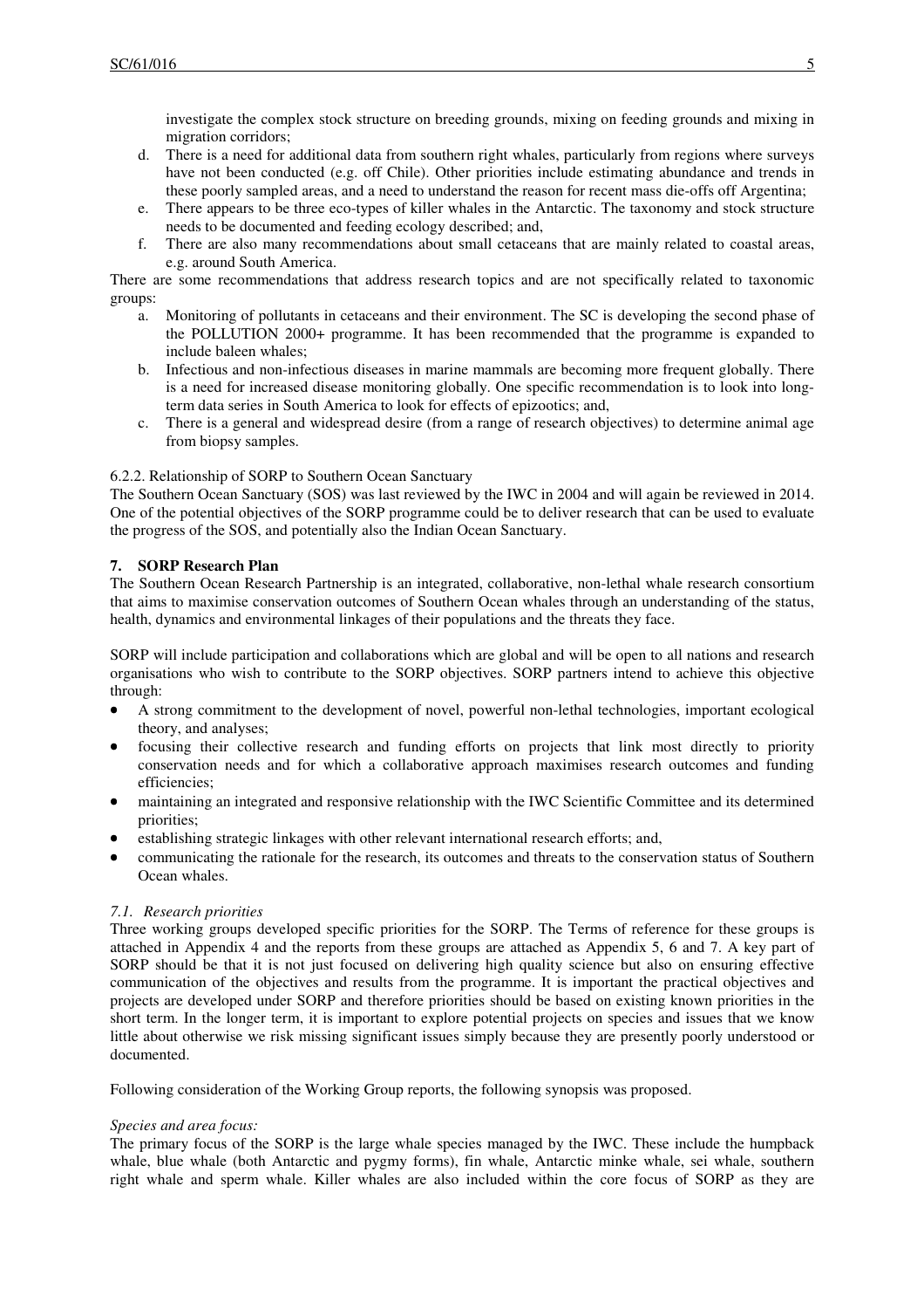investigate the complex stock structure on breeding grounds, mixing on feeding grounds and mixing in migration corridors;

d. There is a need for additional data from southern right whales, particularly from regions where surveys have not been conducted (e.g. off Chile). Other priorities include estimating abundance and trends in these poorly sampled areas, and a need to understand the reason for recent mass die-offs off Argentina;
e. There appears to be three eco-types of killer whales in the Antarctic. The taxonomy and stock structure needs to be documented and feeding ecology described; and,
f. There are also many recommendations about small cetaceans that are mainly related to coastal areas, e.g. around South America.

There are some recommendations that address research topics and are not specifically related to taxonomic groups:

a. Monitoring of pollutants in cetaceans and their environment. The SC is developing the second phase of the POLLUTION 2000+ programme. It has been recommended that the programme is expanded to include baleen whales;
b. Infectious and non-infectious diseases in marine mammals are becoming more frequent globally. There is a need for increased disease monitoring globally. One specific recommendation is to look into long-term data series in South America to look for effects of epizootics; and,
c. There is a general and widespread desire (from a range of research objectives) to determine animal age from biopsy samples.

6.2.2. Relationship of SORP to Southern Ocean Sanctuary

The Southern Ocean Sanctuary (SOS) was last reviewed by the IWC in 2004 and will again be reviewed in 2014. One of the potential objectives of the SORP programme could be to deliver research that can be used to evaluate the progress of the SOS, and potentially also the Indian Ocean Sanctuary.

## 7. SORP Research Plan

The Southern Ocean Research Partnership is an integrated, collaborative, non-lethal whale research consortium that aims to maximise conservation outcomes of Southern Ocean whales through an understanding of the status, health, dynamics and environmental linkages of their populations and the threats they face.

SORP will include participation and collaborations which are global and will be open to all nations and research organisations who wish to contribute to the SORP objectives. SORP partners intend to achieve this objective through:

- A strong commitment to the development of novel, powerful non-lethal technologies, important ecological theory, and analyses;
- focusing their collective research and funding efforts on projects that link most directly to priority conservation needs and for which a collaborative approach maximises research outcomes and funding efficiencies;
- maintaining an integrated and responsive relationship with the IWC Scientific Committee and its determined priorities;
- establishing strategic linkages with other relevant international research efforts; and,
- communicating the rationale for the research, its outcomes and threats to the conservation status of Southern Ocean whales.

### *7.1. Research priorities*

Three working groups developed specific priorities for the SORP. The Terms of reference for these groups is attached in Appendix 4 and the reports from these groups are attached as Appendix 5, 6 and 7. A key part of SORP should be that it is not just focused on delivering high quality science but also on ensuring effective communication of the objectives and results from the programme. It is important the practical objectives and projects are developed under SORP and therefore priorities should be based on existing known priorities in the short term. In the longer term, it is important to explore potential projects on species and issues that we know little about otherwise we risk missing significant issues simply because they are presently poorly understood or documented.

Following consideration of the Working Group reports, the following synopsis was proposed.

*Species and area focus:*

The primary focus of the SORP is the large whale species managed by the IWC. These include the humpback whale, blue whale (both Antarctic and pygmy forms), fin whale, Antarctic minke whale, sei whale, southern right whale and sperm whale. Killer whales are also included within the core focus of SORP as they are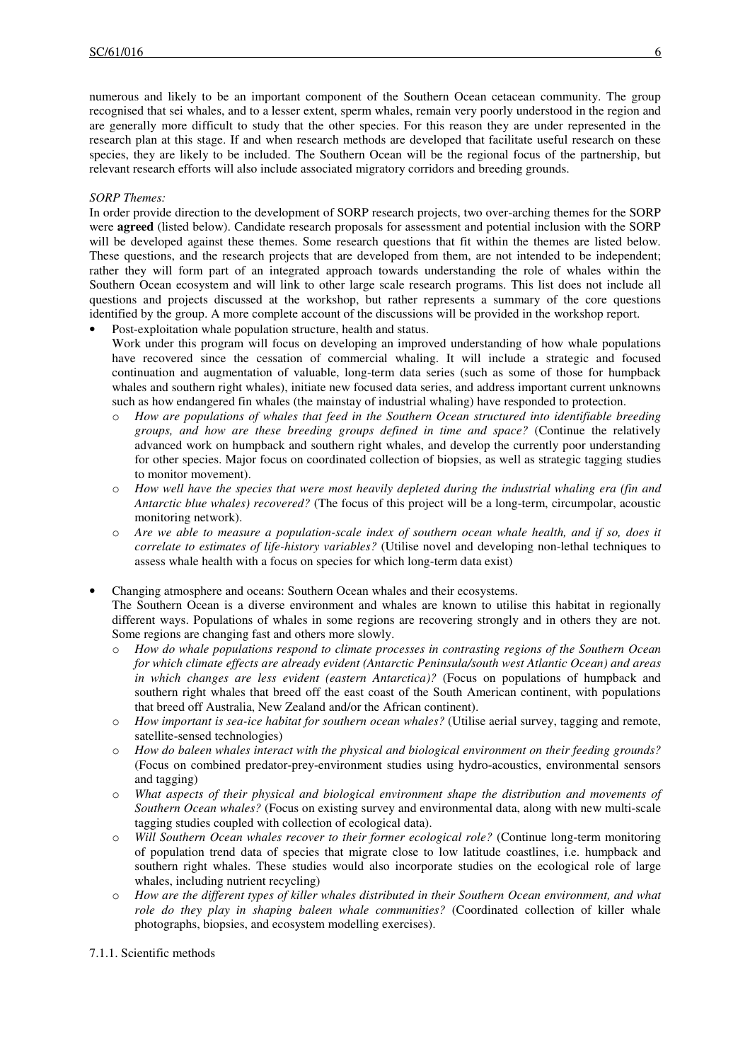numerous and likely to be an important component of the Southern Ocean cetacean community. The group recognised that sei whales, and to a lesser extent, sperm whales, remain very poorly understood in the region and are generally more difficult to study that the other species. For this reason they are under represented in the research plan at this stage. If and when research methods are developed that facilitate useful research on these species, they are likely to be included. The Southern Ocean will be the regional focus of the partnership, but relevant research efforts will also include associated migratory corridors and breeding grounds.

*SORP Themes:*

In order provide direction to the development of SORP research projects, two over-arching themes for the SORP were **agreed** (listed below). Candidate research proposals for assessment and potential inclusion with the SORP will be developed against these themes. Some research questions that fit within the themes are listed below. These questions, and the research projects that are developed from them, are not intended to be independent; rather they will form part of an integrated approach towards understanding the role of whales within the Southern Ocean ecosystem and will link to other large scale research programs. This list does not include all questions and projects discussed at the workshop, but rather represents a summary of the core questions identified by the group. A more complete account of the discussions will be provided in the workshop report.

- Post-exploitation whale population structure, health and status.
  Work under this program will focus on developing an improved understanding of how whale populations have recovered since the cessation of commercial whaling. It will include a strategic and focused continuation and augmentation of valuable, long-term data series (such as some of those for humpback whales and southern right whales), initiate new focused data series, and address important current unknowns such as how endangered fin whales (the mainstay of industrial whaling) have responded to protection.
  - *How are populations of whales that feed in the Southern Ocean structured into identifiable breeding groups, and how are these breeding groups defined in time and space?* (Continue the relatively advanced work on humpback and southern right whales, and develop the currently poor understanding for other species. Major focus on coordinated collection of biopsies, as well as strategic tagging studies to monitor movement).
  - *How well have the species that were most heavily depleted during the industrial whaling era (fin and Antarctic blue whales) recovered?* (The focus of this project will be a long-term, circumpolar, acoustic monitoring network).
  - *Are we able to measure a population-scale index of southern ocean whale health, and if so, does it correlate to estimates of life-history variables?* (Utilise novel and developing non-lethal techniques to assess whale health with a focus on species for which long-term data exist)

- Changing atmosphere and oceans: Southern Ocean whales and their ecosystems.
  The Southern Ocean is a diverse environment and whales are known to utilise this habitat in regionally different ways. Populations of whales in some regions are recovering strongly and in others they are not. Some regions are changing fast and others more slowly.
  - *How do whale populations respond to climate processes in contrasting regions of the Southern Ocean for which climate effects are already evident (Antarctic Peninsula/south west Atlantic Ocean) and areas in which changes are less evident (eastern Antarctica)?* (Focus on populations of humpback and southern right whales that breed off the east coast of the South American continent, with populations that breed off Australia, New Zealand and/or the African continent).
  - *How important is sea-ice habitat for southern ocean whales?* (Utilise aerial survey, tagging and remote, satellite-sensed technologies)
  - *How do baleen whales interact with the physical and biological environment on their feeding grounds?* (Focus on combined predator-prey-environment studies using hydro-acoustics, environmental sensors and tagging)
  - *What aspects of their physical and biological environment shape the distribution and movements of Southern Ocean whales?* (Focus on existing survey and environmental data, along with new multi-scale tagging studies coupled with collection of ecological data).
  - *Will Southern Ocean whales recover to their former ecological role?* (Continue long-term monitoring of population trend data of species that migrate close to low latitude coastlines, i.e. humpback and southern right whales. These studies would also incorporate studies on the ecological role of large whales, including nutrient recycling)
  - *How are the different types of killer whales distributed in their Southern Ocean environment, and what role do they play in shaping baleen whale communities?* (Coordinated collection of killer whale photographs, biopsies, and ecosystem modelling exercises).

7.1.1. Scientific methods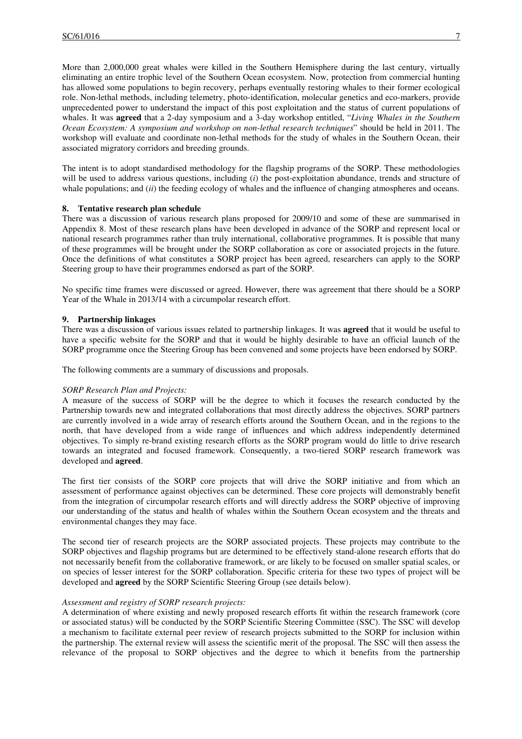More than 2,000,000 great whales were killed in the Southern Hemisphere during the last century, virtually eliminating an entire trophic level of the Southern Ocean ecosystem. Now, protection from commercial hunting has allowed some populations to begin recovery, perhaps eventually restoring whales to their former ecological role. Non-lethal methods, including telemetry, photo-identification, molecular genetics and eco-markers, provide unprecedented power to understand the impact of this post exploitation and the status of current populations of whales. It was **agreed** that a 2-day symposium and a 3-day workshop entitled, "*Living Whales in the Southern Ocean Ecosystem: A symposium and workshop on non-lethal research techniques*" should be held in 2011. The workshop will evaluate and coordinate non-lethal methods for the study of whales in the Southern Ocean, their associated migratory corridors and breeding grounds.

The intent is to adopt standardised methodology for the flagship programs of the SORP. These methodologies will be used to address various questions, including (*i*) the post-exploitation abundance, trends and structure of whale populations; and (*ii*) the feeding ecology of whales and the influence of changing atmospheres and oceans.

## 8. Tentative research plan schedule

There was a discussion of various research plans proposed for 2009/10 and some of these are summarised in Appendix 8. Most of these research plans have been developed in advance of the SORP and represent local or national research programmes rather than truly international, collaborative programmes. It is possible that many of these programmes will be brought under the SORP collaboration as core or associated projects in the future. Once the definitions of what constitutes a SORP project has been agreed, researchers can apply to the SORP Steering group to have their programmes endorsed as part of the SORP.

No specific time frames were discussed or agreed. However, there was agreement that there should be a SORP Year of the Whale in 2013/14 with a circumpolar research effort.

## 9. Partnership linkages

There was a discussion of various issues related to partnership linkages. It was **agreed** that it would be useful to have a specific website for the SORP and that it would be highly desirable to have an official launch of the SORP programme once the Steering Group has been convened and some projects have been endorsed by SORP.

The following comments are a summary of discussions and proposals.

*SORP Research Plan and Projects:*

A measure of the success of SORP will be the degree to which it focuses the research conducted by the Partnership towards new and integrated collaborations that most directly address the objectives. SORP partners are currently involved in a wide array of research efforts around the Southern Ocean, and in the regions to the north, that have developed from a wide range of influences and which address independently determined objectives. To simply re-brand existing research efforts as the SORP program would do little to drive research towards an integrated and focused framework. Consequently, a two-tiered SORP research framework was developed and **agreed**.

The first tier consists of the SORP core projects that will drive the SORP initiative and from which an assessment of performance against objectives can be determined. These core projects will demonstrably benefit from the integration of circumpolar research efforts and will directly address the SORP objective of improving our understanding of the status and health of whales within the Southern Ocean ecosystem and the threats and environmental changes they may face.

The second tier of research projects are the SORP associated projects. These projects may contribute to the SORP objectives and flagship programs but are determined to be effectively stand-alone research efforts that do not necessarily benefit from the collaborative framework, or are likely to be focused on smaller spatial scales, or on species of lesser interest for the SORP collaboration. Specific criteria for these two types of project will be developed and **agreed** by the SORP Scientific Steering Group (see details below).

*Assessment and registry of SORP research projects:*

A determination of where existing and newly proposed research efforts fit within the research framework (core or associated status) will be conducted by the SORP Scientific Steering Committee (SSC). The SSC will develop a mechanism to facilitate external peer review of research projects submitted to the SORP for inclusion within the partnership. The external review will assess the scientific merit of the proposal. The SSC will then assess the relevance of the proposal to SORP objectives and the degree to which it benefits from the partnership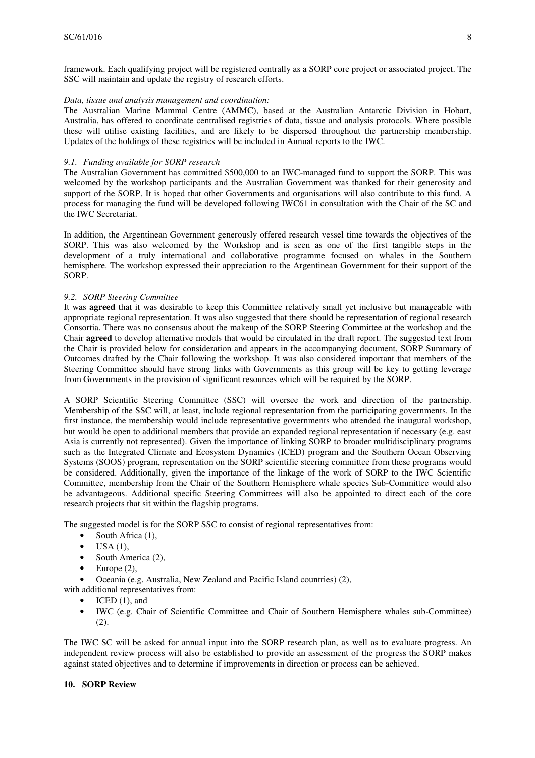framework. Each qualifying project will be registered centrally as a SORP core project or associated project. The SSC will maintain and update the registry of research efforts.

*Data, tissue and analysis management and coordination:*

The Australian Marine Mammal Centre (AMMC), based at the Australian Antarctic Division in Hobart, Australia, has offered to coordinate centralised registries of data, tissue and analysis protocols. Where possible these will utilise existing facilities, and are likely to be dispersed throughout the partnership membership. Updates of the holdings of these registries will be included in Annual reports to the IWC.

### *9.1. Funding available for SORP research*

The Australian Government has committed $500,000 to an IWC-managed fund to support the SORP. This was welcomed by the workshop participants and the Australian Government was thanked for their generosity and support of the SORP. It is hoped that other Governments and organisations will also contribute to this fund. A process for managing the fund will be developed following IWC61 in consultation with the Chair of the SC and the IWC Secretariat.

In addition, the Argentinean Government generously offered research vessel time towards the objectives of the SORP. This was also welcomed by the Workshop and is seen as one of the first tangible steps in the development of a truly international and collaborative programme focused on whales in the Southern hemisphere. The workshop expressed their appreciation to the Argentinean Government for their support of the SORP.

### *9.2. SORP Steering Committee*

It was **agreed** that it was desirable to keep this Committee relatively small yet inclusive but manageable with appropriate regional representation. It was also suggested that there should be representation of regional research Consortia. There was no consensus about the makeup of the SORP Steering Committee at the workshop and the Chair **agreed** to develop alternative models that would be circulated in the draft report. The suggested text from the Chair is provided below for consideration and appears in the accompanying document, SORP Summary of Outcomes drafted by the Chair following the workshop. It was also considered important that members of the Steering Committee should have strong links with Governments as this group will be key to getting leverage from Governments in the provision of significant resources which will be required by the SORP.

A SORP Scientific Steering Committee (SSC) will oversee the work and direction of the partnership. Membership of the SSC will, at least, include regional representation from the participating governments. In the first instance, the membership would include representative governments who attended the inaugural workshop, but would be open to additional members that provide an expanded regional representation if necessary (e.g. east Asia is currently not represented). Given the importance of linking SORP to broader multidisciplinary programs such as the Integrated Climate and Ecosystem Dynamics (ICED) program and the Southern Ocean Observing Systems (SOOS) program, representation on the SORP scientific steering committee from these programs would be considered. Additionally, given the importance of the linkage of the work of SORP to the IWC Scientific Committee, membership from the Chair of the Southern Hemisphere whale species Sub-Committee would also be advantageous. Additional specific Steering Committees will also be appointed to direct each of the core research projects that sit within the flagship programs.

The suggested model is for the SORP SSC to consist of regional representatives from:

- South Africa (1),
- USA (1),
- South America (2),
- Europe (2),
- Oceania (e.g. Australia, New Zealand and Pacific Island countries) (2),

with additional representatives from:

- ICED (1), and
- IWC (e.g. Chair of Scientific Committee and Chair of Southern Hemisphere whales sub-Committee) (2).

The IWC SC will be asked for annual input into the SORP research plan, as well as to evaluate progress. An independent review process will also be established to provide an assessment of the progress the SORP makes against stated objectives and to determine if improvements in direction or process can be achieved.

## 10. SORP Review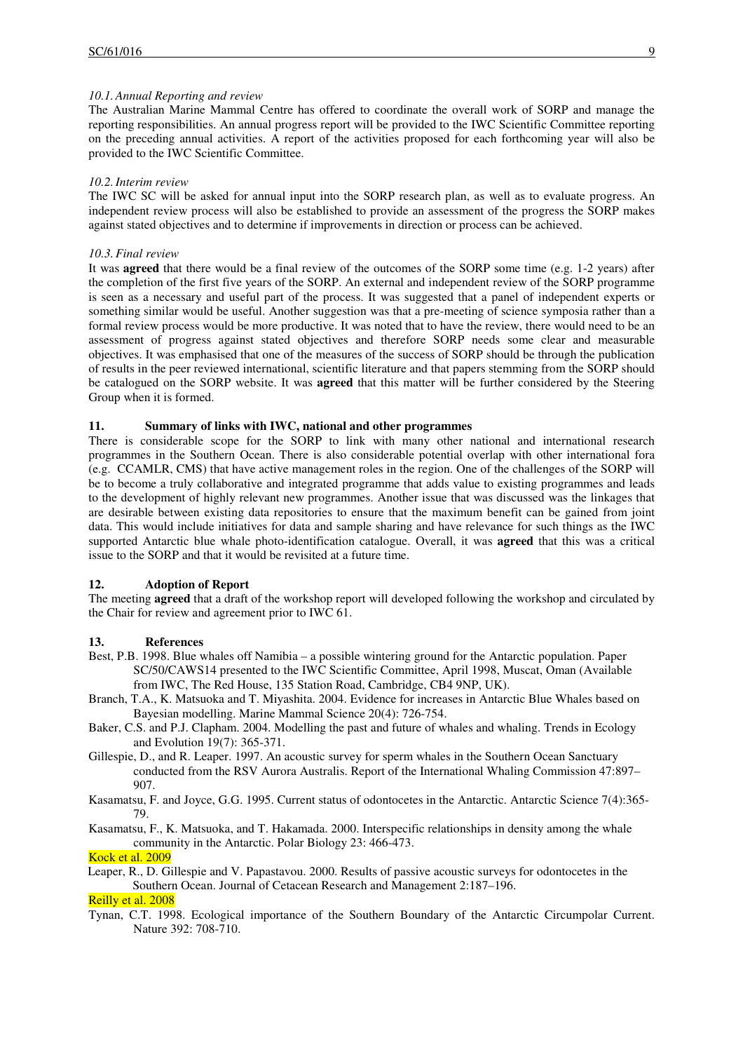*10.1. Annual Reporting and review*

The Australian Marine Mammal Centre has offered to coordinate the overall work of SORP and manage the reporting responsibilities. An annual progress report will be provided to the IWC Scientific Committee reporting on the preceding annual activities. A report of the activities proposed for each forthcoming year will also be provided to the IWC Scientific Committee.

*10.2. Interim review*

The IWC SC will be asked for annual input into the SORP research plan, as well as to evaluate progress. An independent review process will also be established to provide an assessment of the progress the SORP makes against stated objectives and to determine if improvements in direction or process can be achieved.

*10.3. Final review*

It was **agreed** that there would be a final review of the outcomes of the SORP some time (e.g. 1-2 years) after the completion of the first five years of the SORP. An external and independent review of the SORP programme is seen as a necessary and useful part of the process. It was suggested that a panel of independent experts or something similar would be useful. Another suggestion was that a pre-meeting of science symposia rather than a formal review process would be more productive. It was noted that to have the review, there would need to be an assessment of progress against stated objectives and therefore SORP needs some clear and measurable objectives. It was emphasised that one of the measures of the success of SORP should be through the publication of results in the peer reviewed international, scientific literature and that papers stemming from the SORP should be catalogued on the SORP website. It was **agreed** that this matter will be further considered by the Steering Group when it is formed.

## 11. Summary of links with IWC, national and other programmes

There is considerable scope for the SORP to link with many other national and international research programmes in the Southern Ocean. There is also considerable potential overlap with other international fora (e.g. CCAMLR, CMS) that have active management roles in the region. One of the challenges of the SORP will be to become a truly collaborative and integrated programme that adds value to existing programmes and leads to the development of highly relevant new programmes. Another issue that was discussed was the linkages that are desirable between existing data repositories to ensure that the maximum benefit can be gained from joint data. This would include initiatives for data and sample sharing and have relevance for such things as the IWC supported Antarctic blue whale photo-identification catalogue. Overall, it was **agreed** that this was a critical issue to the SORP and that it would be revisited at a future time.

## 12. Adoption of Report

The meeting **agreed** that a draft of the workshop report will developed following the workshop and circulated by the Chair for review and agreement prior to IWC 61.

## 13. References

Best, P.B. 1998. Blue whales off Namibia – a possible wintering ground for the Antarctic population. Paper SC/50/CAWS14 presented to the IWC Scientific Committee, April 1998, Muscat, Oman (Available from IWC, The Red House, 135 Station Road, Cambridge, CB4 9NP, UK).

Branch, T.A., K. Matsuoka and T. Miyashita. 2004. Evidence for increases in Antarctic Blue Whales based on Bayesian modelling. Marine Mammal Science 20(4): 726-754.

Baker, C.S. and P.J. Clapham. 2004. Modelling the past and future of whales and whaling. Trends in Ecology and Evolution 19(7): 365-371.

Gillespie, D., and R. Leaper. 1997. An acoustic survey for sperm whales in the Southern Ocean Sanctuary conducted from the RSV Aurora Australis. Report of the International Whaling Commission 47:897–907.

Kasamatsu, F. and Joyce, G.G. 1995. Current status of odontocetes in the Antarctic. Antarctic Science 7(4):365-79.

Kasamatsu, F., K. Matsuoka, and T. Hakamada. 2000. Interspecific relationships in density among the whale community in the Antarctic. Polar Biology 23: 466-473.

Kock et al. 2009

Leaper, R., D. Gillespie and V. Papastavou. 2000. Results of passive acoustic surveys for odontocetes in the Southern Ocean. Journal of Cetacean Research and Management 2:187–196.

Reilly et al. 2008

Tynan, C.T. 1998. Ecological importance of the Southern Boundary of the Antarctic Circumpolar Current. Nature 392: 708-710.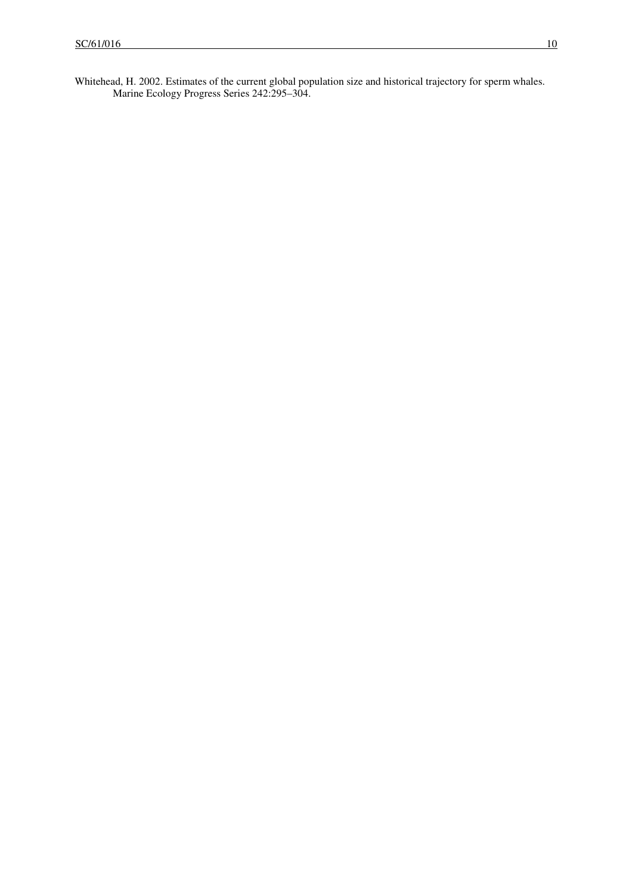Whitehead, H. 2002. Estimates of the current global population size and historical trajectory for sperm whales. Marine Ecology Progress Series 242:295–304.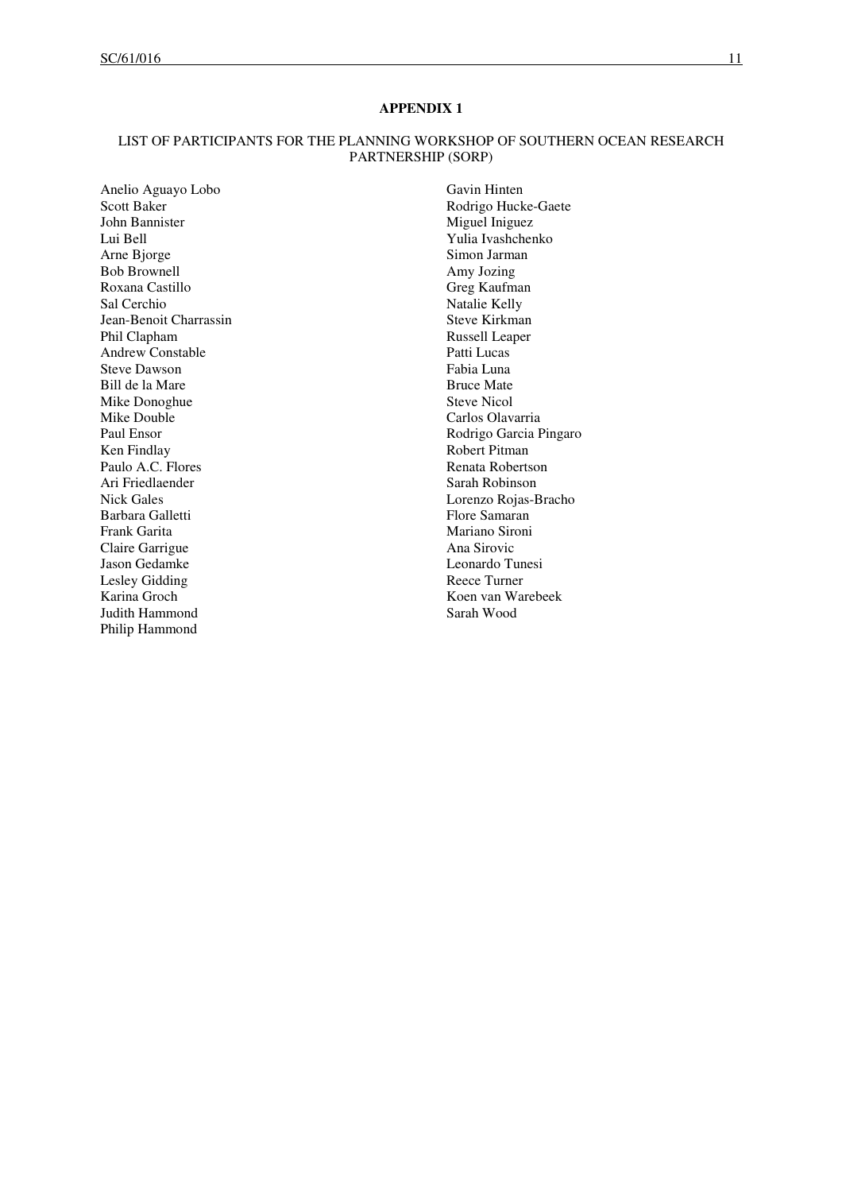## APPENDIX 1

### LIST OF PARTICIPANTS FOR THE PLANNING WORKSHOP OF SOUTHERN OCEAN RESEARCH PARTNERSHIP (SORP)

Anelio Aguayo Lobo
Scott Baker
John Bannister
Lui Bell
Arne Bjorge
Bob Brownell
Roxana Castillo
Sal Cerchio
Jean-Benoit Charrassin
Phil Clapham
Andrew Constable
Steve Dawson
Bill de la Mare
Mike Donoghue
Mike Double
Paul Ensor
Ken Findlay
Paulo A.C. Flores
Ari Friedlaender
Nick Gales
Barbara Galletti
Frank Garita
Claire Garrigue
Jason Gedamke
Lesley Gidding
Karina Groch
Judith Hammond
Philip Hammond
Gavin Hinten
Rodrigo Hucke-Gaete
Miguel Iniguez
Yulia Ivashchenko
Simon Jarman
Amy Jozing
Greg Kaufman
Natalie Kelly
Steve Kirkman
Russell Leaper
Patti Lucas
Fabia Luna
Bruce Mate
Steve Nicol
Carlos Olavarria
Rodrigo Garcia Pingaro
Robert Pitman
Renata Robertson
Sarah Robinson
Lorenzo Rojas-Bracho
Flore Samaran
Mariano Sironi
Ana Sirovic
Leonardo Tunesi
Reece Turner
Koen van Warebeek
Sarah Wood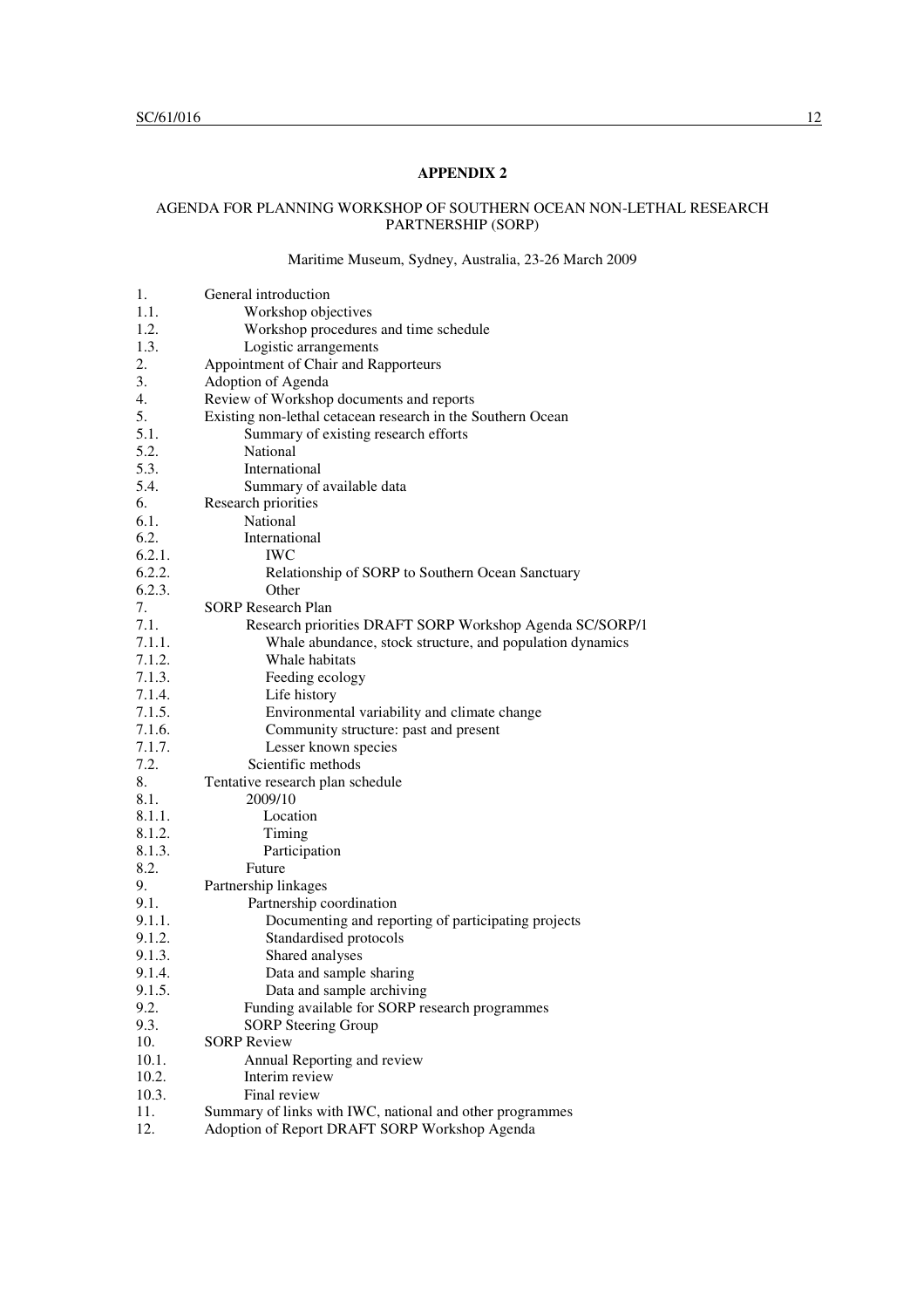**APPENDIX 2**

AGENDA FOR PLANNING WORKSHOP OF SOUTHERN OCEAN NON-LETHAL RESEARCH PARTNERSHIP (SORP)

Maritime Museum, Sydney, Australia, 23-26 March 2009

1. General introduction
   - 1.1. Workshop objectives
   - 1.2. Workshop procedures and time schedule
   - 1.3. Logistic arrangements
2. Appointment of Chair and Rapporteurs
3. Adoption of Agenda
4. Review of Workshop documents and reports
5. Existing non-lethal cetacean research in the Southern Ocean
   - 5.1. Summary of existing research efforts
   - 5.2. National
   - 5.3. International
   - 5.4. Summary of available data
6. Research priorities
   - 6.1. National
   - 6.2. International
     - 6.2.1. IWC
     - 6.2.2. Relationship of SORP to Southern Ocean Sanctuary
     - 6.2.3. Other
7. SORP Research Plan
   - 7.1. Research priorities DRAFT SORP Workshop Agenda SC/SORP/1
     - 7.1.1. Whale abundance, stock structure, and population dynamics
     - 7.1.2. Whale habitats
     - 7.1.3. Feeding ecology
     - 7.1.4. Life history
     - 7.1.5. Environmental variability and climate change
     - 7.1.6. Community structure: past and present
     - 7.1.7. Lesser known species
   - 7.2. Scientific methods
8. Tentative research plan schedule
   - 8.1. 2009/10
     - 8.1.1. Location
     - 8.1.2. Timing
     - 8.1.3. Participation
   - 8.2. Future
9. Partnership linkages
   - 9.1. Partnership coordination
     - 9.1.1. Documenting and reporting of participating projects
     - 9.1.2. Standardised protocols
     - 9.1.3. Shared analyses
     - 9.1.4. Data and sample sharing
     - 9.1.5. Data and sample archiving
   - 9.2. Funding available for SORP research programmes
   - 9.3. SORP Steering Group
10. SORP Review
    - 10.1. Annual Reporting and review
    - 10.2. Interim review
    - 10.3. Final review
11. Summary of links with IWC, national and other programmes
12. Adoption of Report DRAFT SORP Workshop Agenda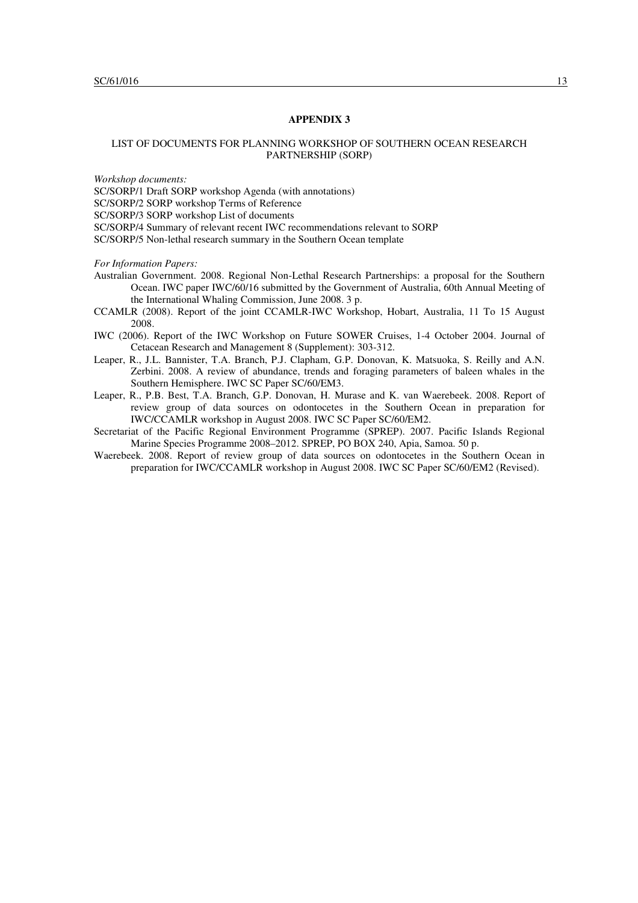**APPENDIX 3**

LIST OF DOCUMENTS FOR PLANNING WORKSHOP OF SOUTHERN OCEAN RESEARCH PARTNERSHIP (SORP)

*Workshop documents:*

SC/SORP/1 Draft SORP workshop Agenda (with annotations)
SC/SORP/2 SORP workshop Terms of Reference
SC/SORP/3 SORP workshop List of documents
SC/SORP/4 Summary of relevant recent IWC recommendations relevant to SORP
SC/SORP/5 Non-lethal research summary in the Southern Ocean template

*For Information Papers:*

Australian Government. 2008. Regional Non-Lethal Research Partnerships: a proposal for the Southern Ocean. IWC paper IWC/60/16 submitted by the Government of Australia, 60th Annual Meeting of the International Whaling Commission, June 2008. 3 p.

CCAMLR (2008). Report of the joint CCAMLR-IWC Workshop, Hobart, Australia, 11 To 15 August 2008.

IWC (2006). Report of the IWC Workshop on Future SOWER Cruises, 1-4 October 2004. Journal of Cetacean Research and Management 8 (Supplement): 303-312.

Leaper, R., J.L. Bannister, T.A. Branch, P.J. Clapham, G.P. Donovan, K. Matsuoka, S. Reilly and A.N. Zerbini. 2008. A review of abundance, trends and foraging parameters of baleen whales in the Southern Hemisphere. IWC SC Paper SC/60/EM3.

Leaper, R., P.B. Best, T.A. Branch, G.P. Donovan, H. Murase and K. van Waerebeek. 2008. Report of review group of data sources on odontocetes in the Southern Ocean in preparation for IWC/CCAMLR workshop in August 2008. IWC SC Paper SC/60/EM2.

Secretariat of the Pacific Regional Environment Programme (SPREP). 2007. Pacific Islands Regional Marine Species Programme 2008–2012. SPREP, PO BOX 240, Apia, Samoa. 50 p.

Waerebeek. 2008. Report of review group of data sources on odontocetes in the Southern Ocean in preparation for IWC/CCAMLR workshop in August 2008. IWC SC Paper SC/60/EM2 (Revised).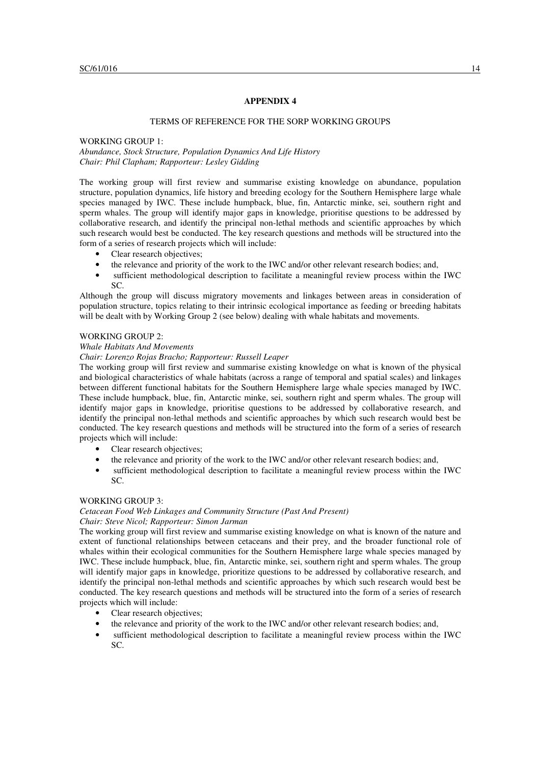## APPENDIX 4

### TERMS OF REFERENCE FOR THE SORP WORKING GROUPS

WORKING GROUP 1:
*Abundance, Stock Structure, Population Dynamics And Life History*
*Chair: Phil Clapham; Rapporteur: Lesley Gidding*

The working group will first review and summarise existing knowledge on abundance, population structure, population dynamics, life history and breeding ecology for the Southern Hemisphere large whale species managed by IWC. These include humpback, blue, fin, Antarctic minke, sei, southern right and sperm whales. The group will identify major gaps in knowledge, prioritise questions to be addressed by collaborative research, and identify the principal non-lethal methods and scientific approaches by which such research would best be conducted. The key research questions and methods will be structured into the form of a series of research projects which will include:

- Clear research objectives;
- the relevance and priority of the work to the IWC and/or other relevant research bodies; and,
- sufficient methodological description to facilitate a meaningful review process within the IWC SC.

Although the group will discuss migratory movements and linkages between areas in consideration of population structure, topics relating to their intrinsic ecological importance as feeding or breeding habitats will be dealt with by Working Group 2 (see below) dealing with whale habitats and movements.

WORKING GROUP 2:
*Whale Habitats And Movements*
*Chair: Lorenzo Rojas Bracho; Rapporteur: Russell Leaper*

The working group will first review and summarise existing knowledge on what is known of the physical and biological characteristics of whale habitats (across a range of temporal and spatial scales) and linkages between different functional habitats for the Southern Hemisphere large whale species managed by IWC. These include humpback, blue, fin, Antarctic minke, sei, southern right and sperm whales. The group will identify major gaps in knowledge, prioritise questions to be addressed by collaborative research, and identify the principal non-lethal methods and scientific approaches by which such research would best be conducted. The key research questions and methods will be structured into the form of a series of research projects which will include:

- Clear research objectives;
- the relevance and priority of the work to the IWC and/or other relevant research bodies; and,
- sufficient methodological description to facilitate a meaningful review process within the IWC SC.

WORKING GROUP 3:
*Cetacean Food Web Linkages and Community Structure (Past And Present)*
*Chair: Steve Nicol; Rapporteur: Simon Jarman*

The working group will first review and summarise existing knowledge on what is known of the nature and extent of functional relationships between cetaceans and their prey, and the broader functional role of whales within their ecological communities for the Southern Hemisphere large whale species managed by IWC. These include humpback, blue, fin, Antarctic minke, sei, southern right and sperm whales. The group will identify major gaps in knowledge, prioritize questions to be addressed by collaborative research, and identify the principal non-lethal methods and scientific approaches by which such research would best be conducted. The key research questions and methods will be structured into the form of a series of research projects which will include:

- Clear research objectives;
- the relevance and priority of the work to the IWC and/or other relevant research bodies; and,
- sufficient methodological description to facilitate a meaningful review process within the IWC SC.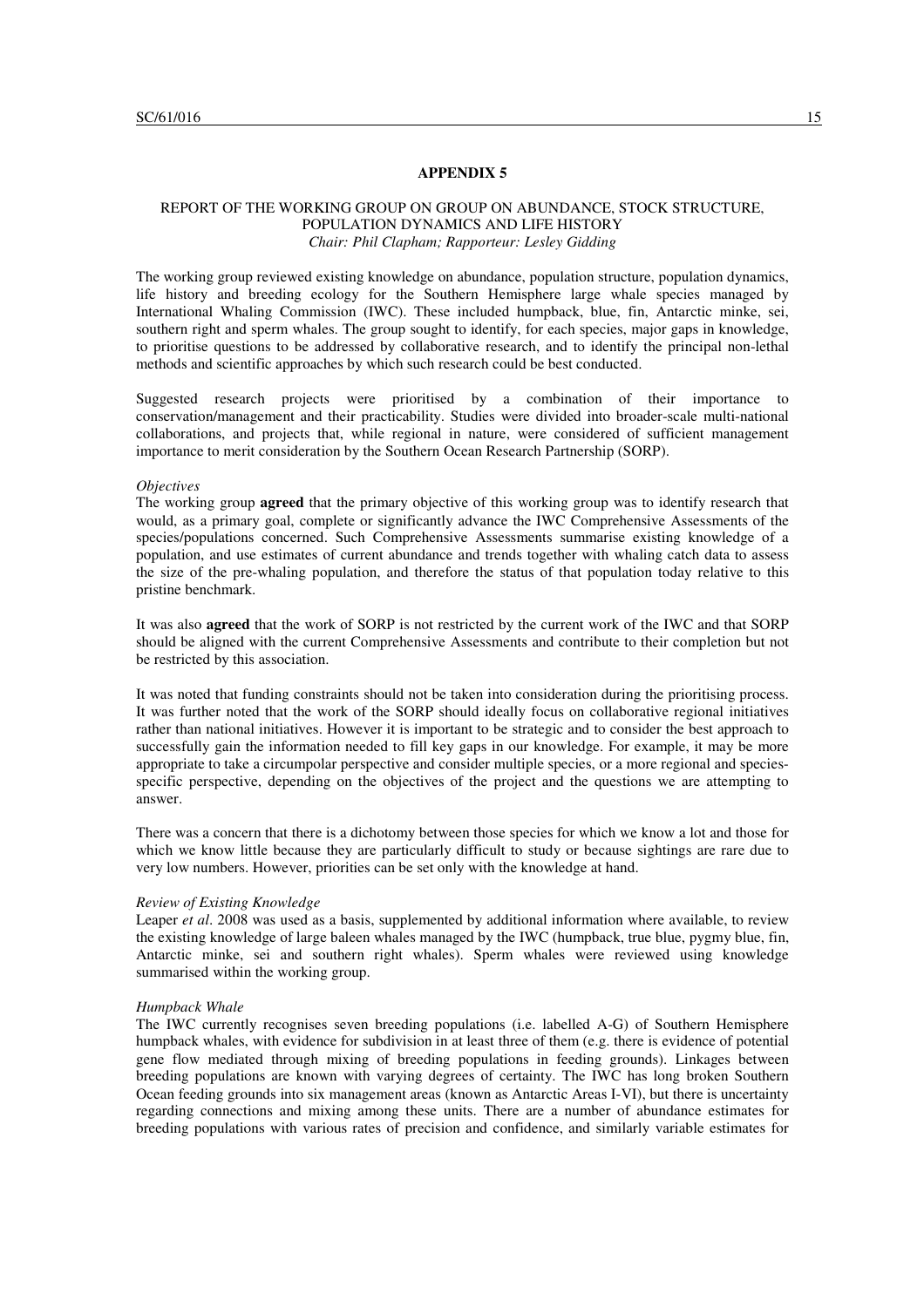## APPENDIX 5

### REPORT OF THE WORKING GROUP ON GROUP ON ABUNDANCE, STOCK STRUCTURE, POPULATION DYNAMICS AND LIFE HISTORY

*Chair: Phil Clapham; Rapporteur: Lesley Gidding*

The working group reviewed existing knowledge on abundance, population structure, population dynamics, life history and breeding ecology for the Southern Hemisphere large whale species managed by International Whaling Commission (IWC). These included humpback, blue, fin, Antarctic minke, sei, southern right and sperm whales. The group sought to identify, for each species, major gaps in knowledge, to prioritise questions to be addressed by collaborative research, and to identify the principal non-lethal methods and scientific approaches by which such research could be best conducted.

Suggested research projects were prioritised by a combination of their importance to conservation/management and their practicability. Studies were divided into broader-scale multi-national collaborations, and projects that, while regional in nature, were considered of sufficient management importance to merit consideration by the Southern Ocean Research Partnership (SORP).

*Objectives*

The working group **agreed** that the primary objective of this working group was to identify research that would, as a primary goal, complete or significantly advance the IWC Comprehensive Assessments of the species/populations concerned. Such Comprehensive Assessments summarise existing knowledge of a population, and use estimates of current abundance and trends together with whaling catch data to assess the size of the pre-whaling population, and therefore the status of that population today relative to this pristine benchmark.

It was also **agreed** that the work of SORP is not restricted by the current work of the IWC and that SORP should be aligned with the current Comprehensive Assessments and contribute to their completion but not be restricted by this association.

It was noted that funding constraints should not be taken into consideration during the prioritising process. It was further noted that the work of the SORP should ideally focus on collaborative regional initiatives rather than national initiatives. However it is important to be strategic and to consider the best approach to successfully gain the information needed to fill key gaps in our knowledge. For example, it may be more appropriate to take a circumpolar perspective and consider multiple species, or a more regional and species-specific perspective, depending on the objectives of the project and the questions we are attempting to answer.

There was a concern that there is a dichotomy between those species for which we know a lot and those for which we know little because they are particularly difficult to study or because sightings are rare due to very low numbers. However, priorities can be set only with the knowledge at hand.

*Review of Existing Knowledge*

Leaper *et al*. 2008 was used as a basis, supplemented by additional information where available, to review the existing knowledge of large baleen whales managed by the IWC (humpback, true blue, pygmy blue, fin, Antarctic minke, sei and southern right whales). Sperm whales were reviewed using knowledge summarised within the working group.

*Humpback Whale*

The IWC currently recognises seven breeding populations (i.e. labelled A-G) of Southern Hemisphere humpback whales, with evidence for subdivision in at least three of them (e.g. there is evidence of potential gene flow mediated through mixing of breeding populations in feeding grounds). Linkages between breeding populations are known with varying degrees of certainty. The IWC has long broken Southern Ocean feeding grounds into six management areas (known as Antarctic Areas I-VI), but there is uncertainty regarding connections and mixing among these units. There are a number of abundance estimates for breeding populations with various rates of precision and confidence, and similarly variable estimates for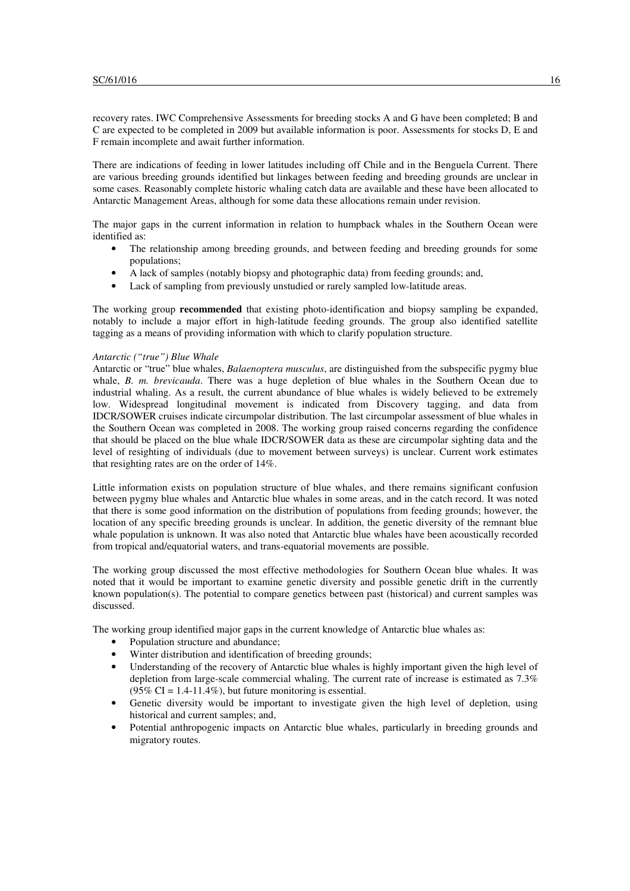recovery rates. IWC Comprehensive Assessments for breeding stocks A and G have been completed; B and C are expected to be completed in 2009 but available information is poor. Assessments for stocks D, E and F remain incomplete and await further information.

There are indications of feeding in lower latitudes including off Chile and in the Benguela Current. There are various breeding grounds identified but linkages between feeding and breeding grounds are unclear in some cases. Reasonably complete historic whaling catch data are available and these have been allocated to Antarctic Management Areas, although for some data these allocations remain under revision.

The major gaps in the current information in relation to humpback whales in the Southern Ocean were identified as:

- The relationship among breeding grounds, and between feeding and breeding grounds for some populations;
- A lack of samples (notably biopsy and photographic data) from feeding grounds; and,
- Lack of sampling from previously unstudied or rarely sampled low-latitude areas.

The working group **recommended** that existing photo-identification and biopsy sampling be expanded, notably to include a major effort in high-latitude feeding grounds. The group also identified satellite tagging as a means of providing information with which to clarify population structure.

*Antarctic ("true") Blue Whale*

Antarctic or "true" blue whales, *Balaenoptera musculus*, are distinguished from the subspecific pygmy blue whale, *B. m. brevicauda*. There was a huge depletion of blue whales in the Southern Ocean due to industrial whaling. As a result, the current abundance of blue whales is widely believed to be extremely low. Widespread longitudinal movement is indicated from Discovery tagging, and data from IDCR/SOWER cruises indicate circumpolar distribution. The last circumpolar assessment of blue whales in the Southern Ocean was completed in 2008. The working group raised concerns regarding the confidence that should be placed on the blue whale IDCR/SOWER data as these are circumpolar sighting data and the level of resighting of individuals (due to movement between surveys) is unclear. Current work estimates that resighting rates are on the order of 14%.

Little information exists on population structure of blue whales, and there remains significant confusion between pygmy blue whales and Antarctic blue whales in some areas, and in the catch record. It was noted that there is some good information on the distribution of populations from feeding grounds; however, the location of any specific breeding grounds is unclear. In addition, the genetic diversity of the remnant blue whale population is unknown. It was also noted that Antarctic blue whales have been acoustically recorded from tropical and/equatorial waters, and trans-equatorial movements are possible.

The working group discussed the most effective methodologies for Southern Ocean blue whales. It was noted that it would be important to examine genetic diversity and possible genetic drift in the currently known population(s). The potential to compare genetics between past (historical) and current samples was discussed.

The working group identified major gaps in the current knowledge of Antarctic blue whales as:

- Population structure and abundance;
- Winter distribution and identification of breeding grounds;
- Understanding of the recovery of Antarctic blue whales is highly important given the high level of depletion from large-scale commercial whaling. The current rate of increase is estimated as 7.3% (95% CI = 1.4-11.4%), but future monitoring is essential.
- Genetic diversity would be important to investigate given the high level of depletion, using historical and current samples; and,
- Potential anthropogenic impacts on Antarctic blue whales, particularly in breeding grounds and migratory routes.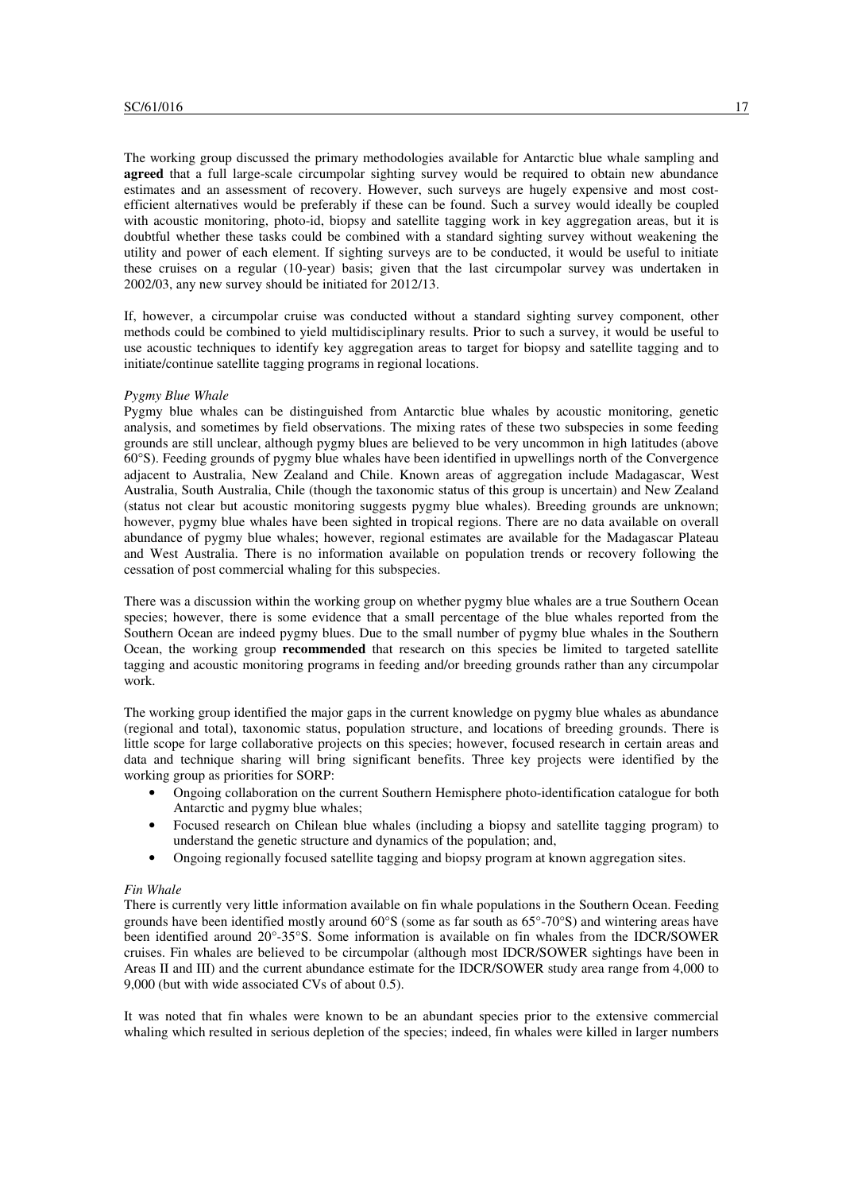The working group discussed the primary methodologies available for Antarctic blue whale sampling and **agreed** that a full large-scale circumpolar sighting survey would be required to obtain new abundance estimates and an assessment of recovery. However, such surveys are hugely expensive and most cost-efficient alternatives would be preferably if these can be found. Such a survey would ideally be coupled with acoustic monitoring, photo-id, biopsy and satellite tagging work in key aggregation areas, but it is doubtful whether these tasks could be combined with a standard sighting survey without weakening the utility and power of each element. If sighting surveys are to be conducted, it would be useful to initiate these cruises on a regular (10-year) basis; given that the last circumpolar survey was undertaken in 2002/03, any new survey should be initiated for 2012/13.

If, however, a circumpolar cruise was conducted without a standard sighting survey component, other methods could be combined to yield multidisciplinary results. Prior to such a survey, it would be useful to use acoustic techniques to identify key aggregation areas to target for biopsy and satellite tagging and to initiate/continue satellite tagging programs in regional locations.

*Pygmy Blue Whale*

Pygmy blue whales can be distinguished from Antarctic blue whales by acoustic monitoring, genetic analysis, and sometimes by field observations. The mixing rates of these two subspecies in some feeding grounds are still unclear, although pygmy blues are believed to be very uncommon in high latitudes (above 60°S). Feeding grounds of pygmy blue whales have been identified in upwellings north of the Convergence adjacent to Australia, New Zealand and Chile. Known areas of aggregation include Madagascar, West Australia, South Australia, Chile (though the taxonomic status of this group is uncertain) and New Zealand (status not clear but acoustic monitoring suggests pygmy blue whales). Breeding grounds are unknown; however, pygmy blue whales have been sighted in tropical regions. There are no data available on overall abundance of pygmy blue whales; however, regional estimates are available for the Madagascar Plateau and West Australia. There is no information available on population trends or recovery following the cessation of post commercial whaling for this subspecies.

There was a discussion within the working group on whether pygmy blue whales are a true Southern Ocean species; however, there is some evidence that a small percentage of the blue whales reported from the Southern Ocean are indeed pygmy blues. Due to the small number of pygmy blue whales in the Southern Ocean, the working group **recommended** that research on this species be limited to targeted satellite tagging and acoustic monitoring programs in feeding and/or breeding grounds rather than any circumpolar work.

The working group identified the major gaps in the current knowledge on pygmy blue whales as abundance (regional and total), taxonomic status, population structure, and locations of breeding grounds. There is little scope for large collaborative projects on this species; however, focused research in certain areas and data and technique sharing will bring significant benefits. Three key projects were identified by the working group as priorities for SORP:

- Ongoing collaboration on the current Southern Hemisphere photo-identification catalogue for both Antarctic and pygmy blue whales;
- Focused research on Chilean blue whales (including a biopsy and satellite tagging program) to understand the genetic structure and dynamics of the population; and,
- Ongoing regionally focused satellite tagging and biopsy program at known aggregation sites.

*Fin Whale*

There is currently very little information available on fin whale populations in the Southern Ocean. Feeding grounds have been identified mostly around 60°S (some as far south as 65°-70°S) and wintering areas have been identified around 20°-35°S. Some information is available on fin whales from the IDCR/SOWER cruises. Fin whales are believed to be circumpolar (although most IDCR/SOWER sightings have been in Areas II and III) and the current abundance estimate for the IDCR/SOWER study area range from 4,000 to 9,000 (but with wide associated CVs of about 0.5).

It was noted that fin whales were known to be an abundant species prior to the extensive commercial whaling which resulted in serious depletion of the species; indeed, fin whales were killed in larger numbers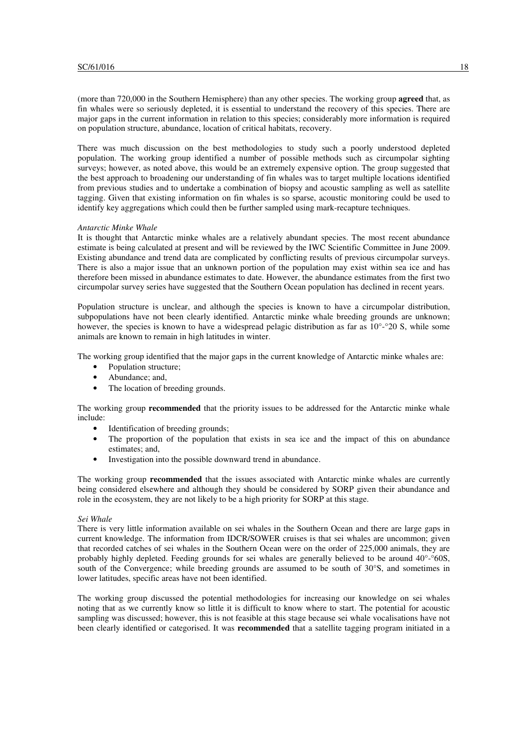(more than 720,000 in the Southern Hemisphere) than any other species. The working group **agreed** that, as fin whales were so seriously depleted, it is essential to understand the recovery of this species. There are major gaps in the current information in relation to this species; considerably more information is required on population structure, abundance, location of critical habitats, recovery.

There was much discussion on the best methodologies to study such a poorly understood depleted population. The working group identified a number of possible methods such as circumpolar sighting surveys; however, as noted above, this would be an extremely expensive option. The group suggested that the best approach to broadening our understanding of fin whales was to target multiple locations identified from previous studies and to undertake a combination of biopsy and acoustic sampling as well as satellite tagging. Given that existing information on fin whales is so sparse, acoustic monitoring could be used to identify key aggregations which could then be further sampled using mark-recapture techniques.

*Antarctic Minke Whale*

It is thought that Antarctic minke whales are a relatively abundant species. The most recent abundance estimate is being calculated at present and will be reviewed by the IWC Scientific Committee in June 2009. Existing abundance and trend data are complicated by conflicting results of previous circumpolar surveys. There is also a major issue that an unknown portion of the population may exist within sea ice and has therefore been missed in abundance estimates to date. However, the abundance estimates from the first two circumpolar survey series have suggested that the Southern Ocean population has declined in recent years.

Population structure is unclear, and although the species is known to have a circumpolar distribution, subpopulations have not been clearly identified. Antarctic minke whale breeding grounds are unknown; however, the species is known to have a widespread pelagic distribution as far as 10°-°20 S, while some animals are known to remain in high latitudes in winter.

The working group identified that the major gaps in the current knowledge of Antarctic minke whales are:

- Population structure;
- Abundance; and,
- The location of breeding grounds.

The working group **recommended** that the priority issues to be addressed for the Antarctic minke whale include:

- Identification of breeding grounds;
- The proportion of the population that exists in sea ice and the impact of this on abundance estimates; and,
- Investigation into the possible downward trend in abundance.

The working group **recommended** that the issues associated with Antarctic minke whales are currently being considered elsewhere and although they should be considered by SORP given their abundance and role in the ecosystem, they are not likely to be a high priority for SORP at this stage.

*Sei Whale*

There is very little information available on sei whales in the Southern Ocean and there are large gaps in current knowledge. The information from IDCR/SOWER cruises is that sei whales are uncommon; given that recorded catches of sei whales in the Southern Ocean were on the order of 225,000 animals, they are probably highly depleted. Feeding grounds for sei whales are generally believed to be around 40°-°60S, south of the Convergence; while breeding grounds are assumed to be south of 30°S, and sometimes in lower latitudes, specific areas have not been identified.

The working group discussed the potential methodologies for increasing our knowledge on sei whales noting that as we currently know so little it is difficult to know where to start. The potential for acoustic sampling was discussed; however, this is not feasible at this stage because sei whale vocalisations have not been clearly identified or categorised. It was **recommended** that a satellite tagging program initiated in a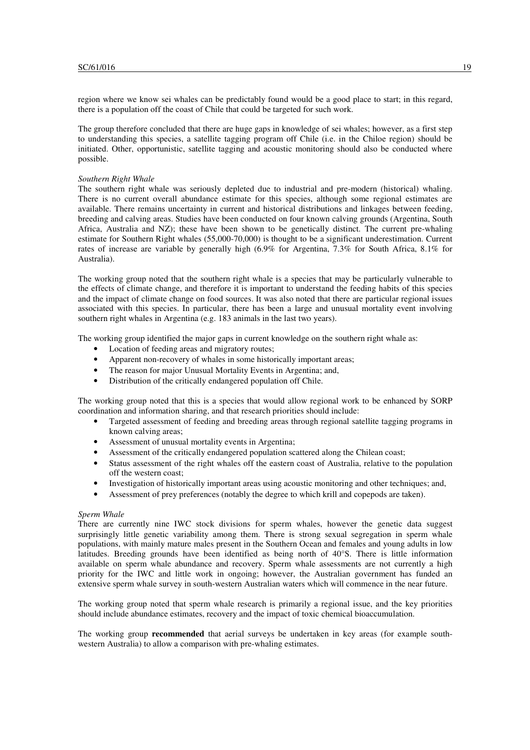region where we know sei whales can be predictably found would be a good place to start; in this regard, there is a population off the coast of Chile that could be targeted for such work.

The group therefore concluded that there are huge gaps in knowledge of sei whales; however, as a first step to understanding this species, a satellite tagging program off Chile (i.e. in the Chiloe region) should be initiated. Other, opportunistic, satellite tagging and acoustic monitoring should also be conducted where possible.

*Southern Right Whale*

The southern right whale was seriously depleted due to industrial and pre-modern (historical) whaling. There is no current overall abundance estimate for this species, although some regional estimates are available. There remains uncertainty in current and historical distributions and linkages between feeding, breeding and calving areas. Studies have been conducted on four known calving grounds (Argentina, South Africa, Australia and NZ); these have been shown to be genetically distinct. The current pre-whaling estimate for Southern Right whales (55,000-70,000) is thought to be a significant underestimation. Current rates of increase are variable by generally high (6.9% for Argentina, 7.3% for South Africa, 8.1% for Australia).

The working group noted that the southern right whale is a species that may be particularly vulnerable to the effects of climate change, and therefore it is important to understand the feeding habits of this species and the impact of climate change on food sources. It was also noted that there are particular regional issues associated with this species. In particular, there has been a large and unusual mortality event involving southern right whales in Argentina (e.g. 183 animals in the last two years).

The working group identified the major gaps in current knowledge on the southern right whale as:

- Location of feeding areas and migratory routes;
- Apparent non-recovery of whales in some historically important areas;
- The reason for major Unusual Mortality Events in Argentina; and,
- Distribution of the critically endangered population off Chile.

The working group noted that this is a species that would allow regional work to be enhanced by SORP coordination and information sharing, and that research priorities should include:

- Targeted assessment of feeding and breeding areas through regional satellite tagging programs in known calving areas;
- Assessment of unusual mortality events in Argentina;
- Assessment of the critically endangered population scattered along the Chilean coast;
- Status assessment of the right whales off the eastern coast of Australia, relative to the population off the western coast;
- Investigation of historically important areas using acoustic monitoring and other techniques; and,
- Assessment of prey preferences (notably the degree to which krill and copepods are taken).

*Sperm Whale*

There are currently nine IWC stock divisions for sperm whales, however the genetic data suggest surprisingly little genetic variability among them. There is strong sexual segregation in sperm whale populations, with mainly mature males present in the Southern Ocean and females and young adults in low latitudes. Breeding grounds have been identified as being north of 40°S. There is little information available on sperm whale abundance and recovery. Sperm whale assessments are not currently a high priority for the IWC and little work in ongoing; however, the Australian government has funded an extensive sperm whale survey in south-western Australian waters which will commence in the near future.

The working group noted that sperm whale research is primarily a regional issue, and the key priorities should include abundance estimates, recovery and the impact of toxic chemical bioaccumulation.

The working group **recommended** that aerial surveys be undertaken in key areas (for example south-western Australia) to allow a comparison with pre-whaling estimates.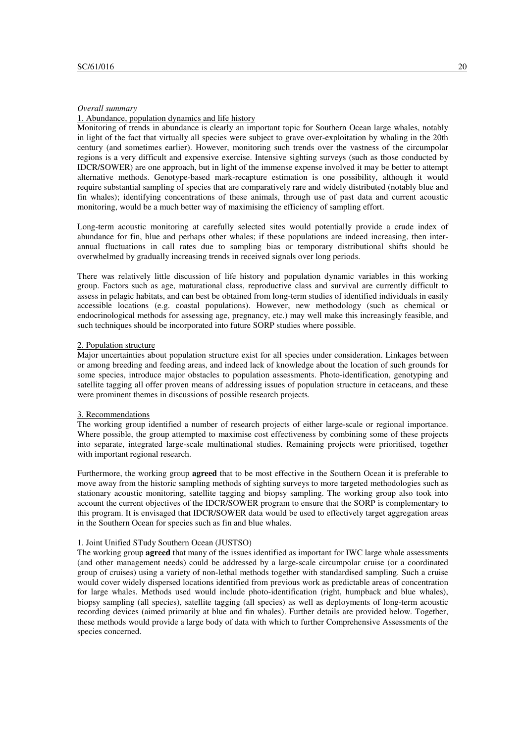*Overall summary*

1. Abundance, population dynamics and life history

Monitoring of trends in abundance is clearly an important topic for Southern Ocean large whales, notably in light of the fact that virtually all species were subject to grave over-exploitation by whaling in the 20th century (and sometimes earlier). However, monitoring such trends over the vastness of the circumpolar regions is a very difficult and expensive exercise. Intensive sighting surveys (such as those conducted by IDCR/SOWER) are one approach, but in light of the immense expense involved it may be better to attempt alternative methods. Genotype-based mark-recapture estimation is one possibility, although it would require substantial sampling of species that are comparatively rare and widely distributed (notably blue and fin whales); identifying concentrations of these animals, through use of past data and current acoustic monitoring, would be a much better way of maximising the efficiency of sampling effort.

Long-term acoustic monitoring at carefully selected sites would potentially provide a crude index of abundance for fin, blue and perhaps other whales; if these populations are indeed increasing, then inter-annual fluctuations in call rates due to sampling bias or temporary distributional shifts should be overwhelmed by gradually increasing trends in received signals over long periods.

There was relatively little discussion of life history and population dynamic variables in this working group. Factors such as age, maturational class, reproductive class and survival are currently difficult to assess in pelagic habitats, and can best be obtained from long-term studies of identified individuals in easily accessible locations (e.g. coastal populations). However, new methodology (such as chemical or endocrinological methods for assessing age, pregnancy, etc.) may well make this increasingly feasible, and such techniques should be incorporated into future SORP studies where possible.

2. Population structure

Major uncertainties about population structure exist for all species under consideration. Linkages between or among breeding and feeding areas, and indeed lack of knowledge about the location of such grounds for some species, introduce major obstacles to population assessments. Photo-identification, genotyping and satellite tagging all offer proven means of addressing issues of population structure in cetaceans, and these were prominent themes in discussions of possible research projects.

3. Recommendations

The working group identified a number of research projects of either large-scale or regional importance. Where possible, the group attempted to maximise cost effectiveness by combining some of these projects into separate, integrated large-scale multinational studies. Remaining projects were prioritised, together with important regional research.

Furthermore, the working group **agreed** that to be most effective in the Southern Ocean it is preferable to move away from the historic sampling methods of sighting surveys to more targeted methodologies such as stationary acoustic monitoring, satellite tagging and biopsy sampling. The working group also took into account the current objectives of the IDCR/SOWER program to ensure that the SORP is complementary to this program. It is envisaged that IDCR/SOWER data would be used to effectively target aggregation areas in the Southern Ocean for species such as fin and blue whales.

1. Joint Unified STudy Southern Ocean (JUSTSO)

The working group **agreed** that many of the issues identified as important for IWC large whale assessments (and other management needs) could be addressed by a large-scale circumpolar cruise (or a coordinated group of cruises) using a variety of non-lethal methods together with standardised sampling. Such a cruise would cover widely dispersed locations identified from previous work as predictable areas of concentration for large whales. Methods used would include photo-identification (right, humpback and blue whales), biopsy sampling (all species), satellite tagging (all species) as well as deployments of long-term acoustic recording devices (aimed primarily at blue and fin whales). Further details are provided below. Together, these methods would provide a large body of data with which to further Comprehensive Assessments of the species concerned.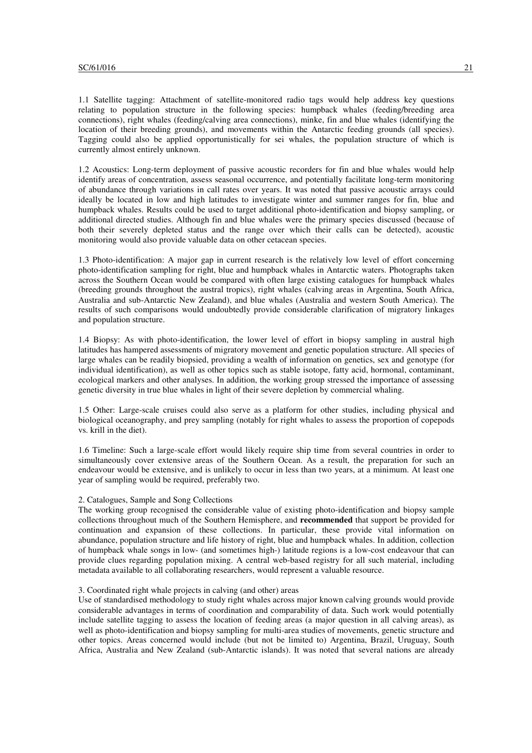1.1 Satellite tagging: Attachment of satellite-monitored radio tags would help address key questions relating to population structure in the following species: humpback whales (feeding/breeding area connections), right whales (feeding/calving area connections), minke, fin and blue whales (identifying the location of their breeding grounds), and movements within the Antarctic feeding grounds (all species). Tagging could also be applied opportunistically for sei whales, the population structure of which is currently almost entirely unknown.

1.2 Acoustics: Long-term deployment of passive acoustic recorders for fin and blue whales would help identify areas of concentration, assess seasonal occurrence, and potentially facilitate long-term monitoring of abundance through variations in call rates over years. It was noted that passive acoustic arrays could ideally be located in low and high latitudes to investigate winter and summer ranges for fin, blue and humpback whales. Results could be used to target additional photo-identification and biopsy sampling, or additional directed studies. Although fin and blue whales were the primary species discussed (because of both their severely depleted status and the range over which their calls can be detected), acoustic monitoring would also provide valuable data on other cetacean species.

1.3 Photo-identification: A major gap in current research is the relatively low level of effort concerning photo-identification sampling for right, blue and humpback whales in Antarctic waters. Photographs taken across the Southern Ocean would be compared with often large existing catalogues for humpback whales (breeding grounds throughout the austral tropics), right whales (calving areas in Argentina, South Africa, Australia and sub-Antarctic New Zealand), and blue whales (Australia and western South America). The results of such comparisons would undoubtedly provide considerable clarification of migratory linkages and population structure.

1.4 Biopsy: As with photo-identification, the lower level of effort in biopsy sampling in austral high latitudes has hampered assessments of migratory movement and genetic population structure. All species of large whales can be readily biopsied, providing a wealth of information on genetics, sex and genotype (for individual identification), as well as other topics such as stable isotope, fatty acid, hormonal, contaminant, ecological markers and other analyses. In addition, the working group stressed the importance of assessing genetic diversity in true blue whales in light of their severe depletion by commercial whaling.

1.5 Other: Large-scale cruises could also serve as a platform for other studies, including physical and biological oceanography, and prey sampling (notably for right whales to assess the proportion of copepods vs. krill in the diet).

1.6 Timeline: Such a large-scale effort would likely require ship time from several countries in order to simultaneously cover extensive areas of the Southern Ocean. As a result, the preparation for such an endeavour would be extensive, and is unlikely to occur in less than two years, at a minimum. At least one year of sampling would be required, preferably two.

2. Catalogues, Sample and Song Collections

The working group recognised the considerable value of existing photo-identification and biopsy sample collections throughout much of the Southern Hemisphere, and **recommended** that support be provided for continuation and expansion of these collections. In particular, these provide vital information on abundance, population structure and life history of right, blue and humpback whales. In addition, collection of humpback whale songs in low- (and sometimes high-) latitude regions is a low-cost endeavour that can provide clues regarding population mixing. A central web-based registry for all such material, including metadata available to all collaborating researchers, would represent a valuable resource.

3. Coordinated right whale projects in calving (and other) areas

Use of standardised methodology to study right whales across major known calving grounds would provide considerable advantages in terms of coordination and comparability of data. Such work would potentially include satellite tagging to assess the location of feeding areas (a major question in all calving areas), as well as photo-identification and biopsy sampling for multi-area studies of movements, genetic structure and other topics. Areas concerned would include (but not be limited to) Argentina, Brazil, Uruguay, South Africa, Australia and New Zealand (sub-Antarctic islands). It was noted that several nations are already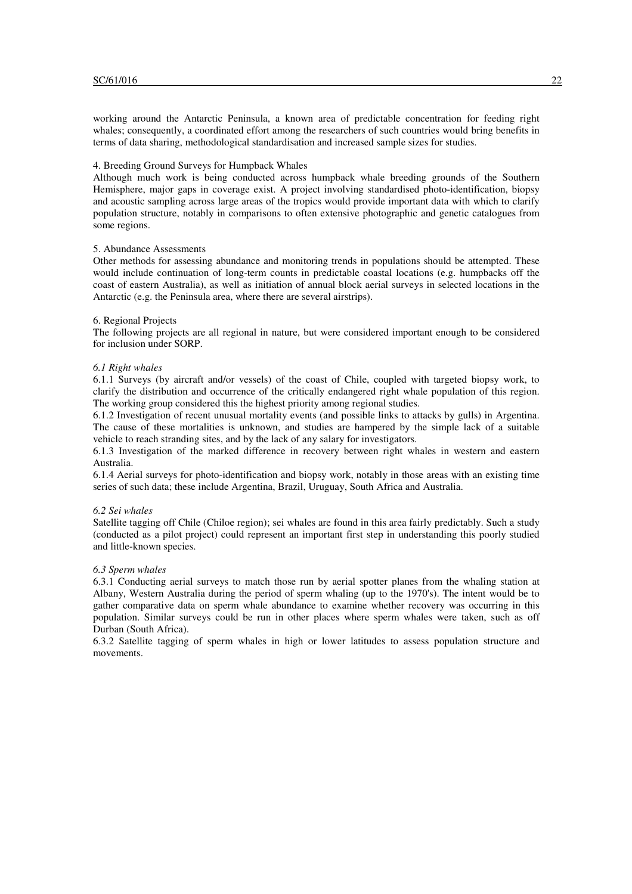working around the Antarctic Peninsula, a known area of predictable concentration for feeding right whales; consequently, a coordinated effort among the researchers of such countries would bring benefits in terms of data sharing, methodological standardisation and increased sample sizes for studies.

4. Breeding Ground Surveys for Humpback Whales

Although much work is being conducted across humpback whale breeding grounds of the Southern Hemisphere, major gaps in coverage exist. A project involving standardised photo-identification, biopsy and acoustic sampling across large areas of the tropics would provide important data with which to clarify population structure, notably in comparisons to often extensive photographic and genetic catalogues from some regions.

5. Abundance Assessments

Other methods for assessing abundance and monitoring trends in populations should be attempted. These would include continuation of long-term counts in predictable coastal locations (e.g. humpbacks off the coast of eastern Australia), as well as initiation of annual block aerial surveys in selected locations in the Antarctic (e.g. the Peninsula area, where there are several airstrips).

6. Regional Projects

The following projects are all regional in nature, but were considered important enough to be considered for inclusion under SORP.

*6.1 Right whales*

6.1.1 Surveys (by aircraft and/or vessels) of the coast of Chile, coupled with targeted biopsy work, to clarify the distribution and occurrence of the critically endangered right whale population of this region. The working group considered this the highest priority among regional studies.

6.1.2 Investigation of recent unusual mortality events (and possible links to attacks by gulls) in Argentina. The cause of these mortalities is unknown, and studies are hampered by the simple lack of a suitable vehicle to reach stranding sites, and by the lack of any salary for investigators.

6.1.3 Investigation of the marked difference in recovery between right whales in western and eastern Australia.

6.1.4 Aerial surveys for photo-identification and biopsy work, notably in those areas with an existing time series of such data; these include Argentina, Brazil, Uruguay, South Africa and Australia.

*6.2 Sei whales*

Satellite tagging off Chile (Chiloe region); sei whales are found in this area fairly predictably. Such a study (conducted as a pilot project) could represent an important first step in understanding this poorly studied and little-known species.

*6.3 Sperm whales*

6.3.1 Conducting aerial surveys to match those run by aerial spotter planes from the whaling station at Albany, Western Australia during the period of sperm whaling (up to the 1970's). The intent would be to gather comparative data on sperm whale abundance to examine whether recovery was occurring in this population. Similar surveys could be run in other places where sperm whales were taken, such as off Durban (South Africa).

6.3.2 Satellite tagging of sperm whales in high or lower latitudes to assess population structure and movements.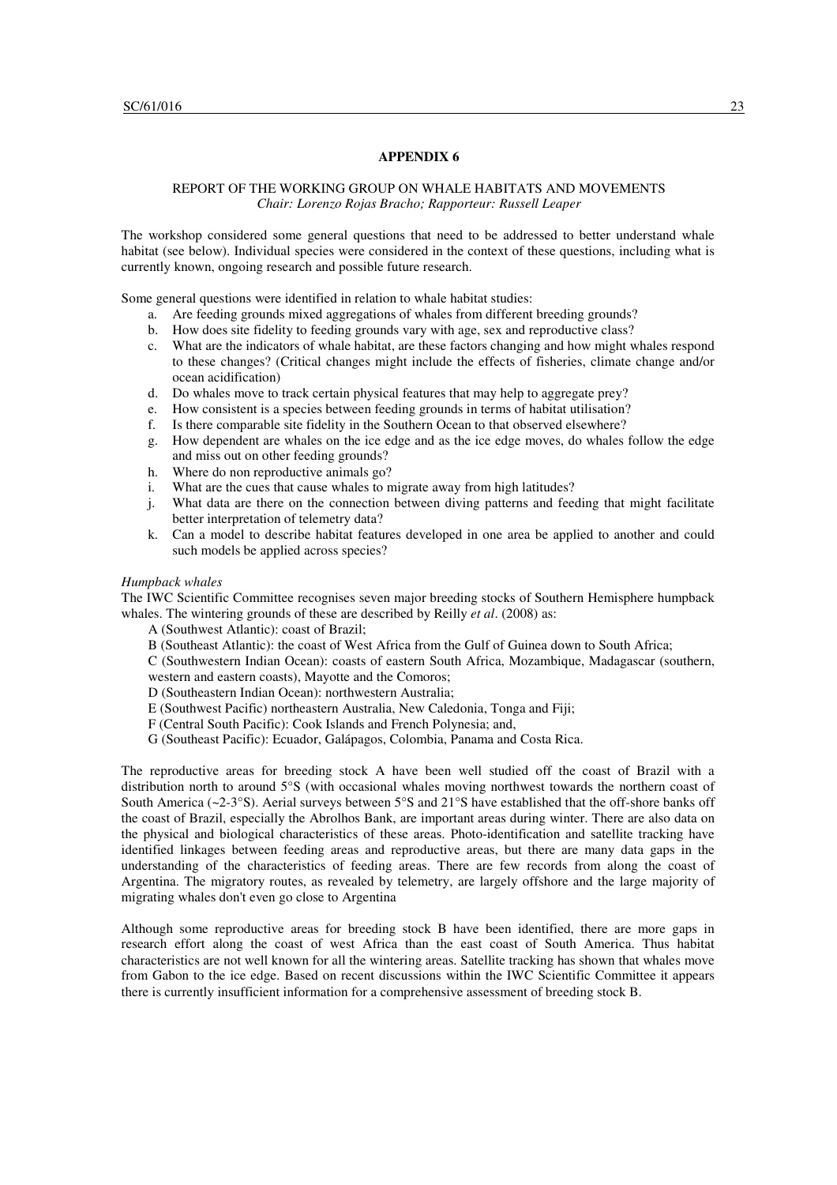## APPENDIX 6

### REPORT OF THE WORKING GROUP ON WHALE HABITATS AND MOVEMENTS

*Chair: Lorenzo Rojas Bracho; Rapporteur: Russell Leaper*

The workshop considered some general questions that need to be addressed to better understand whale habitat (see below). Individual species were considered in the context of these questions, including what is currently known, ongoing research and possible future research.

Some general questions were identified in relation to whale habitat studies:

a. Are feeding grounds mixed aggregations of whales from different breeding grounds?
b. How does site fidelity to feeding grounds vary with age, sex and reproductive class?
c. What are the indicators of whale habitat, are these factors changing and how might whales respond to these changes? (Critical changes might include the effects of fisheries, climate change and/or ocean acidification)
d. Do whales move to track certain physical features that may help to aggregate prey?
e. How consistent is a species between feeding grounds in terms of habitat utilisation?
f. Is there comparable site fidelity in the Southern Ocean to that observed elsewhere?
g. How dependent are whales on the ice edge and as the ice edge moves, do whales follow the edge and miss out on other feeding grounds?
h. Where do non reproductive animals go?
i. What are the cues that cause whales to migrate away from high latitudes?
j. What data are there on the connection between diving patterns and feeding that might facilitate better interpretation of telemetry data?
k. Can a model to describe habitat features developed in one area be applied to another and could such models be applied across species?

*Humpback whales*

The IWC Scientific Committee recognises seven major breeding stocks of Southern Hemisphere humpback whales. The wintering grounds of these are described by Reilly *et al*. (2008) as:

A (Southwest Atlantic): coast of Brazil;

B (Southeast Atlantic): the coast of West Africa from the Gulf of Guinea down to South Africa;

C (Southwestern Indian Ocean): coasts of eastern South Africa, Mozambique, Madagascar (southern, western and eastern coasts), Mayotte and the Comoros;

D (Southeastern Indian Ocean): northwestern Australia;

E (Southwest Pacific) northeastern Australia, New Caledonia, Tonga and Fiji;

F (Central South Pacific): Cook Islands and French Polynesia; and,

G (Southeast Pacific): Ecuador, Galápagos, Colombia, Panama and Costa Rica.

The reproductive areas for breeding stock A have been well studied off the coast of Brazil with a distribution north to around 5°S (with occasional whales moving northwest towards the northern coast of South America (~2-3°S). Aerial surveys between 5°S and 21°S have established that the off-shore banks off the coast of Brazil, especially the Abrolhos Bank, are important areas during winter. There are also data on the physical and biological characteristics of these areas. Photo-identification and satellite tracking have identified linkages between feeding areas and reproductive areas, but there are many data gaps in the understanding of the characteristics of feeding areas. There are few records from along the coast of Argentina. The migratory routes, as revealed by telemetry, are largely offshore and the large majority of migrating whales don't even go close to Argentina

Although some reproductive areas for breeding stock B have been identified, there are more gaps in research effort along the coast of west Africa than the east coast of South America. Thus habitat characteristics are not well known for all the wintering areas. Satellite tracking has shown that whales move from Gabon to the ice edge. Based on recent discussions within the IWC Scientific Committee it appears there is currently insufficient information for a comprehensive assessment of breeding stock B.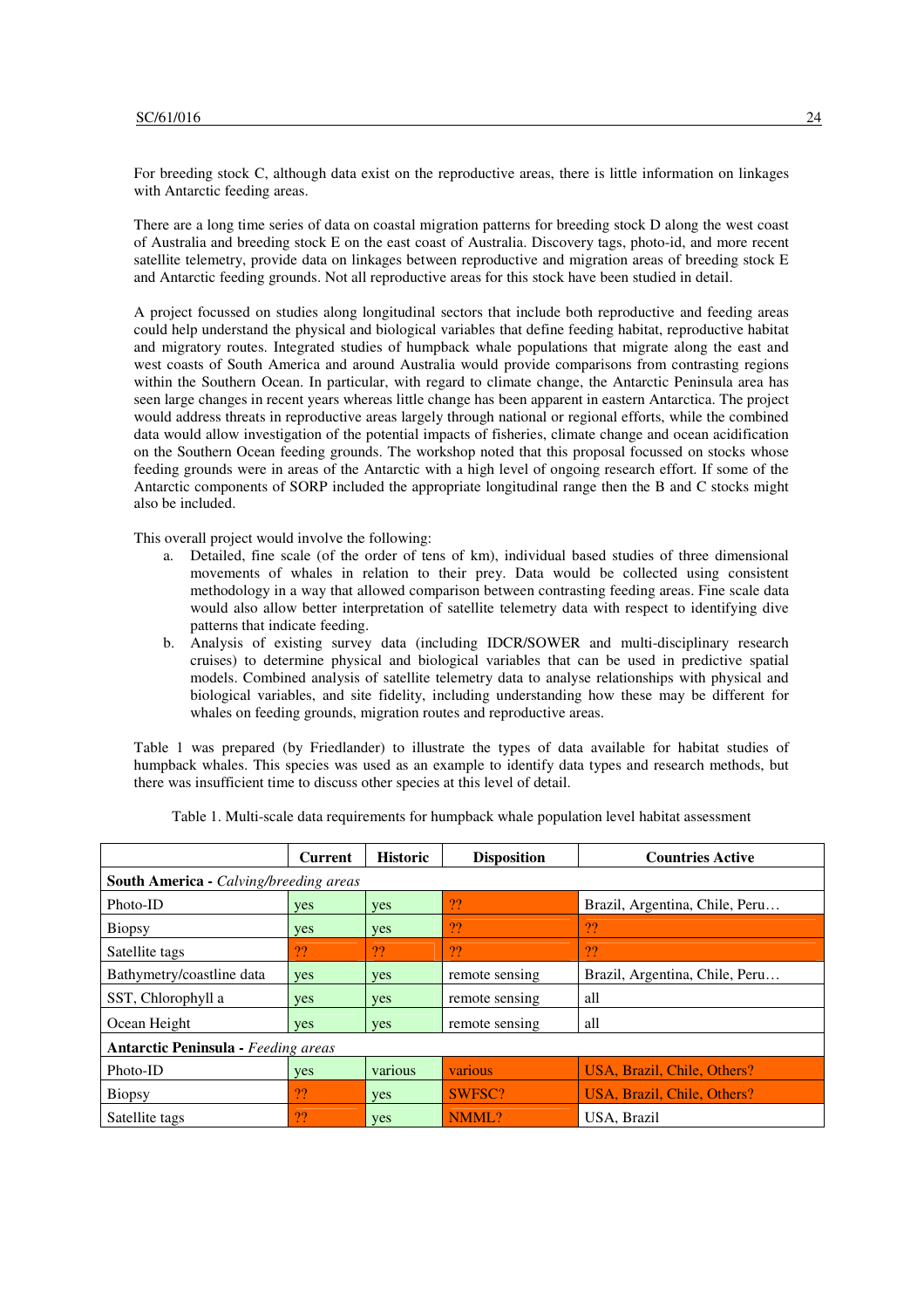For breeding stock C, although data exist on the reproductive areas, there is little information on linkages with Antarctic feeding areas.

There are a long time series of data on coastal migration patterns for breeding stock D along the west coast of Australia and breeding stock E on the east coast of Australia. Discovery tags, photo-id, and more recent satellite telemetry, provide data on linkages between reproductive and migration areas of breeding stock E and Antarctic feeding grounds. Not all reproductive areas for this stock have been studied in detail.

A project focussed on studies along longitudinal sectors that include both reproductive and feeding areas could help understand the physical and biological variables that define feeding habitat, reproductive habitat and migratory routes. Integrated studies of humpback whale populations that migrate along the east and west coasts of South America and around Australia would provide comparisons from contrasting regions within the Southern Ocean. In particular, with regard to climate change, the Antarctic Peninsula area has seen large changes in recent years whereas little change has been apparent in eastern Antarctica. The project would address threats in reproductive areas largely through national or regional efforts, while the combined data would allow investigation of the potential impacts of fisheries, climate change and ocean acidification on the Southern Ocean feeding grounds. The workshop noted that this proposal focussed on stocks whose feeding grounds were in areas of the Antarctic with a high level of ongoing research effort. If some of the Antarctic components of SORP included the appropriate longitudinal range then the B and C stocks might also be included.

This overall project would involve the following:

a. Detailed, fine scale (of the order of tens of km), individual based studies of three dimensional movements of whales in relation to their prey. Data would be collected using consistent methodology in a way that allowed comparison between contrasting feeding areas. Fine scale data would also allow better interpretation of satellite telemetry data with respect to identifying dive patterns that indicate feeding.
b. Analysis of existing survey data (including IDCR/SOWER and multi-disciplinary research cruises) to determine physical and biological variables that can be used in predictive spatial models. Combined analysis of satellite telemetry data to analyse relationships with physical and biological variables, and site fidelity, including understanding how these may be different for whales on feeding grounds, migration routes and reproductive areas.

Table 1 was prepared (by Friedlander) to illustrate the types of data available for habitat studies of humpback whales. This species was used as an example to identify data types and research methods, but there was insufficient time to discuss other species at this level of detail.

Table 1. Multi-scale data requirements for humpback whale population level habitat assessment

| | Current | Historic | Disposition | Countries Active |
|---|---|---|---|---|
| **South America -** *Calving/breeding areas* | | | | |
| Photo-ID | yes | yes | ?? | Brazil, Argentina, Chile, Peru… |
| Biopsy | yes | yes | ?? | ?? |
| Satellite tags | ?? | ?? | ?? | ?? |
| Bathymetry/coastline data | yes | yes | remote sensing | Brazil, Argentina, Chile, Peru… |
| SST, Chlorophyll a | yes | yes | remote sensing | all |
| Ocean Height | yes | yes | remote sensing | all |
| **Antarctic Peninsula -** *Feeding areas* | | | | |
| Photo-ID | yes | various | various | USA, Brazil, Chile, Others? |
| Biopsy | ?? | yes | SWFSC? | USA, Brazil, Chile, Others? |
| Satellite tags | ?? | yes | NMML? | USA, Brazil |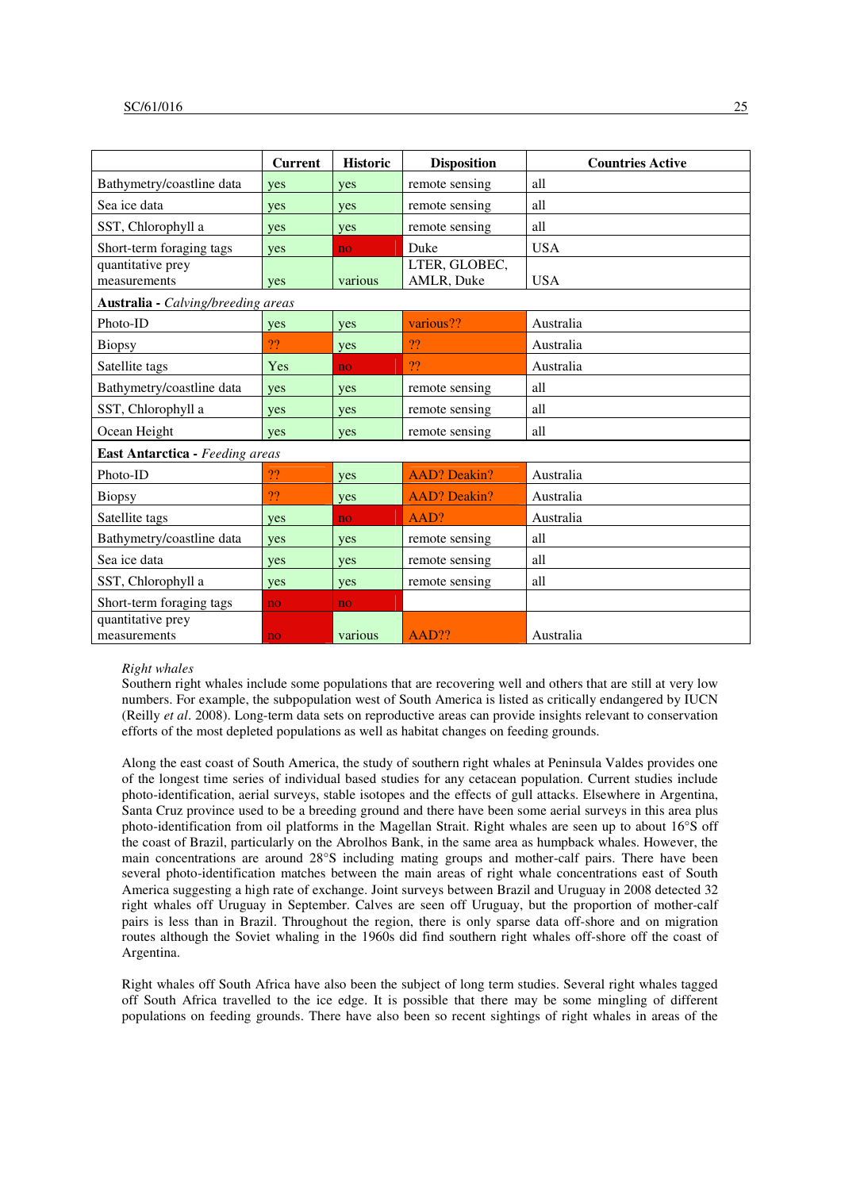| | Current | Historic | Disposition | Countries Active |
|---|---|---|---|---|
| Bathymetry/coastline data | yes | yes | remote sensing | all |
| Sea ice data | yes | yes | remote sensing | all |
| SST, Chlorophyll a | yes | yes | remote sensing | all |
| Short-term foraging tags | yes | no | Duke | USA |
| quantitative prey measurements | yes | various | LTER, GLOBEC, AMLR, Duke | USA |
| **Australia** - *Calving/breeding areas* | | | | |
| Photo-ID | yes | yes | various?? | Australia |
| Biopsy | ?? | yes | ?? | Australia |
| Satellite tags | Yes | no | ?? | Australia |
| Bathymetry/coastline data | yes | yes | remote sensing | all |
| SST, Chlorophyll a | yes | yes | remote sensing | all |
| Ocean Height | yes | yes | remote sensing | all |
| **East Antarctica** - *Feeding areas* | | | | |
| Photo-ID | ?? | yes | AAD? Deakin? | Australia |
| Biopsy | ?? | yes | AAD? Deakin? | Australia |
| Satellite tags | yes | no | AAD? | Australia |
| Bathymetry/coastline data | yes | yes | remote sensing | all |
| Sea ice data | yes | yes | remote sensing | all |
| SST, Chlorophyll a | yes | yes | remote sensing | all |
| Short-term foraging tags | no | no | | |
| quantitative prey measurements | no | various | AAD?? | Australia |

*Right whales*

Southern right whales include some populations that are recovering well and others that are still at very low numbers. For example, the subpopulation west of South America is listed as critically endangered by IUCN (Reilly *et al*. 2008). Long-term data sets on reproductive areas can provide insights relevant to conservation efforts of the most depleted populations as well as habitat changes on feeding grounds.

Along the east coast of South America, the study of southern right whales at Peninsula Valdes provides one of the longest time series of individual based studies for any cetacean population. Current studies include photo-identification, aerial surveys, stable isotopes and the effects of gull attacks. Elsewhere in Argentina, Santa Cruz province used to be a breeding ground and there have been some aerial surveys in this area plus photo-identification from oil platforms in the Magellan Strait. Right whales are seen up to about 16°S off the coast of Brazil, particularly on the Abrolhos Bank, in the same area as humpback whales. However, the main concentrations are around 28°S including mating groups and mother-calf pairs. There have been several photo-identification matches between the main areas of right whale concentrations east of South America suggesting a high rate of exchange. Joint surveys between Brazil and Uruguay in 2008 detected 32 right whales off Uruguay in September. Calves are seen off Uruguay, but the proportion of mother-calf pairs is less than in Brazil. Throughout the region, there is only sparse data off-shore and on migration routes although the Soviet whaling in the 1960s did find southern right whales off-shore off the coast of Argentina.

Right whales off South Africa have also been the subject of long term studies. Several right whales tagged off South Africa travelled to the ice edge. It is possible that there may be some mingling of different populations on feeding grounds. There have also been so recent sightings of right whales in areas of the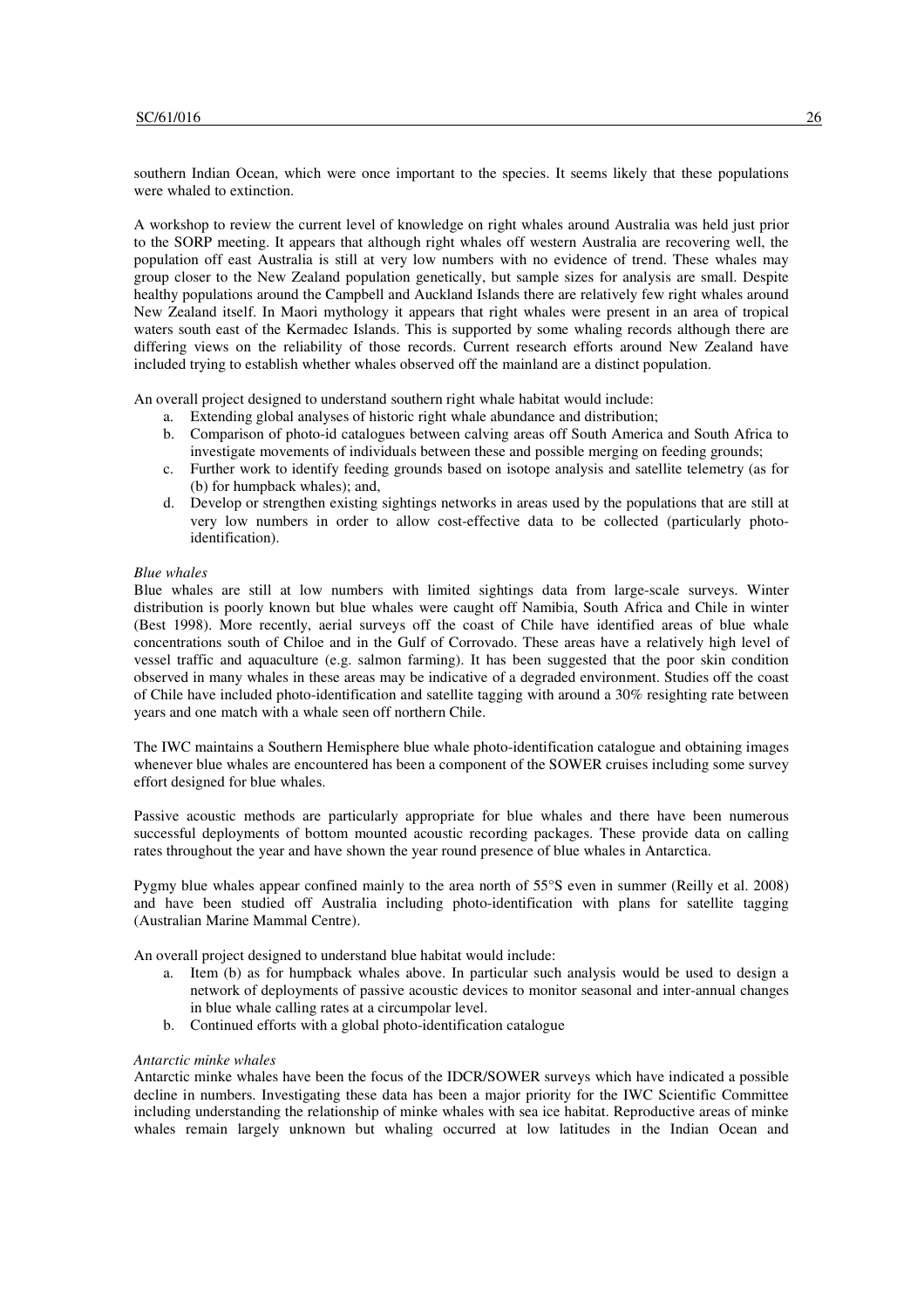southern Indian Ocean, which were once important to the species. It seems likely that these populations were whaled to extinction.

A workshop to review the current level of knowledge on right whales around Australia was held just prior to the SORP meeting. It appears that although right whales off western Australia are recovering well, the population off east Australia is still at very low numbers with no evidence of trend. These whales may group closer to the New Zealand population genetically, but sample sizes for analysis are small. Despite healthy populations around the Campbell and Auckland Islands there are relatively few right whales around New Zealand itself. In Maori mythology it appears that right whales were present in an area of tropical waters south east of the Kermadec Islands. This is supported by some whaling records although there are differing views on the reliability of those records. Current research efforts around New Zealand have included trying to establish whether whales observed off the mainland are a distinct population.

An overall project designed to understand southern right whale habitat would include:

a. Extending global analyses of historic right whale abundance and distribution;
b. Comparison of photo-id catalogues between calving areas off South America and South Africa to investigate movements of individuals between these and possible merging on feeding grounds;
c. Further work to identify feeding grounds based on isotope analysis and satellite telemetry (as for (b) for humpback whales); and,
d. Develop or strengthen existing sightings networks in areas used by the populations that are still at very low numbers in order to allow cost-effective data to be collected (particularly photo-identification).

*Blue whales*

Blue whales are still at low numbers with limited sightings data from large-scale surveys. Winter distribution is poorly known but blue whales were caught off Namibia, South Africa and Chile in winter (Best 1998). More recently, aerial surveys off the coast of Chile have identified areas of blue whale concentrations south of Chiloe and in the Gulf of Corrovado. These areas have a relatively high level of vessel traffic and aquaculture (e.g. salmon farming). It has been suggested that the poor skin condition observed in many whales in these areas may be indicative of a degraded environment. Studies off the coast of Chile have included photo-identification and satellite tagging with around a 30% resighting rate between years and one match with a whale seen off northern Chile.

The IWC maintains a Southern Hemisphere blue whale photo-identification catalogue and obtaining images whenever blue whales are encountered has been a component of the SOWER cruises including some survey effort designed for blue whales.

Passive acoustic methods are particularly appropriate for blue whales and there have been numerous successful deployments of bottom mounted acoustic recording packages. These provide data on calling rates throughout the year and have shown the year round presence of blue whales in Antarctica.

Pygmy blue whales appear confined mainly to the area north of 55°S even in summer (Reilly et al. 2008) and have been studied off Australia including photo-identification with plans for satellite tagging (Australian Marine Mammal Centre).

An overall project designed to understand blue habitat would include:

a. Item (b) as for humpback whales above. In particular such analysis would be used to design a network of deployments of passive acoustic devices to monitor seasonal and inter-annual changes in blue whale calling rates at a circumpolar level.
b. Continued efforts with a global photo-identification catalogue

*Antarctic minke whales*

Antarctic minke whales have been the focus of the IDCR/SOWER surveys which have indicated a possible decline in numbers. Investigating these data has been a major priority for the IWC Scientific Committee including understanding the relationship of minke whales with sea ice habitat. Reproductive areas of minke whales remain largely unknown but whaling occurred at low latitudes in the Indian Ocean and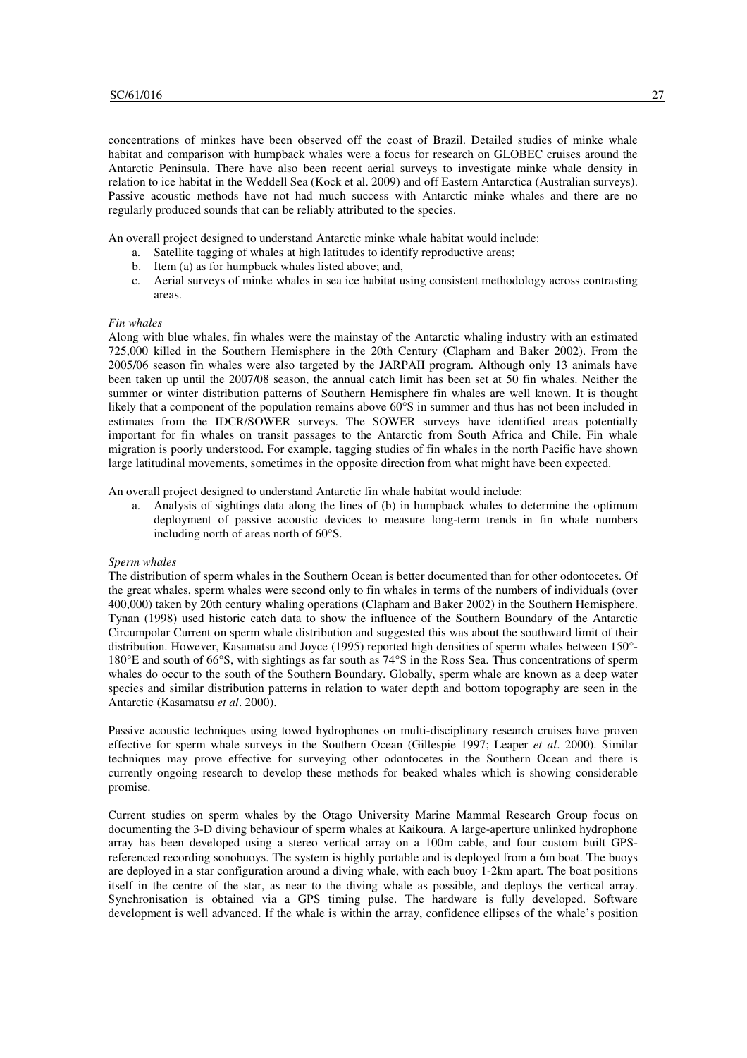concentrations of minkes have been observed off the coast of Brazil. Detailed studies of minke whale habitat and comparison with humpback whales were a focus for research on GLOBEC cruises around the Antarctic Peninsula. There have also been recent aerial surveys to investigate minke whale density in relation to ice habitat in the Weddell Sea (Kock et al. 2009) and off Eastern Antarctica (Australian surveys). Passive acoustic methods have not had much success with Antarctic minke whales and there are no regularly produced sounds that can be reliably attributed to the species.

An overall project designed to understand Antarctic minke whale habitat would include:

a. Satellite tagging of whales at high latitudes to identify reproductive areas;
b. Item (a) as for humpback whales listed above; and,
c. Aerial surveys of minke whales in sea ice habitat using consistent methodology across contrasting areas.

*Fin whales*

Along with blue whales, fin whales were the mainstay of the Antarctic whaling industry with an estimated 725,000 killed in the Southern Hemisphere in the 20th Century (Clapham and Baker 2002). From the 2005/06 season fin whales were also targeted by the JARPAII program. Although only 13 animals have been taken up until the 2007/08 season, the annual catch limit has been set at 50 fin whales. Neither the summer or winter distribution patterns of Southern Hemisphere fin whales are well known. It is thought likely that a component of the population remains above 60°S in summer and thus has not been included in estimates from the IDCR/SOWER surveys. The SOWER surveys have identified areas potentially important for fin whales on transit passages to the Antarctic from South Africa and Chile. Fin whale migration is poorly understood. For example, tagging studies of fin whales in the north Pacific have shown large latitudinal movements, sometimes in the opposite direction from what might have been expected.

An overall project designed to understand Antarctic fin whale habitat would include:

a. Analysis of sightings data along the lines of (b) in humpback whales to determine the optimum deployment of passive acoustic devices to measure long-term trends in fin whale numbers including north of areas north of 60°S.

*Sperm whales*

The distribution of sperm whales in the Southern Ocean is better documented than for other odontocetes. Of the great whales, sperm whales were second only to fin whales in terms of the numbers of individuals (over 400,000) taken by 20th century whaling operations (Clapham and Baker 2002) in the Southern Hemisphere. Tynan (1998) used historic catch data to show the influence of the Southern Boundary of the Antarctic Circumpolar Current on sperm whale distribution and suggested this was about the southward limit of their distribution. However, Kasamatsu and Joyce (1995) reported high densities of sperm whales between 150°-180°E and south of 66°S, with sightings as far south as 74°S in the Ross Sea. Thus concentrations of sperm whales do occur to the south of the Southern Boundary. Globally, sperm whale are known as a deep water species and similar distribution patterns in relation to water depth and bottom topography are seen in the Antarctic (Kasamatsu *et al*. 2000).

Passive acoustic techniques using towed hydrophones on multi-disciplinary research cruises have proven effective for sperm whale surveys in the Southern Ocean (Gillespie 1997; Leaper *et al*. 2000). Similar techniques may prove effective for surveying other odontocetes in the Southern Ocean and there is currently ongoing research to develop these methods for beaked whales which is showing considerable promise.

Current studies on sperm whales by the Otago University Marine Mammal Research Group focus on documenting the 3-D diving behaviour of sperm whales at Kaikoura. A large-aperture unlinked hydrophone array has been developed using a stereo vertical array on a 100m cable, and four custom built GPS-referenced recording sonobuoys. The system is highly portable and is deployed from a 6m boat. The buoys are deployed in a star configuration around a diving whale, with each buoy 1-2km apart. The boat positions itself in the centre of the star, as near to the diving whale as possible, and deploys the vertical array. Synchronisation is obtained via a GPS timing pulse. The hardware is fully developed. Software development is well advanced. If the whale is within the array, confidence ellipses of the whale's position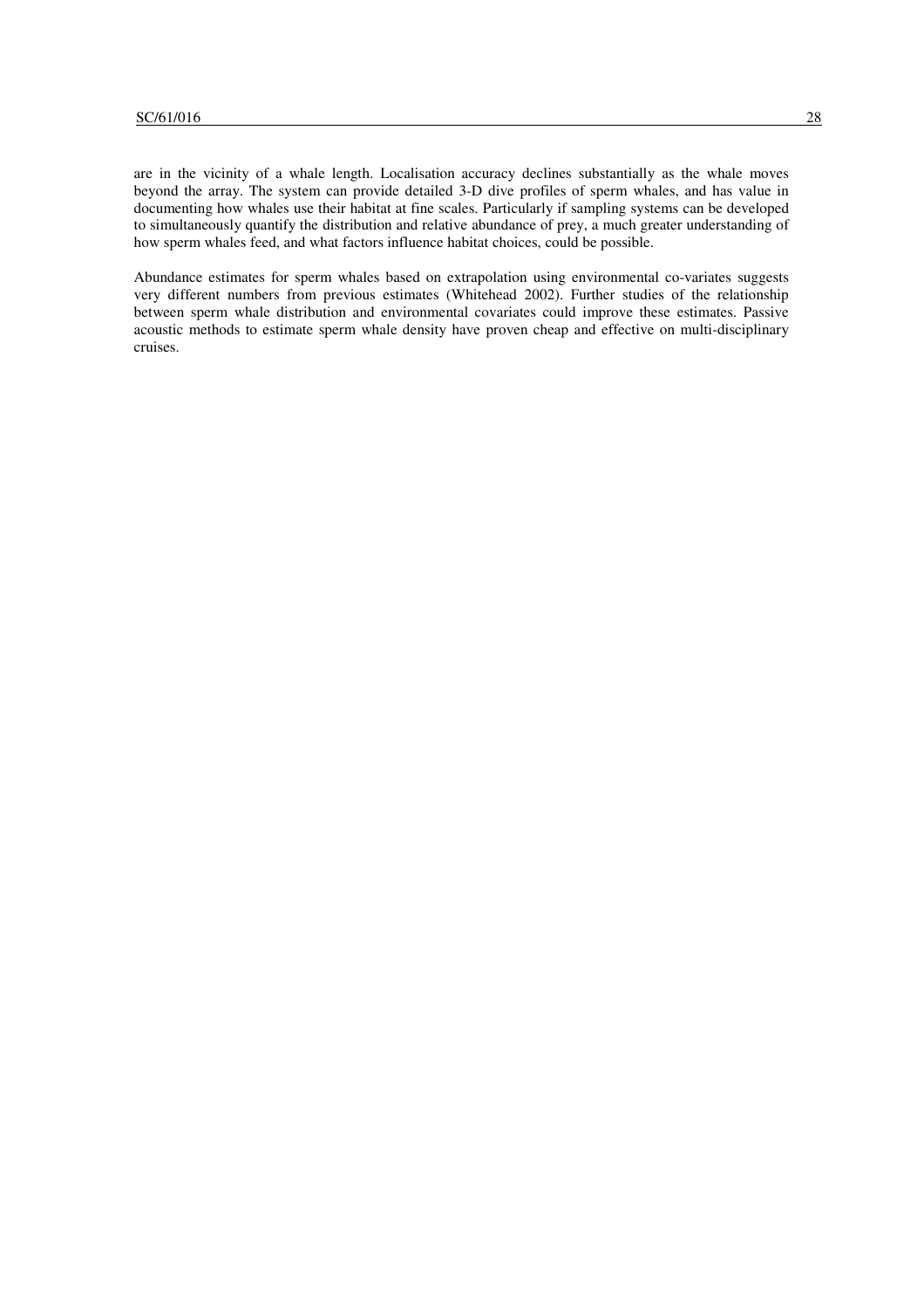are in the vicinity of a whale length. Localisation accuracy declines substantially as the whale moves beyond the array. The system can provide detailed 3-D dive profiles of sperm whales, and has value in documenting how whales use their habitat at fine scales. Particularly if sampling systems can be developed to simultaneously quantify the distribution and relative abundance of prey, a much greater understanding of how sperm whales feed, and what factors influence habitat choices, could be possible.

Abundance estimates for sperm whales based on extrapolation using environmental co-variates suggests very different numbers from previous estimates (Whitehead 2002). Further studies of the relationship between sperm whale distribution and environmental covariates could improve these estimates. Passive acoustic methods to estimate sperm whale density have proven cheap and effective on multi-disciplinary cruises.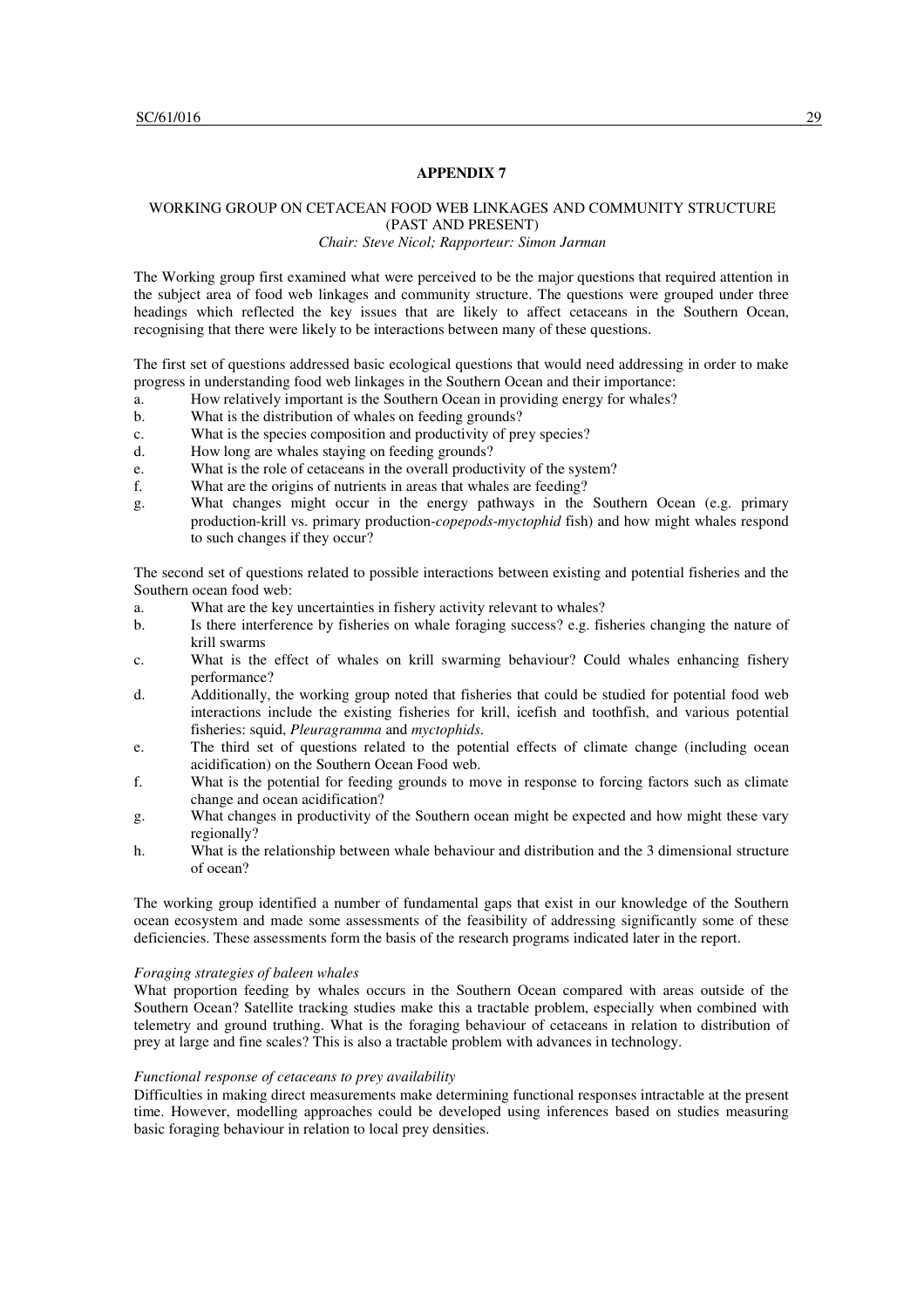**APPENDIX 7**

WORKING GROUP ON CETACEAN FOOD WEB LINKAGES AND COMMUNITY STRUCTURE (PAST AND PRESENT)

*Chair: Steve Nicol; Rapporteur: Simon Jarman*

The Working group first examined what were perceived to be the major questions that required attention in the subject area of food web linkages and community structure. The questions were grouped under three headings which reflected the key issues that are likely to affect cetaceans in the Southern Ocean, recognising that there were likely to be interactions between many of these questions.

The first set of questions addressed basic ecological questions that would need addressing in order to make progress in understanding food web linkages in the Southern Ocean and their importance:

a. How relatively important is the Southern Ocean in providing energy for whales?
b. What is the distribution of whales on feeding grounds?
c. What is the species composition and productivity of prey species?
d. How long are whales staying on feeding grounds?
e. What is the role of cetaceans in the overall productivity of the system?
f. What are the origins of nutrients in areas that whales are feeding?
g. What changes might occur in the energy pathways in the Southern Ocean (e.g. primary production-krill vs. primary production-*copepods-myctophid* fish) and how might whales respond to such changes if they occur?

The second set of questions related to possible interactions between existing and potential fisheries and the Southern ocean food web:

a. What are the key uncertainties in fishery activity relevant to whales?
b. Is there interference by fisheries on whale foraging success? e.g. fisheries changing the nature of krill swarms
c. What is the effect of whales on krill swarming behaviour? Could whales enhancing fishery performance?
d. Additionally, the working group noted that fisheries that could be studied for potential food web interactions include the existing fisheries for krill, icefish and toothfish, and various potential fisheries: squid, *Pleuragramma* and *myctophids*.
e. The third set of questions related to the potential effects of climate change (including ocean acidification) on the Southern Ocean Food web.
f. What is the potential for feeding grounds to move in response to forcing factors such as climate change and ocean acidification?
g. What changes in productivity of the Southern ocean might be expected and how might these vary regionally?
h. What is the relationship between whale behaviour and distribution and the 3 dimensional structure of ocean?

The working group identified a number of fundamental gaps that exist in our knowledge of the Southern ocean ecosystem and made some assessments of the feasibility of addressing significantly some of these deficiencies. These assessments form the basis of the research programs indicated later in the report.

*Foraging strategies of baleen whales*

What proportion feeding by whales occurs in the Southern Ocean compared with areas outside of the Southern Ocean? Satellite tracking studies make this a tractable problem, especially when combined with telemetry and ground truthing. What is the foraging behaviour of cetaceans in relation to distribution of prey at large and fine scales? This is also a tractable problem with advances in technology.

*Functional response of cetaceans to prey availability*

Difficulties in making direct measurements make determining functional responses intractable at the present time. However, modelling approaches could be developed using inferences based on studies measuring basic foraging behaviour in relation to local prey densities.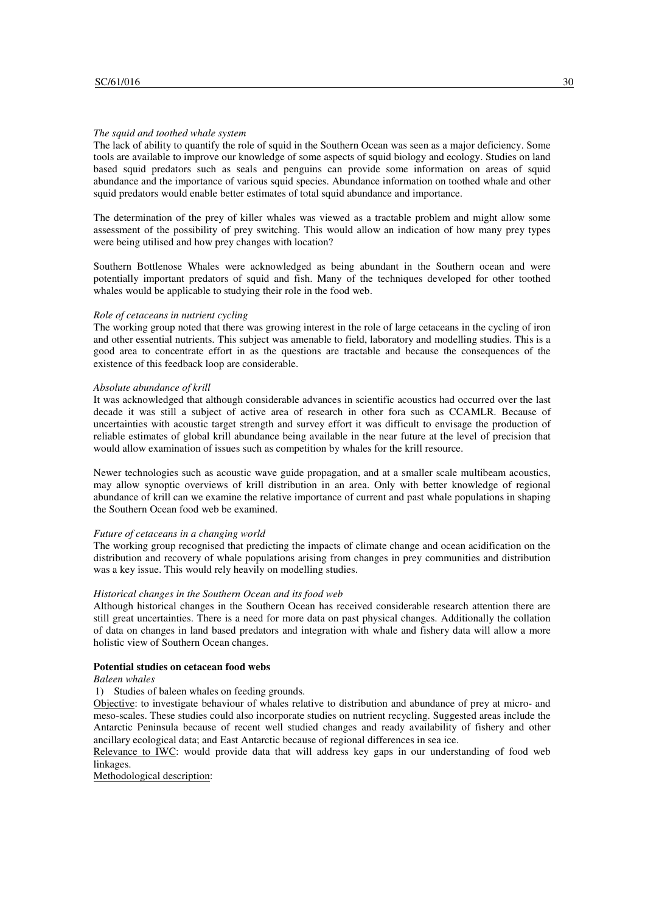*The squid and toothed whale system*

The lack of ability to quantify the role of squid in the Southern Ocean was seen as a major deficiency. Some tools are available to improve our knowledge of some aspects of squid biology and ecology. Studies on land based squid predators such as seals and penguins can provide some information on areas of squid abundance and the importance of various squid species. Abundance information on toothed whale and other squid predators would enable better estimates of total squid abundance and importance.

The determination of the prey of killer whales was viewed as a tractable problem and might allow some assessment of the possibility of prey switching. This would allow an indication of how many prey types were being utilised and how prey changes with location?

Southern Bottlenose Whales were acknowledged as being abundant in the Southern ocean and were potentially important predators of squid and fish. Many of the techniques developed for other toothed whales would be applicable to studying their role in the food web.

*Role of cetaceans in nutrient cycling*

The working group noted that there was growing interest in the role of large cetaceans in the cycling of iron and other essential nutrients. This subject was amenable to field, laboratory and modelling studies. This is a good area to concentrate effort in as the questions are tractable and because the consequences of the existence of this feedback loop are considerable.

*Absolute abundance of krill*

It was acknowledged that although considerable advances in scientific acoustics had occurred over the last decade it was still a subject of active area of research in other fora such as CCAMLR. Because of uncertainties with acoustic target strength and survey effort it was difficult to envisage the production of reliable estimates of global krill abundance being available in the near future at the level of precision that would allow examination of issues such as competition by whales for the krill resource.

Newer technologies such as acoustic wave guide propagation, and at a smaller scale multibeam acoustics, may allow synoptic overviews of krill distribution in an area. Only with better knowledge of regional abundance of krill can we examine the relative importance of current and past whale populations in shaping the Southern Ocean food web be examined.

*Future of cetaceans in a changing world*

The working group recognised that predicting the impacts of climate change and ocean acidification on the distribution and recovery of whale populations arising from changes in prey communities and distribution was a key issue. This would rely heavily on modelling studies.

*Historical changes in the Southern Ocean and its food web*

Although historical changes in the Southern Ocean has received considerable research attention there are still great uncertainties. There is a need for more data on past physical changes. Additionally the collation of data on changes in land based predators and integration with whale and fishery data will allow a more holistic view of Southern Ocean changes.

**Potential studies on cetacean food webs**

*Baleen whales*

1) Studies of baleen whales on feeding grounds.

Objective: to investigate behaviour of whales relative to distribution and abundance of prey at micro- and meso-scales. These studies could also incorporate studies on nutrient recycling. Suggested areas include the Antarctic Peninsula because of recent well studied changes and ready availability of fishery and other ancillary ecological data; and East Antarctic because of regional differences in sea ice.

Relevance to IWC: would provide data that will address key gaps in our understanding of food web linkages.

Methodological description: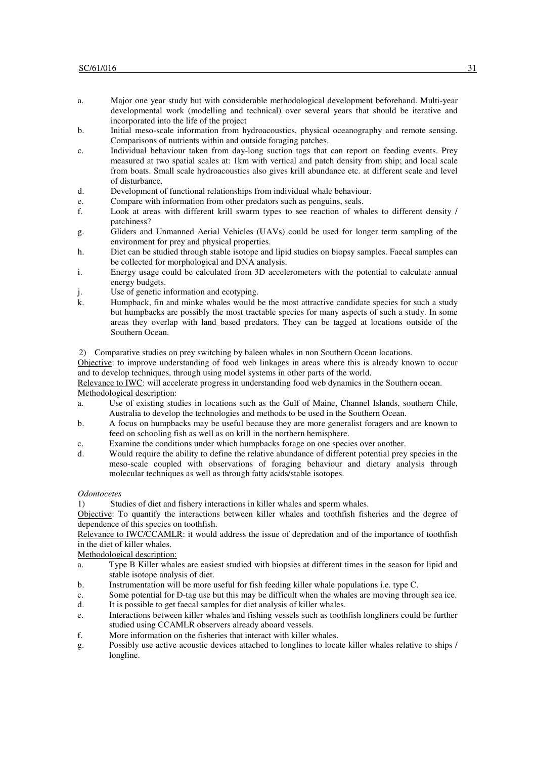a. Major one year study but with considerable methodological development beforehand. Multi-year developmental work (modelling and technical) over several years that should be iterative and incorporated into the life of the project
b. Initial meso-scale information from hydroacoustics, physical oceanography and remote sensing. Comparisons of nutrients within and outside foraging patches.
c. Individual behaviour taken from day-long suction tags that can report on feeding events. Prey measured at two spatial scales at: 1km with vertical and patch density from ship; and local scale from boats. Small scale hydroacoustics also gives krill abundance etc. at different scale and level of disturbance.
d. Development of functional relationships from individual whale behaviour.
e. Compare with information from other predators such as penguins, seals.
f. Look at areas with different krill swarm types to see reaction of whales to different density / patchiness?
g. Gliders and Unmanned Aerial Vehicles (UAVs) could be used for longer term sampling of the environment for prey and physical properties.
h. Diet can be studied through stable isotope and lipid studies on biopsy samples. Faecal samples can be collected for morphological and DNA analysis.
i. Energy usage could be calculated from 3D accelerometers with the potential to calculate annual energy budgets.
j. Use of genetic information and ecotyping.
k. Humpback, fin and minke whales would be the most attractive candidate species for such a study but humpbacks are possibly the most tractable species for many aspects of such a study. In some areas they overlap with land based predators. They can be tagged at locations outside of the Southern Ocean.

2) Comparative studies on prey switching by baleen whales in non Southern Ocean locations.

<u>Objective</u>: to improve understanding of food web linkages in areas where this is already known to occur and to develop techniques, through using model systems in other parts of the world.

<u>Relevance to IWC</u>: will accelerate progress in understanding food web dynamics in the Southern ocean.

<u>Methodological description</u>:

a. Use of existing studies in locations such as the Gulf of Maine, Channel Islands, southern Chile, Australia to develop the technologies and methods to be used in the Southern Ocean.
b. A focus on humpbacks may be useful because they are more generalist foragers and are known to feed on schooling fish as well as on krill in the northern hemisphere.
c. Examine the conditions under which humpbacks forage on one species over another.
d. Would require the ability to define the relative abundance of different potential prey species in the meso-scale coupled with observations of foraging behaviour and dietary analysis through molecular techniques as well as through fatty acids/stable isotopes.

*Odontocetes*

1) Studies of diet and fishery interactions in killer whales and sperm whales.

<u>Objective</u>: To quantify the interactions between killer whales and toothfish fisheries and the degree of dependence of this species on toothfish.

<u>Relevance to IWC/CCAMLR</u>: it would address the issue of depredation and of the importance of toothfish in the diet of killer whales.

<u>Methodological description:</u>

a. Type B Killer whales are easiest studied with biopsies at different times in the season for lipid and stable isotope analysis of diet.
b. Instrumentation will be more useful for fish feeding killer whale populations i.e. type C.
c. Some potential for D-tag use but this may be difficult when the whales are moving through sea ice.
d. It is possible to get faecal samples for diet analysis of killer whales.
e. Interactions between killer whales and fishing vessels such as toothfish longliners could be further studied using CCAMLR observers already aboard vessels.
f. More information on the fisheries that interact with killer whales.
g. Possibly use active acoustic devices attached to longlines to locate killer whales relative to ships / longline.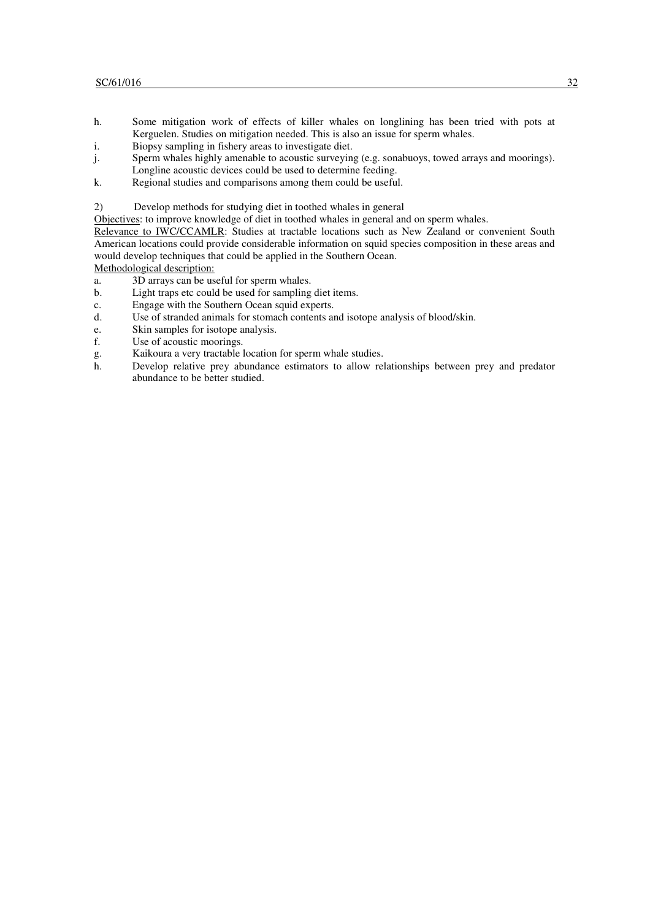h. Some mitigation work of effects of killer whales on longlining has been tried with pots at Kerguelen. Studies on mitigation needed. This is also an issue for sperm whales.
i. Biopsy sampling in fishery areas to investigate diet.
j. Sperm whales highly amenable to acoustic surveying (e.g. sonabuoys, towed arrays and moorings). Longline acoustic devices could be used to determine feeding.
k. Regional studies and comparisons among them could be useful.

2) Develop methods for studying diet in toothed whales in general

<u>Objectives</u>: to improve knowledge of diet in toothed whales in general and on sperm whales.

<u>Relevance to IWC/CCAMLR</u>: Studies at tractable locations such as New Zealand or convenient South American locations could provide considerable information on squid species composition in these areas and would develop techniques that could be applied in the Southern Ocean.

<u>Methodological description:</u>

a. 3D arrays can be useful for sperm whales.
b. Light traps etc could be used for sampling diet items.
c. Engage with the Southern Ocean squid experts.
d. Use of stranded animals for stomach contents and isotope analysis of blood/skin.
e. Skin samples for isotope analysis.
f. Use of acoustic moorings.
g. Kaikoura a very tractable location for sperm whale studies.
h. Develop relative prey abundance estimators to allow relationships between prey and predator abundance to be better studied.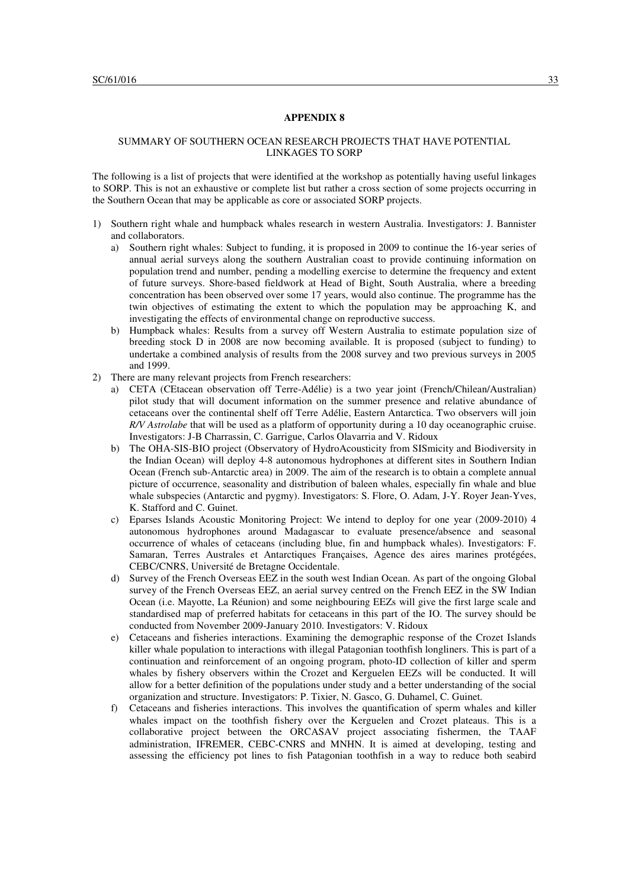## APPENDIX 8

### SUMMARY OF SOUTHERN OCEAN RESEARCH PROJECTS THAT HAVE POTENTIAL LINKAGES TO SORP

The following is a list of projects that were identified at the workshop as potentially having useful linkages to SORP. This is not an exhaustive or complete list but rather a cross section of some projects occurring in the Southern Ocean that may be applicable as core or associated SORP projects.

1) Southern right whale and humpback whales research in western Australia. Investigators: J. Bannister and collaborators.
   a) Southern right whales: Subject to funding, it is proposed in 2009 to continue the 16-year series of annual aerial surveys along the southern Australian coast to provide continuing information on population trend and number, pending a modelling exercise to determine the frequency and extent of future surveys. Shore-based fieldwork at Head of Bight, South Australia, where a breeding concentration has been observed over some 17 years, would also continue. The programme has the twin objectives of estimating the extent to which the population may be approaching K, and investigating the effects of environmental change on reproductive success.
   b) Humpback whales: Results from a survey off Western Australia to estimate population size of breeding stock D in 2008 are now becoming available. It is proposed (subject to funding) to undertake a combined analysis of results from the 2008 survey and two previous surveys in 2005 and 1999.
2) There are many relevant projects from French researchers:
   a) CETA (CEtacean observation off Terre-Adélie) is a two year joint (French/Chilean/Australian) pilot study that will document information on the summer presence and relative abundance of cetaceans over the continental shelf off Terre Adélie, Eastern Antarctica. Two observers will join *R/V Astrolabe* that will be used as a platform of opportunity during a 10 day oceanographic cruise. Investigators: J-B Charrassin, C. Garrigue, Carlos Olavarria and V. Ridoux
   b) The OHA-SIS-BIO project (Observatory of HydroAcousticity from SISmicity and Biodiversity in the Indian Ocean) will deploy 4-8 autonomous hydrophones at different sites in Southern Indian Ocean (French sub-Antarctic area) in 2009. The aim of the research is to obtain a complete annual picture of occurrence, seasonality and distribution of baleen whales, especially fin whale and blue whale subspecies (Antarctic and pygmy). Investigators: S. Flore, O. Adam, J-Y. Royer Jean-Yves, K. Stafford and C. Guinet.
   c) Eparses Islands Acoustic Monitoring Project: We intend to deploy for one year (2009-2010) 4 autonomous hydrophones around Madagascar to evaluate presence/absence and seasonal occurrence of whales of cetaceans (including blue, fin and humpback whales). Investigators: F. Samaran, Terres Australes et Antarctiques Françaises, Agence des aires marines protégées, CEBC/CNRS, Université de Bretagne Occidentale.
   d) Survey of the French Overseas EEZ in the south west Indian Ocean. As part of the ongoing Global survey of the French Overseas EEZ, an aerial survey centred on the French EEZ in the SW Indian Ocean (i.e. Mayotte, La Réunion) and some neighbouring EEZs will give the first large scale and standardised map of preferred habitats for cetaceans in this part of the IO. The survey should be conducted from November 2009-January 2010. Investigators: V. Ridoux
   e) Cetaceans and fisheries interactions. Examining the demographic response of the Crozet Islands killer whale population to interactions with illegal Patagonian toothfish longliners. This is part of a continuation and reinforcement of an ongoing program, photo-ID collection of killer and sperm whales by fishery observers within the Crozet and Kerguelen EEZs will be conducted. It will allow for a better definition of the populations under study and a better understanding of the social organization and structure. Investigators: P. Tixier, N. Gasco, G. Duhamel, C. Guinet.
   f) Cetaceans and fisheries interactions. This involves the quantification of sperm whales and killer whales impact on the toothfish fishery over the Kerguelen and Crozet plateaus. This is a collaborative project between the ORCASAV project associating fishermen, the TAAF administration, IFREMER, CEBC-CNRS and MNHN. It is aimed at developing, testing and assessing the efficiency pot lines to fish Patagonian toothfish in a way to reduce both seabird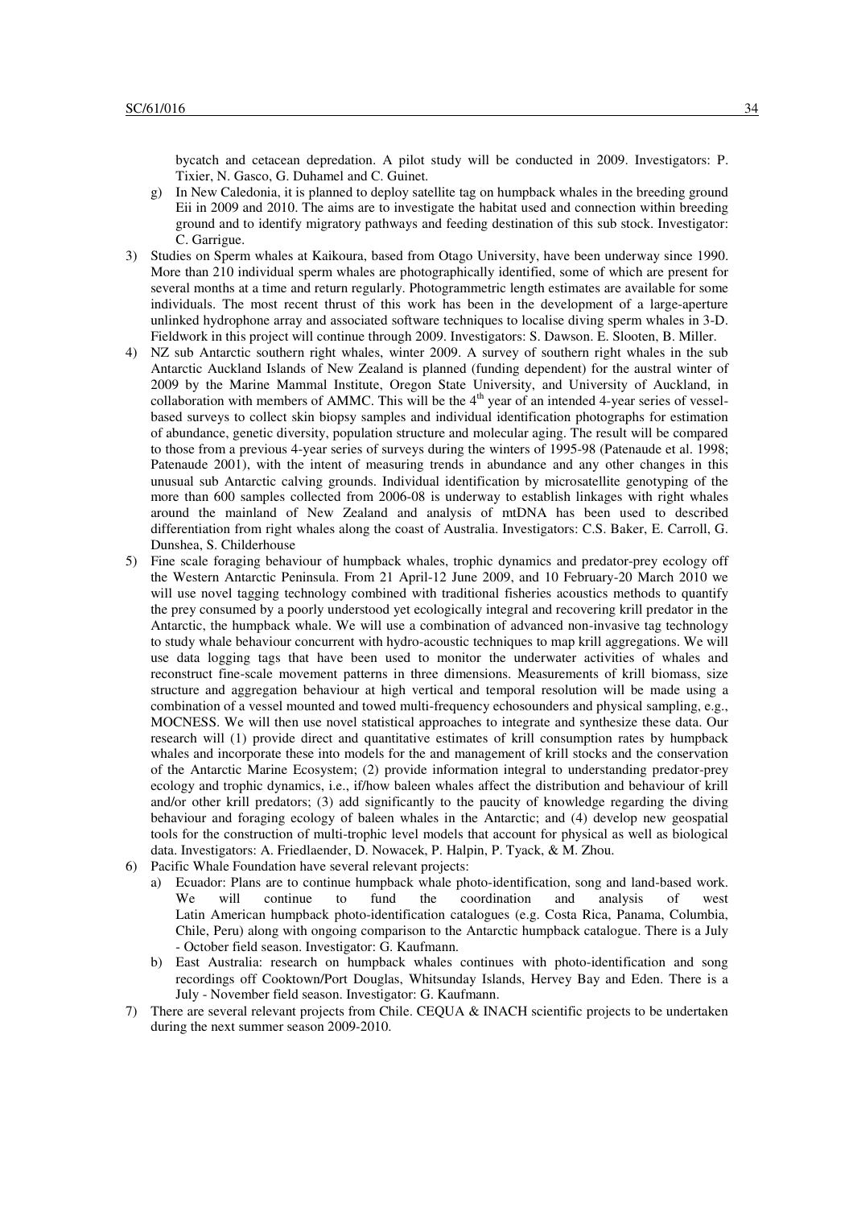bycatch and cetacean depredation. A pilot study will be conducted in 2009. Investigators: P. Tixier, N. Gasco, G. Duhamel and C. Guinet.

g) In New Caledonia, it is planned to deploy satellite tag on humpback whales in the breeding ground Eii in 2009 and 2010. The aims are to investigate the habitat used and connection within breeding ground and to identify migratory pathways and feeding destination of this sub stock. Investigator: C. Garrigue.

3) Studies on Sperm whales at Kaikoura, based from Otago University, have been underway since 1990. More than 210 individual sperm whales are photographically identified, some of which are present for several months at a time and return regularly. Photogrammetric length estimates are available for some individuals. The most recent thrust of this work has been in the development of a large-aperture unlinked hydrophone array and associated software techniques to localise diving sperm whales in 3-D. Fieldwork in this project will continue through 2009. Investigators: S. Dawson. E. Slooten, B. Miller.

4) NZ sub Antarctic southern right whales, winter 2009. A survey of southern right whales in the sub Antarctic Auckland Islands of New Zealand is planned (funding dependent) for the austral winter of 2009 by the Marine Mammal Institute, Oregon State University, and University of Auckland, in collaboration with members of AMMC. This will be the 4th year of an intended 4-year series of vessel-based surveys to collect skin biopsy samples and individual identification photographs for estimation of abundance, genetic diversity, population structure and molecular aging. The result will be compared to those from a previous 4-year series of surveys during the winters of 1995-98 (Patenaude et al. 1998; Patenaude 2001), with the intent of measuring trends in abundance and any other changes in this unusual sub Antarctic calving grounds. Individual identification by microsatellite genotyping of the more than 600 samples collected from 2006-08 is underway to establish linkages with right whales around the mainland of New Zealand and analysis of mtDNA has been used to described differentiation from right whales along the coast of Australia. Investigators: C.S. Baker, E. Carroll, G. Dunshea, S. Childerhouse

5) Fine scale foraging behaviour of humpback whales, trophic dynamics and predator-prey ecology off the Western Antarctic Peninsula. From 21 April-12 June 2009, and 10 February-20 March 2010 we will use novel tagging technology combined with traditional fisheries acoustics methods to quantify the prey consumed by a poorly understood yet ecologically integral and recovering krill predator in the Antarctic, the humpback whale. We will use a combination of advanced non-invasive tag technology to study whale behaviour concurrent with hydro-acoustic techniques to map krill aggregations. We will use data logging tags that have been used to monitor the underwater activities of whales and reconstruct fine-scale movement patterns in three dimensions. Measurements of krill biomass, size structure and aggregation behaviour at high vertical and temporal resolution will be made using a combination of a vessel mounted and towed multi-frequency echosounders and physical sampling, e.g., MOCNESS. We will then use novel statistical approaches to integrate and synthesize these data. Our research will (1) provide direct and quantitative estimates of krill consumption rates by humpback whales and incorporate these into models for the and management of krill stocks and the conservation of the Antarctic Marine Ecosystem; (2) provide information integral to understanding predator-prey ecology and trophic dynamics, i.e., if/how baleen whales affect the distribution and behaviour of krill and/or other krill predators; (3) add significantly to the paucity of knowledge regarding the diving behaviour and foraging ecology of baleen whales in the Antarctic; and (4) develop new geospatial tools for the construction of multi-trophic level models that account for physical as well as biological data. Investigators: A. Friedlaender, D. Nowacek, P. Halpin, P. Tyack, & M. Zhou.

6) Pacific Whale Foundation have several relevant projects:

   a) Ecuador: Plans are to continue humpback whale photo-identification, song and land-based work. We will continue to fund the coordination and analysis of west Latin American humpback photo-identification catalogues (e.g. Costa Rica, Panama, Columbia, Chile, Peru) along with ongoing comparison to the Antarctic humpback catalogue. There is a July - October field season. Investigator: G. Kaufmann.

   b) East Australia: research on humpback whales continues with photo-identification and song recordings off Cooktown/Port Douglas, Whitsunday Islands, Hervey Bay and Eden. There is a July - November field season. Investigator: G. Kaufmann.

7) There are several relevant projects from Chile. CEQUA & INACH scientific projects to be undertaken during the next summer season 2009-2010.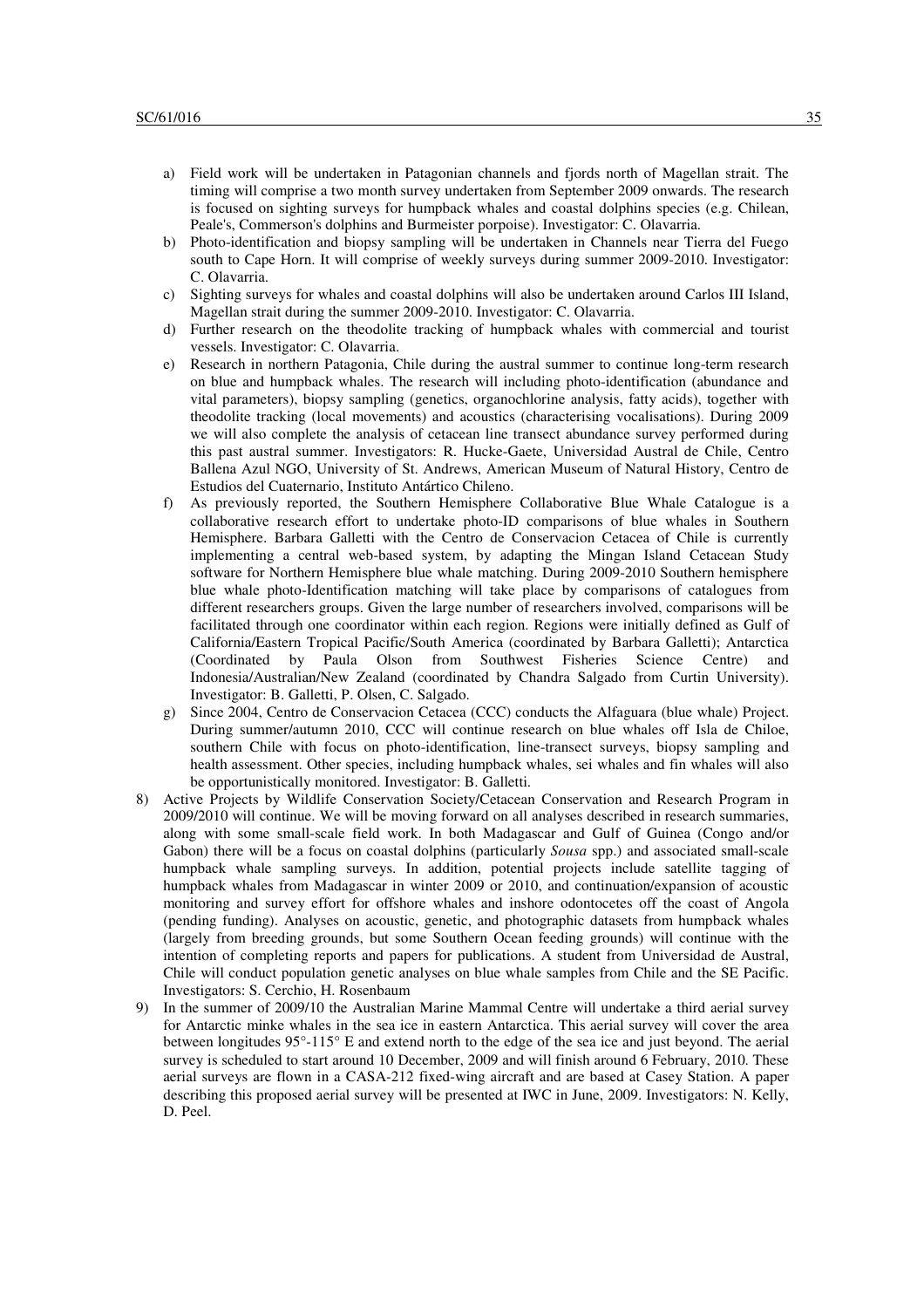a) Field work will be undertaken in Patagonian channels and fjords north of Magellan strait. The timing will comprise a two month survey undertaken from September 2009 onwards. The research is focused on sighting surveys for humpback whales and coastal dolphins species (e.g. Chilean, Peale's, Commerson's dolphins and Burmeister porpoise). Investigator: C. Olavarria.
b) Photo-identification and biopsy sampling will be undertaken in Channels near Tierra del Fuego south to Cape Horn. It will comprise of weekly surveys during summer 2009-2010. Investigator: C. Olavarria.
c) Sighting surveys for whales and coastal dolphins will also be undertaken around Carlos III Island, Magellan strait during the summer 2009-2010. Investigator: C. Olavarria.
d) Further research on the theodolite tracking of humpback whales with commercial and tourist vessels. Investigator: C. Olavarria.
e) Research in northern Patagonia, Chile during the austral summer to continue long-term research on blue and humpback whales. The research will including photo-identification (abundance and vital parameters), biopsy sampling (genetics, organochlorine analysis, fatty acids), together with theodolite tracking (local movements) and acoustics (characterising vocalisations). During 2009 we will also complete the analysis of cetacean line transect abundance survey performed during this past austral summer. Investigators: R. Hucke-Gaete, Universidad Austral de Chile, Centro Ballena Azul NGO, University of St. Andrews, American Museum of Natural History, Centro de Estudios del Cuaternario, Instituto Antártico Chileno.
f) As previously reported, the Southern Hemisphere Collaborative Blue Whale Catalogue is a collaborative research effort to undertake photo-ID comparisons of blue whales in Southern Hemisphere. Barbara Galletti with the Centro de Conservacion Cetacea of Chile is currently implementing a central web-based system, by adapting the Mingan Island Cetacean Study software for Northern Hemisphere blue whale matching. During 2009-2010 Southern hemisphere blue whale photo-Identification matching will take place by comparisons of catalogues from different researchers groups. Given the large number of researchers involved, comparisons will be facilitated through one coordinator within each region. Regions were initially defined as Gulf of California/Eastern Tropical Pacific/South America (coordinated by Barbara Galletti); Antarctica (Coordinated by Paula Olson from Southwest Fisheries Science Centre) and Indonesia/Australian/New Zealand (coordinated by Chandra Salgado from Curtin University). Investigator: B. Galletti, P. Olsen, C. Salgado.
g) Since 2004, Centro de Conservacion Cetacea (CCC) conducts the Alfaguara (blue whale) Project. During summer/autumn 2010, CCC will continue research on blue whales off Isla de Chiloe, southern Chile with focus on photo-identification, line-transect surveys, biopsy sampling and health assessment. Other species, including humpback whales, sei whales and fin whales will also be opportunistically monitored. Investigator: B. Galletti.

8) Active Projects by Wildlife Conservation Society/Cetacean Conservation and Research Program in 2009/2010 will continue. We will be moving forward on all analyses described in research summaries, along with some small-scale field work. In both Madagascar and Gulf of Guinea (Congo and/or Gabon) there will be a focus on coastal dolphins (particularly *Sousa* spp.) and associated small-scale humpback whale sampling surveys. In addition, potential projects include satellite tagging of humpback whales from Madagascar in winter 2009 or 2010, and continuation/expansion of acoustic monitoring and survey effort for offshore whales and inshore odontocetes off the coast of Angola (pending funding). Analyses on acoustic, genetic, and photographic datasets from humpback whales (largely from breeding grounds, but some Southern Ocean feeding grounds) will continue with the intention of completing reports and papers for publications. A student from Universidad de Austral, Chile will conduct population genetic analyses on blue whale samples from Chile and the SE Pacific. Investigators: S. Cerchio, H. Rosenbaum

9) In the summer of 2009/10 the Australian Marine Mammal Centre will undertake a third aerial survey for Antarctic minke whales in the sea ice in eastern Antarctica. This aerial survey will cover the area between longitudes 95°-115° E and extend north to the edge of the sea ice and just beyond. The aerial survey is scheduled to start around 10 December, 2009 and will finish around 6 February, 2010. These aerial surveys are flown in a CASA-212 fixed-wing aircraft and are based at Casey Station. A paper describing this proposed aerial survey will be presented at IWC in June, 2009. Investigators: N. Kelly, D. Peel.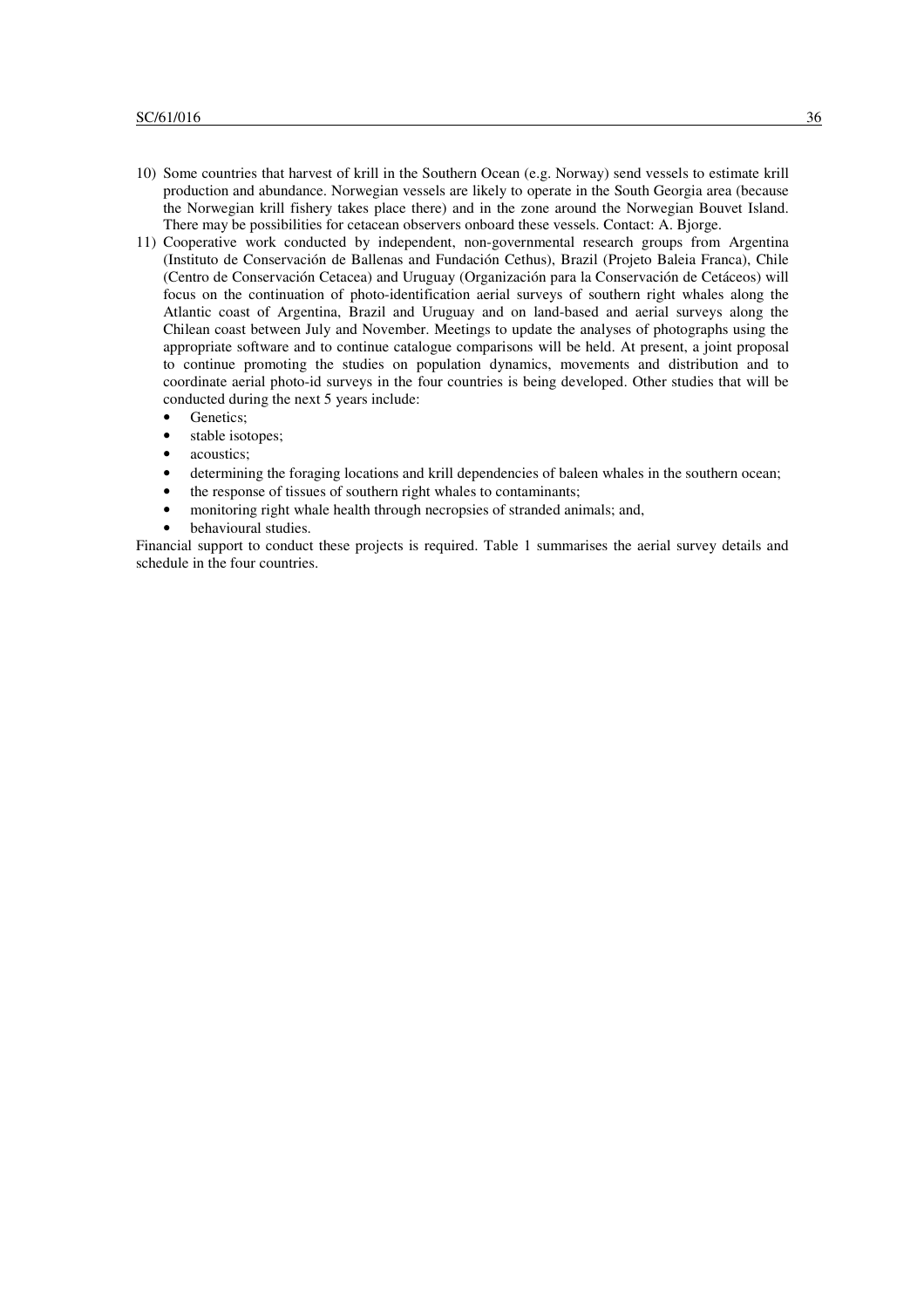10) Some countries that harvest of krill in the Southern Ocean (e.g. Norway) send vessels to estimate krill production and abundance. Norwegian vessels are likely to operate in the South Georgia area (because the Norwegian krill fishery takes place there) and in the zone around the Norwegian Bouvet Island. There may be possibilities for cetacean observers onboard these vessels. Contact: A. Bjorge.
11) Cooperative work conducted by independent, non-governmental research groups from Argentina (Instituto de Conservación de Ballenas and Fundación Cethus), Brazil (Projeto Baleia Franca), Chile (Centro de Conservación Cetacea) and Uruguay (Organización para la Conservación de Cetáceos) will focus on the continuation of photo-identification aerial surveys of southern right whales along the Atlantic coast of Argentina, Brazil and Uruguay and on land-based and aerial surveys along the Chilean coast between July and November. Meetings to update the analyses of photographs using the appropriate software and to continue catalogue comparisons will be held. At present, a joint proposal to continue promoting the studies on population dynamics, movements and distribution and to coordinate aerial photo-id surveys in the four countries is being developed. Other studies that will be conducted during the next 5 years include:
    - Genetics;
    - stable isotopes;
    - acoustics;
    - determining the foraging locations and krill dependencies of baleen whales in the southern ocean;
    - the response of tissues of southern right whales to contaminants;
    - monitoring right whale health through necropsies of stranded animals; and,
    - behavioural studies.

Financial support to conduct these projects is required. Table 1 summarises the aerial survey details and schedule in the four countries.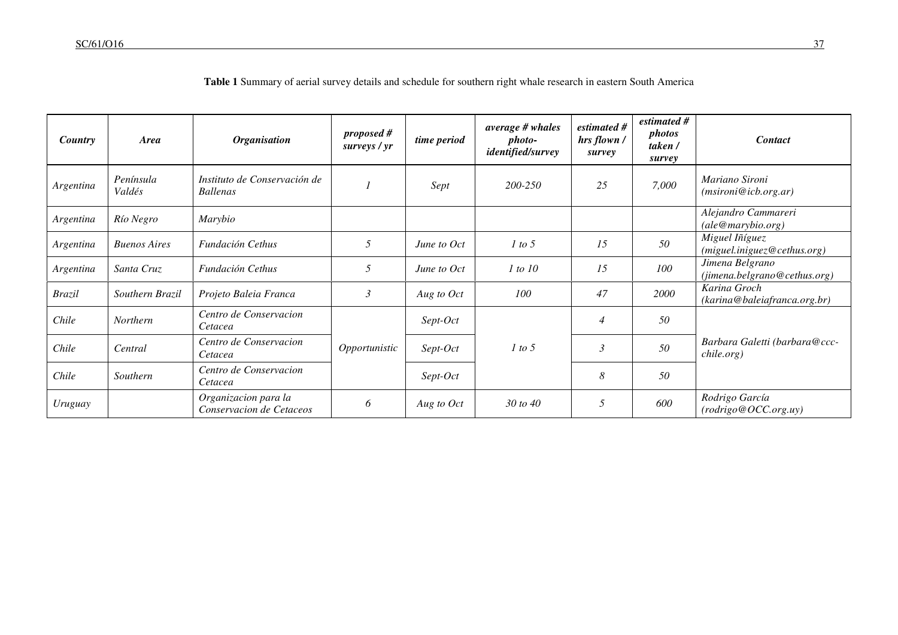**Table 1** Summary of aerial survey details and schedule for southern right whale research in eastern South America

| *Country* | *Area* | *Organisation* | *proposed # surveys / yr* | *time period* | *average # whales photo-identified/survey* | *estimated # hrs flown / survey* | *estimated # photos taken / survey* | *Contact* |
|---|---|---|---|---|---|---|---|---|
| *Argentina* | *Península Valdés* | *Instituto de Conservación de Ballenas* | *1* | *Sept* | *200-250* | *25* | *7,000* | *Mariano Sironi (msironi@icb.org.ar)* |
| *Argentina* | *Río Negro* | *Marybio* | | | | | | *Alejandro Cammareri (ale@marybio.org)* |
| *Argentina* | *Buenos Aires* | *Fundación Cethus* | *5* | *June to Oct* | *1 to 5* | *15* | *50* | *Miguel Iñíguez (miguel.iniguez@cethus.org)* |
| *Argentina* | *Santa Cruz* | *Fundación Cethus* | *5* | *June to Oct* | *1 to 10* | *15* | *100* | *Jimena Belgrano (jimena.belgrano@cethus.org)* |
| *Brazil* | *Southern Brazil* | *Projeto Baleia Franca* | *3* | *Aug to Oct* | *100* | *47* | *2000* | *Karina Groch (karina@baleiafranca.org.br)* |
| *Chile* | *Northern* | *Centro de Conservacion Cetacea* | *Opportunistic* | *Sept-Oct* | *1 to 5* | *4* | *50* | *Barbara Galetti (barbara@ccc-chile.org)* |
| *Chile* | *Central* | *Centro de Conservacion Cetacea* | | *Sept-Oct* | | *3* | *50* | |
| *Chile* | *Southern* | *Centro de Conservacion Cetacea* | | *Sept-Oct* | | *8* | *50* | |
| *Uruguay* | | *Organizacion para la Conservacion de Cetaceos* | *6* | *Aug to Oct* | *30 to 40* | *5* | *600* | *Rodrigo García (rodrigo@OCC.org.uy)* |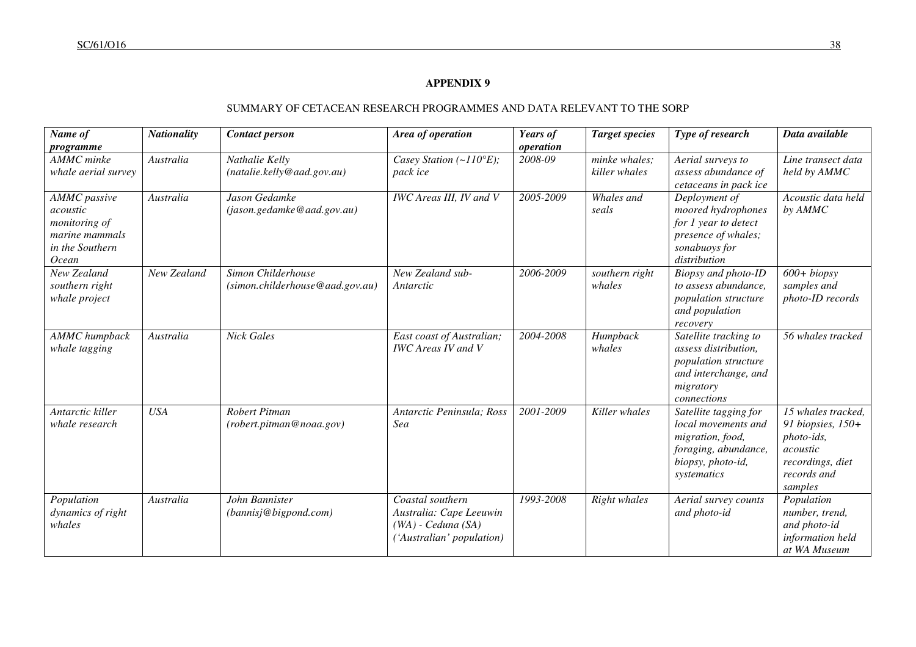## APPENDIX 9

### SUMMARY OF CETACEAN RESEARCH PROGRAMMES AND DATA RELEVANT TO THE SORP

| *Name of programme* | *Nationality* | *Contact person* | *Area of operation* | *Years of operation* | *Target species* | *Type of research* | *Data available* |
|---|---|---|---|---|---|---|---|
| *AMMC minke whale aerial survey* | *Australia* | *Nathalie Kelly (natalie.kelly@aad.gov.au)* | *Casey Station (~110°E); pack ice* | *2008-09* | *minke whales; killer whales* | *Aerial surveys to assess abundance of cetaceans in pack ice* | *Line transect data held by AMMC* |
| *AMMC passive acoustic monitoring of marine mammals in the Southern Ocean* | *Australia* | *Jason Gedamke (jason.gedamke@aad.gov.au)* | *IWC Areas III, IV and V* | *2005-2009* | *Whales and seals* | *Deployment of moored hydrophones for 1 year to detect presence of whales; sonabuoys for distribution* | *Acoustic data held by AMMC* |
| *New Zealand southern right whale project* | *New Zealand* | *Simon Childerhouse (simon.childerhouse@aad.gov.au)* | *New Zealand sub-Antarctic* | *2006-2009* | *southern right whales* | *Biopsy and photo-ID to assess abundance, population structure and population recovery* | *600+ biopsy samples and photo-ID records* |
| *AMMC humpback whale tagging* | *Australia* | *Nick Gales* | *East coast of Australian; IWC Areas IV and V* | *2004-2008* | *Humpback whales* | *Satellite tracking to assess distribution, population structure and interchange, and migratory connections* | *56 whales tracked* |
| *Antarctic killer whale research* | *USA* | *Robert Pitman (robert.pitman@noaa.gov)* | *Antarctic Peninsula; Ross Sea* | *2001-2009* | *Killer whales* | *Satellite tagging for local movements and migration, food, foraging, abundance, biopsy, photo-id, systematics* | *15 whales tracked, 91 biopsies, 150+ photo-ids, acoustic recordings, diet records and samples* |
| *Population dynamics of right whales* | *Australia* | *John Bannister (bannisj@bigpond.com)* | *Coastal southern Australia: Cape Leeuwin (WA) - Ceduna (SA) ('Australian' population)* | *1993-2008* | *Right whales* | *Aerial survey counts and photo-id* | *Population number, trend, and photo-id information held at WA Museum* |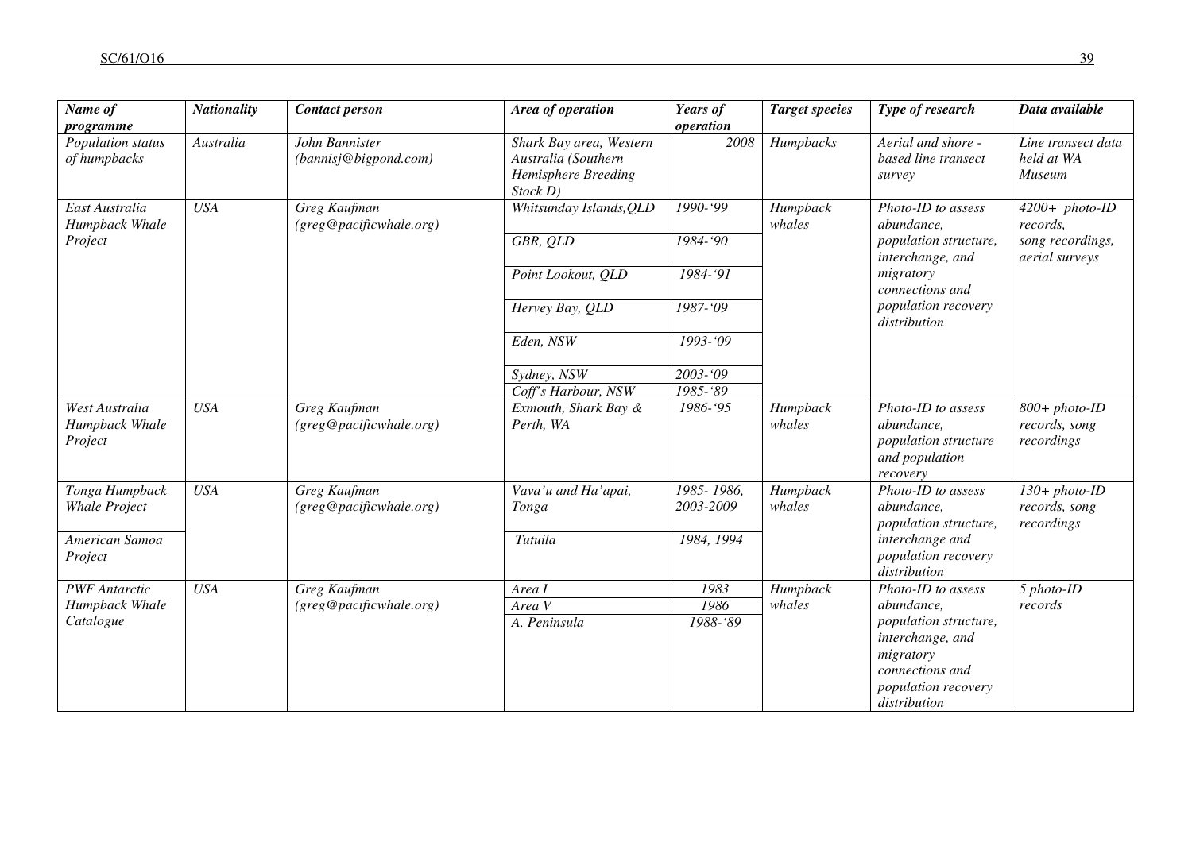| *Name of programme* | *Nationality* | *Contact person* | *Area of operation* | *Years of operation* | *Target species* | *Type of research* | *Data available* |
|---|---|---|---|---|---|---|---|
| *Population status of humpbacks* | *Australia* | *John Bannister (bannisj@bigpond.com)* | *Shark Bay area, Western Australia (Southern Hemisphere Breeding Stock D)* | *2008* | *Humpbacks* | *Aerial and shore - based line transect survey* | *Line transect data held at WA Museum* |
| *East Australia Humpback Whale Project* | *USA* | *Greg Kaufman (greg@pacificwhale.org)* | *Whitsunday Islands,QLD* | *1990-'99* | *Humpback whales* | *Photo-ID to assess abundance, population structure, interchange, and migratory connections and population recovery distribution* | *4200+ photo-ID records, song recordings, aerial surveys* |
| | | | *GBR, QLD* | *1984-'90* | | | |
| | | | *Point Lookout, QLD* | *1984-'91* | | | |
| | | | *Hervey Bay, QLD* | *1987-'09* | | | |
| | | | *Eden, NSW* | *1993-'09* | | | |
| | | | *Sydney, NSW* | *2003-'09* | | | |
| | | | *Coff's Harbour, NSW* | *1985-'89* | | | |
| *West Australia Humpback Whale Project* | *USA* | *Greg Kaufman (greg@pacificwhale.org)* | *Exmouth, Shark Bay & Perth, WA* | *1986-'95* | *Humpback whales* | *Photo-ID to assess abundance, population structure and population recovery* | *800+ photo-ID records, song recordings* |
| *Tonga Humpback Whale Project* | *USA* | *Greg Kaufman (greg@pacificwhale.org)* | *Vava'u and Ha'apai, Tonga* | *1985- 1986, 2003-2009* | *Humpback whales* | *Photo-ID to assess abundance, population structure, interchange and population recovery distribution* | *130+ photo-ID records, song recordings* |
| *American Samoa Project* | | | *Tutuila* | *1984, 1994* | | | |
| *PWF Antarctic Humpback Whale Catalogue* | *USA* | *Greg Kaufman (greg@pacificwhale.org)* | *Area I* | *1983* | *Humpback whales* | *Photo-ID to assess abundance, population structure, interchange, and migratory connections and population recovery distribution* | *5 photo-ID records* |
| | | | *Area V* | *1986* | | | |
| | | | *A. Peninsula* | *1988-'89* | | | |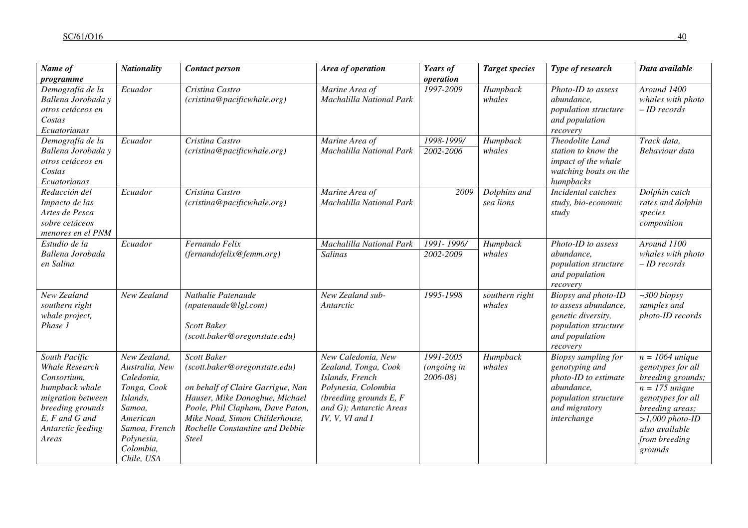| *Name of programme* | *Nationality* | *Contact person* | *Area of operation* | *Years of operation* | *Target species* | *Type of research* | *Data available* |
|---|---|---|---|---|---|---|---|
| *Demografía de la Ballena Jorobada y otros cetáceos en Costas Ecuatorianas* | *Ecuador* | *Cristina Castro (cristina@pacificwhale.org)* | *Marine Area of Machalilla National Park* | *1997-2009* | *Humpback whales* | *Photo-ID to assess abundance, population structure and population recovery* | *Around 1400 whales with photo – ID records* |
| *Demografía de la Ballena Jorobada y otros cetáceos en Costas Ecuatorianas* | *Ecuador* | *Cristina Castro (cristina@pacificwhale.org)* | *Marine Area of Machalilla National Park* | *1998-1999/ 2002-2006* | *Humpback whales* | *Theodolite Land station to know the impact of the whale watching boats on the humpbacks* | *Track data, Behaviour data* |
| *Reducción del Impacto de las Artes de Pesca sobre cetáceos menores en el PNM* | *Ecuador* | *Cristina Castro (cristina@pacificwhale.org)* | *Marine Area of Machalilla National Park* | *2009* | *Dolphins and sea lions* | *Incidental catches study, bio-economic study* | *Dolphin catch rates and dolphin species composition* |
| *Estudio de la Ballena Jorobada en Salina* | *Ecuador* | *Fernando Felix (fernandofelix@femm.org)* | *Machalilla National Park / Salinas* | *1991- 1996/ 2002-2009* | *Humpback whales* | *Photo-ID to assess abundance, population structure and population recovery* | *Around 1100 whales with photo – ID records* |
| *New Zealand southern right whale project, Phase 1* | *New Zealand* | *Nathalie Patenaude (npatenaude@lgl.com)*<br><br>*Scott Baker (scott.baker@oregonstate.edu)* | *New Zealand sub-Antarctic* | *1995-1998* | *southern right whales* | *Biopsy and photo-ID to assess abundance, genetic diversity, population structure and population recovery* | *~300 biopsy samples and photo-ID records* |
| *South Pacific Whale Research Consortium, humpback whale migration between breeding grounds E, F and G and Antarctic feeding Areas* | *New Zealand, Australia, New Caledonia, Tonga, Cook Islands, Samoa, American Samoa, French Polynesia, Colombia, Chile, USA* | *Scott Baker (scott.baker@oregonstate.edu)*<br><br>*on behalf of Claire Garrigue, Nan Hauser, Mike Donoghue, Michael Poole, Phil Clapham, Dave Paton, Mike Noad, Simon Childerhouse, Rochelle Constantine and Debbie Steel* | *New Caledonia, New Zealand, Tonga, Cook Islands, French Polynesia, Colombia (breeding grounds E, F and G); Antarctic Areas IV, V, VI and I* | *1991-2005 (ongoing in 2006-08)* | *Humpback whales* | *Biopsy sampling for genotyping and photo-ID to estimate abundance, population structure and migratory interchange* | *n = 1064 unique genotypes for all breeding grounds; n = 175 unique genotypes for all breeding areas; >1,000 photo-ID also available from breeding grounds* |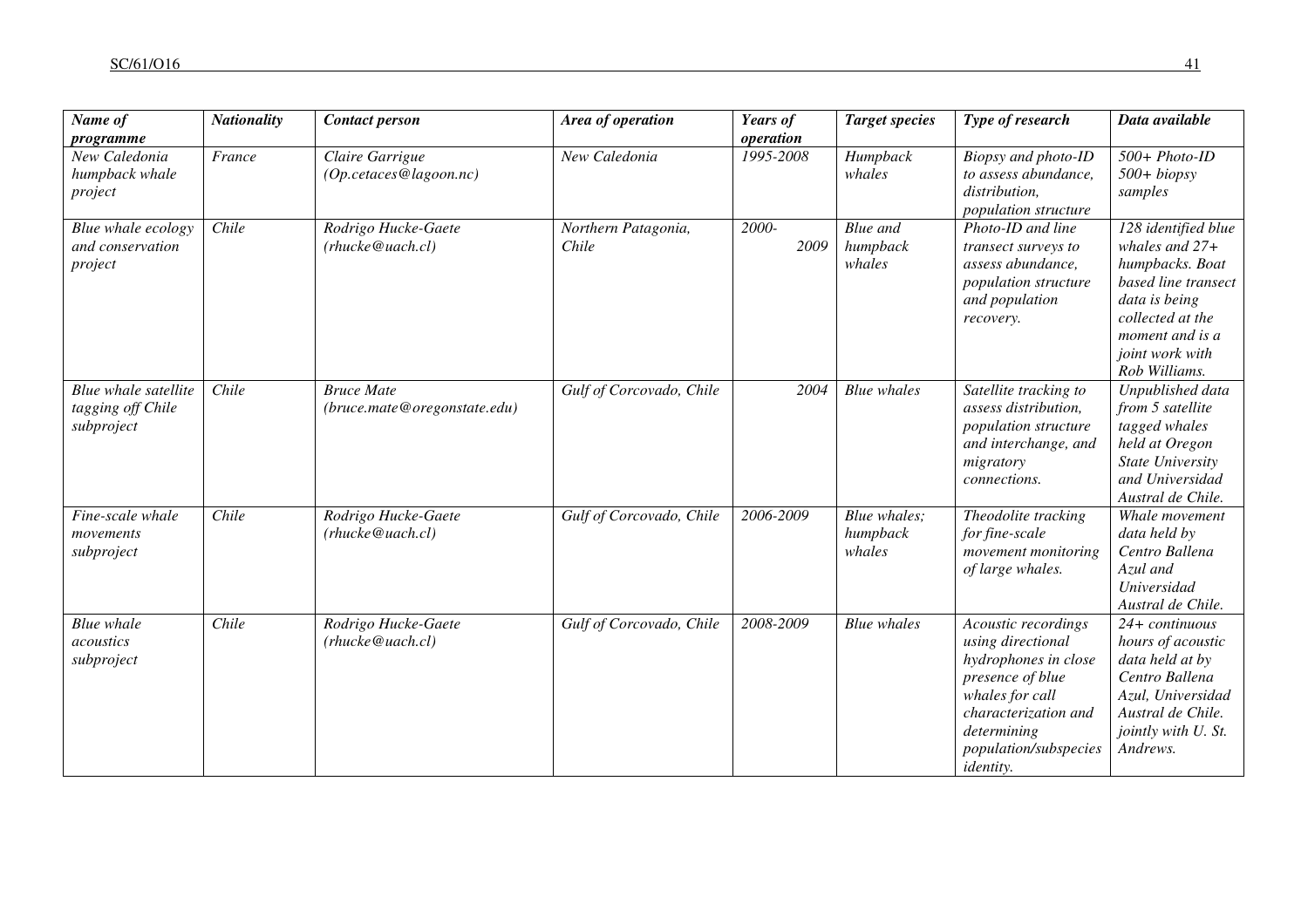| *Name of programme* | *Nationality* | *Contact person* | *Area of operation* | *Years of operation* | *Target species* | *Type of research* | *Data available* |
|---|---|---|---|---|---|---|---|
| *New Caledonia humpback whale project* | *France* | *Claire Garrigue (Op.cetaces@lagoon.nc)* | *New Caledonia* | *1995-2008* | *Humpback whales* | *Biopsy and photo-ID to assess abundance, distribution, population structure* | *500+ Photo-ID 500+ biopsy samples* |
| *Blue whale ecology and conservation project* | *Chile* | *Rodrigo Hucke-Gaete (rhucke@uach.cl)* | *Northern Patagonia, Chile* | *2000-2009* | *Blue and humpback whales* | *Photo-ID and line transect surveys to assess abundance, population structure and population recovery.* | *128 identified blue whales and 27+ humpbacks. Boat based line transect data is being collected at the moment and is a joint work with Rob Williams.* |
| *Blue whale satellite tagging off Chile subproject* | *Chile* | *Bruce Mate (bruce.mate@oregonstate.edu)* | *Gulf of Corcovado, Chile* | *2004* | *Blue whales* | *Satellite tracking to assess distribution, population structure and interchange, and migratory connections.* | *Unpublished data from 5 satellite tagged whales held at Oregon State University and Universidad Austral de Chile.* |
| *Fine-scale whale movements subproject* | *Chile* | *Rodrigo Hucke-Gaete (rhucke@uach.cl)* | *Gulf of Corcovado, Chile* | *2006-2009* | *Blue whales; humpback whales* | *Theodolite tracking for fine-scale movement monitoring of large whales.* | *Whale movement data held by Centro Ballena Azul and Universidad Austral de Chile.* |
| *Blue whale acoustics subproject* | *Chile* | *Rodrigo Hucke-Gaete (rhucke@uach.cl)* | *Gulf of Corcovado, Chile* | *2008-2009* | *Blue whales* | *Acoustic recordings using directional hydrophones in close presence of blue whales for call characterization and determining population/subspecies identity.* | *24+ continuous hours of acoustic data held at by Centro Ballena Azul, Universidad Austral de Chile. jointly with U. St. Andrews.* |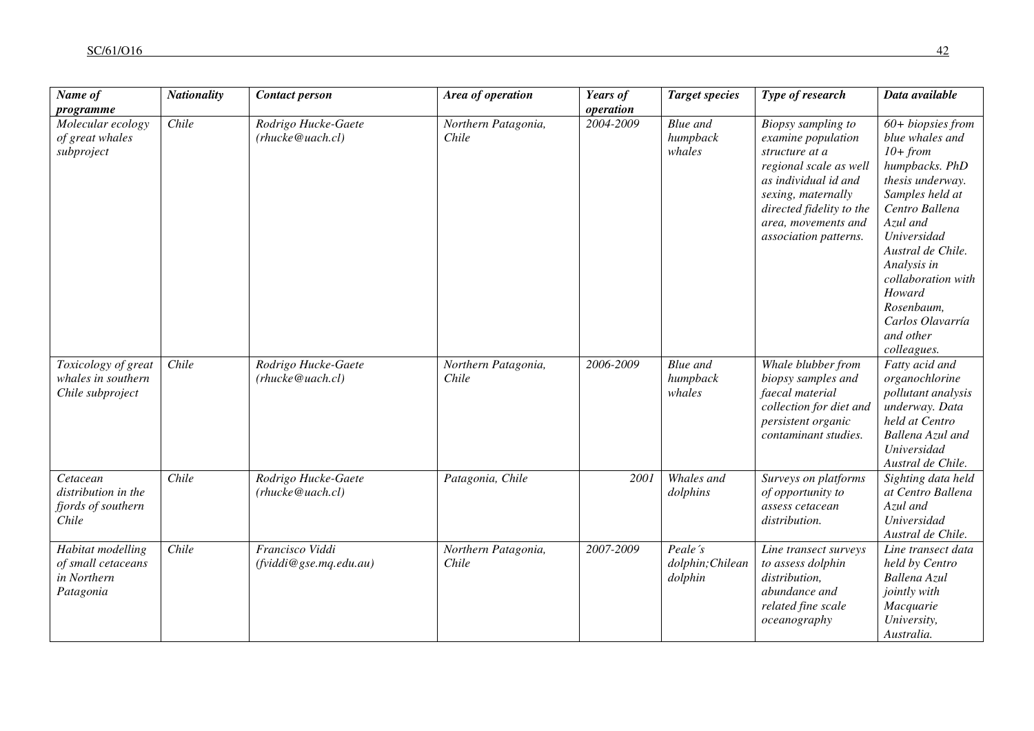| *Name of programme* | *Nationality* | *Contact person* | *Area of operation* | *Years of operation* | *Target species* | *Type of research* | *Data available* |
|---|---|---|---|---|---|---|---|
| *Molecular ecology of great whales subproject* | *Chile* | *Rodrigo Hucke-Gaete (rhucke@uach.cl)* | *Northern Patagonia, Chile* | *2004-2009* | *Blue and humpback whales* | *Biopsy sampling to examine population structure at a regional scale as well as individual id and sexing, maternally directed fidelity to the area, movements and association patterns.* | *60+ biopsies from blue whales and 10+ from humpbacks. PhD thesis underway. Samples held at Centro Ballena Azul and Universidad Austral de Chile. Analysis in collaboration with Howard Rosenbaum, Carlos Olavarría and other colleagues.* |
| *Toxicology of great whales in southern Chile subproject* | *Chile* | *Rodrigo Hucke-Gaete (rhucke@uach.cl)* | *Northern Patagonia, Chile* | *2006-2009* | *Blue and humpback whales* | *Whale blubber from biopsy samples and faecal material collection for diet and persistent organic contaminant studies.* | *Fatty acid and organochlorine pollutant analysis underway. Data held at Centro Ballena Azul and Universidad Austral de Chile.* |
| *Cetacean distribution in the fjords of southern Chile* | *Chile* | *Rodrigo Hucke-Gaete (rhucke@uach.cl)* | *Patagonia, Chile* | *2001* | *Whales and dolphins* | *Surveys on platforms of opportunity to assess cetacean distribution.* | *Sighting data held at Centro Ballena Azul and Universidad Austral de Chile.* |
| *Habitat modelling of small cetaceans in Northern Patagonia* | *Chile* | *Francisco Viddi (fviddi@gse.mq.edu.au)* | *Northern Patagonia, Chile* | *2007-2009* | *Peale´s dolphin;Chilean dolphin* | *Line transect surveys to assess dolphin distribution, abundance and related fine scale oceanography* | *Line transect data held by Centro Ballena Azul jointly with Macquarie University, Australia.* |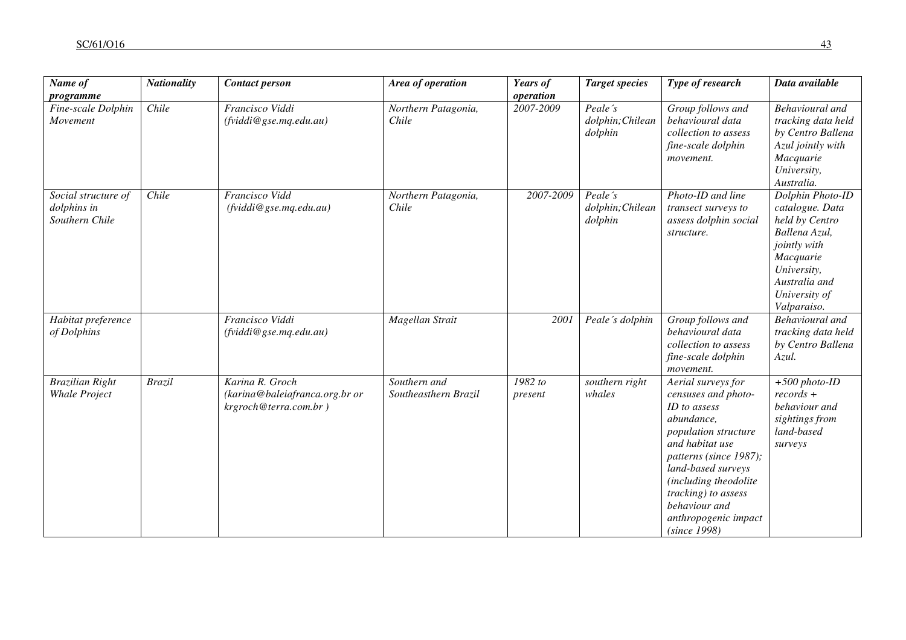| *Name of programme* | *Nationality* | *Contact person* | *Area of operation* | *Years of operation* | *Target species* | *Type of research* | *Data available* |
|---|---|---|---|---|---|---|---|
| *Fine-scale Dolphin Movement* | *Chile* | *Francisco Viddi (fviddi@gse.mq.edu.au)* | *Northern Patagonia, Chile* | *2007-2009* | *Peale´s dolphin;Chilean dolphin* | *Group follows and behavioural data collection to assess fine-scale dolphin movement.* | *Behavioural and tracking data held by Centro Ballena Azul jointly with Macquarie University, Australia.* |
| *Social structure of dolphins in Southern Chile* | *Chile* | *Francisco Vidd (fviddi@gse.mq.edu.au)* | *Northern Patagonia, Chile* | *2007-2009* | *Peale´s dolphin;Chilean dolphin* | *Photo-ID and line transect surveys to assess dolphin social structure.* | *Dolphin Photo-ID catalogue. Data held by Centro Ballena Azul, jointly with Macquarie University, Australia and University of Valparaiso.* |
| *Habitat preference of Dolphins* | | *Francisco Viddi (fviddi@gse.mq.edu.au)* | *Magellan Strait* | *2001* | *Peale´s dolphin* | *Group follows and behavioural data collection to assess fine-scale dolphin movement.* | *Behavioural and tracking data held by Centro Ballena Azul.* |
| *Brazilian Right Whale Project* | *Brazil* | *Karina R. Groch (karina@baleiafranca.org.br or krgroch@terra.com.br )* | *Southern and Southeasthern Brazil* | *1982 to present* | *southern right whales* | *Aerial surveys for censuses and photo-ID to assess abundance, population structure and habitat use patterns (since 1987); land-based surveys (including theodolite tracking) to assess behaviour and anthropogenic impact (since 1998)* | *+500 photo-ID records + behaviour and sightings from land-based surveys* |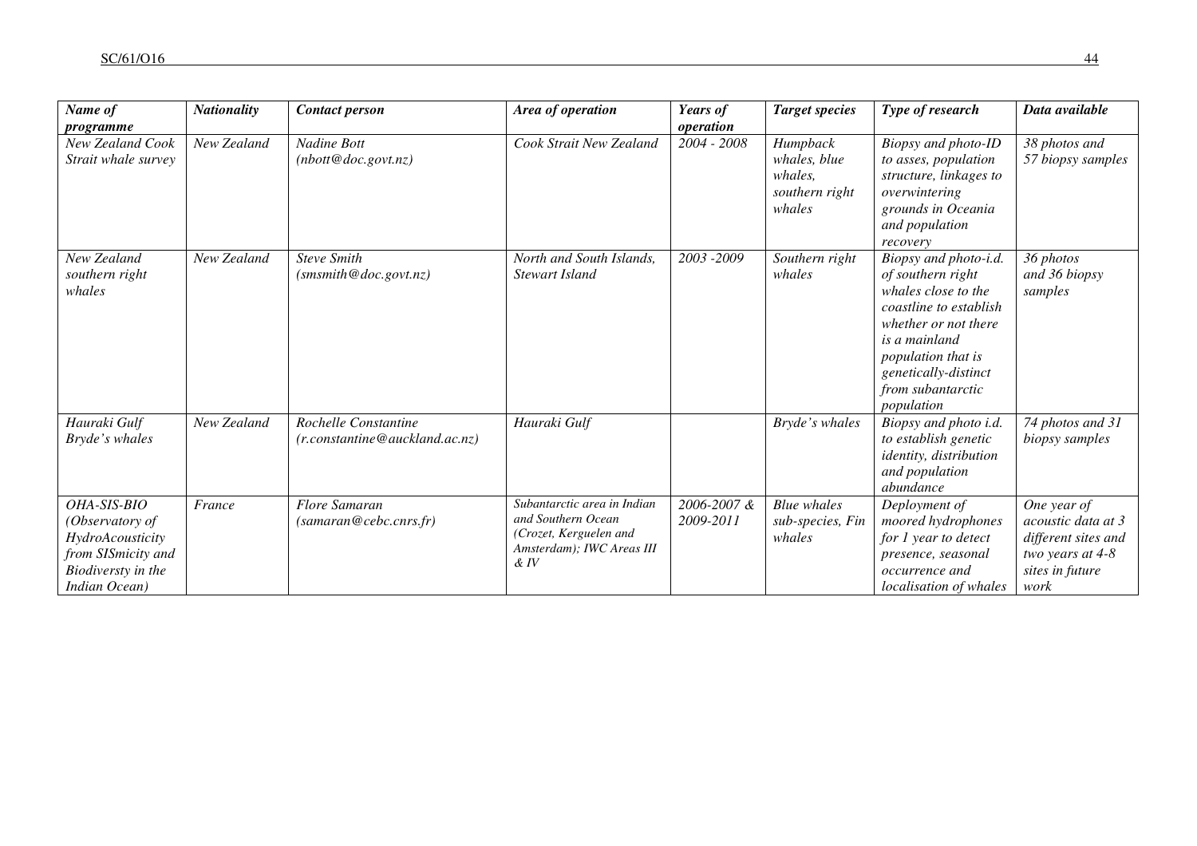| *Name of programme* | *Nationality* | *Contact person* | *Area of operation* | *Years of operation* | *Target species* | *Type of research* | *Data available* |
|---|---|---|---|---|---|---|---|
| *New Zealand Cook Strait whale survey* | *New Zealand* | *Nadine Bott (nbott@doc.govt.nz)* | *Cook Strait New Zealand* | *2004 - 2008* | *Humpback whales, blue whales, southern right whales* | *Biopsy and photo-ID to asses, population structure, linkages to overwintering grounds in Oceania and population recovery* | *38 photos and 57 biopsy samples* |
| *New Zealand southern right whales* | *New Zealand* | *Steve Smith (smsmith@doc.govt.nz)* | *North and South Islands, Stewart Island* | *2003 -2009* | *Southern right whales* | *Biopsy and photo-i.d. of southern right whales close to the coastline to establish whether or not there is a mainland population that is genetically-distinct from subantarctic population* | *36 photos and 36 biopsy samples* |
| *Hauraki Gulf Bryde's whales* | *New Zealand* | *Rochelle Constantine (r.constantine@auckland.ac.nz)* | *Hauraki Gulf* | | *Bryde's whales* | *Biopsy and photo i.d. to establish genetic identity, distribution and population abundance* | *74 photos and 31 biopsy samples* |
| *OHA-SIS-BIO (Observatory of HydroAcousticity from SISmicity and Biodiversty in the Indian Ocean)* | *France* | *Flore Samaran (samaran@cebc.cnrs.fr)* | *Subantarctic area in Indian and Southern Ocean (Crozet, Kerguelen and Amsterdam); IWC Areas III & IV* | *2006-2007 & 2009-2011* | *Blue whales sub-species, Fin whales* | *Deployment of moored hydrophones for 1 year to detect presence, seasonal occurrence and localisation of whales* | *One year of acoustic data at 3 different sites and two years at 4-8 sites in future work* |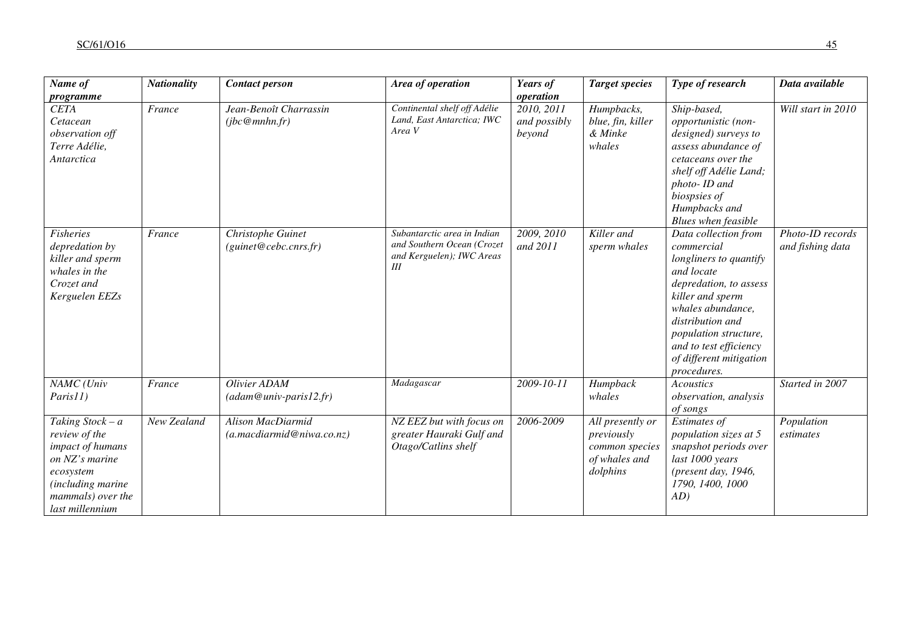| *Name of programme* | *Nationality* | *Contact person* | *Area of operation* | *Years of operation* | *Target species* | *Type of research* | *Data available* |
|---|---|---|---|---|---|---|---|
| *CETA Cetacean observation off Terre Adélie, Antarctica* | *France* | *Jean-Benoît Charrassin (jbc@mnhn.fr)* | *Continental shelf off Adélie Land, East Antarctica; IWC Area V* | *2010, 2011 and possibly beyond* | *Humpbacks, blue, fin, killer & Minke whales* | *Ship-based, opportunistic (non-designed) surveys to assess abundance of cetaceans over the shelf off Adélie Land; photo- ID and biospsies of Humpbacks and Blues when feasible* | *Will start in 2010* |
| *Fisheries depredation by killer and sperm whales in the Crozet and Kerguelen EEZs* | *France* | *Christophe Guinet (guinet@cebc.cnrs.fr)* | *Subantarctic area in Indian and Southern Ocean (Crozet and Kerguelen); IWC Areas III* | *2009, 2010 and 2011* | *Killer and sperm whales* | *Data collection from commercial longliners to quantify and locate depredation, to assess killer and sperm whales abundance, distribution and population structure, and to test efficiency of different mitigation procedures.* | *Photo-ID records and fishing data* |
| *NAMC (Univ Paris11)* | *France* | *Olivier ADAM (adam@univ-paris12.fr)* | *Madagascar* | *2009-10-11* | *Humpback whales* | *Acoustics observation, analysis of songs* | *Started in 2007* |
| *Taking Stock – a review of the impact of humans on NZ's marine ecosystem (including marine mammals) over the last millennium* | *New Zealand* | *Alison MacDiarmid (a.macdiarmid@niwa.co.nz)* | *NZ EEZ but with focus on greater Hauraki Gulf and Otago/Catlins shelf* | *2006-2009* | *All presently or previously common species of whales and dolphins* | *Estimates of population sizes at 5 snapshot periods over last 1000 years (present day, 1946, 1790, 1400, 1000 AD)* | *Population estimates* |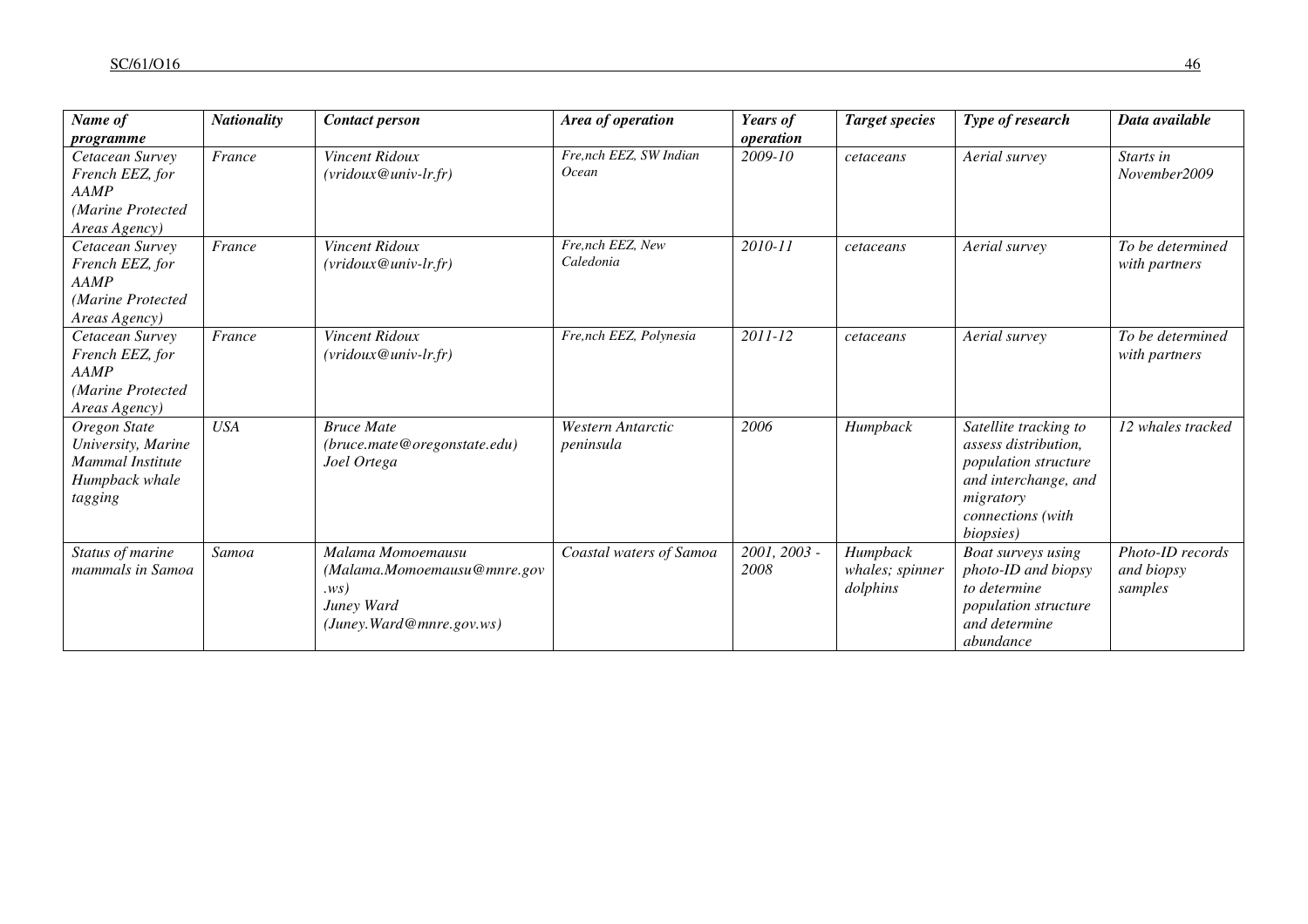| *Name of programme* | *Nationality* | *Contact person* | *Area of operation* | *Years of operation* | *Target species* | *Type of research* | *Data available* |
|---|---|---|---|---|---|---|---|
| *Cetacean Survey French EEZ, for AAMP (Marine Protected Areas Agency)* | *France* | *Vincent Ridoux (vridoux@univ-lr.fr)* | *Fre,nch EEZ, SW Indian Ocean* | *2009-10* | *cetaceans* | *Aerial survey* | *Starts in November2009* |
| *Cetacean Survey French EEZ, for AAMP (Marine Protected Areas Agency)* | *France* | *Vincent Ridoux (vridoux@univ-lr.fr)* | *Fre,nch EEZ, New Caledonia* | *2010-11* | *cetaceans* | *Aerial survey* | *To be determined with partners* |
| *Cetacean Survey French EEZ, for AAMP (Marine Protected Areas Agency)* | *France* | *Vincent Ridoux (vridoux@univ-lr.fr)* | *Fre,nch EEZ, Polynesia* | *2011-12* | *cetaceans* | *Aerial survey* | *To be determined with partners* |
| *Oregon State University, Marine Mammal Institute Humpback whale tagging* | *USA* | *Bruce Mate (bruce.mate@oregonstate.edu) Joel Ortega* | *Western Antarctic peninsula* | *2006* | *Humpback* | *Satellite tracking to assess distribution, population structure and interchange, and migratory connections (with biopsies)* | *12 whales tracked* |
| *Status of marine mammals in Samoa* | *Samoa* | *Malama Momoemausu (Malama.Momoemausu@mnre.gov.ws) Juney Ward (Juney.Ward@mnre.gov.ws)* | *Coastal waters of Samoa* | *2001, 2003 - 2008* | *Humpback whales; spinner dolphins* | *Boat surveys using photo-ID and biopsy to determine population structure and determine abundance* | *Photo-ID records and biopsy samples* |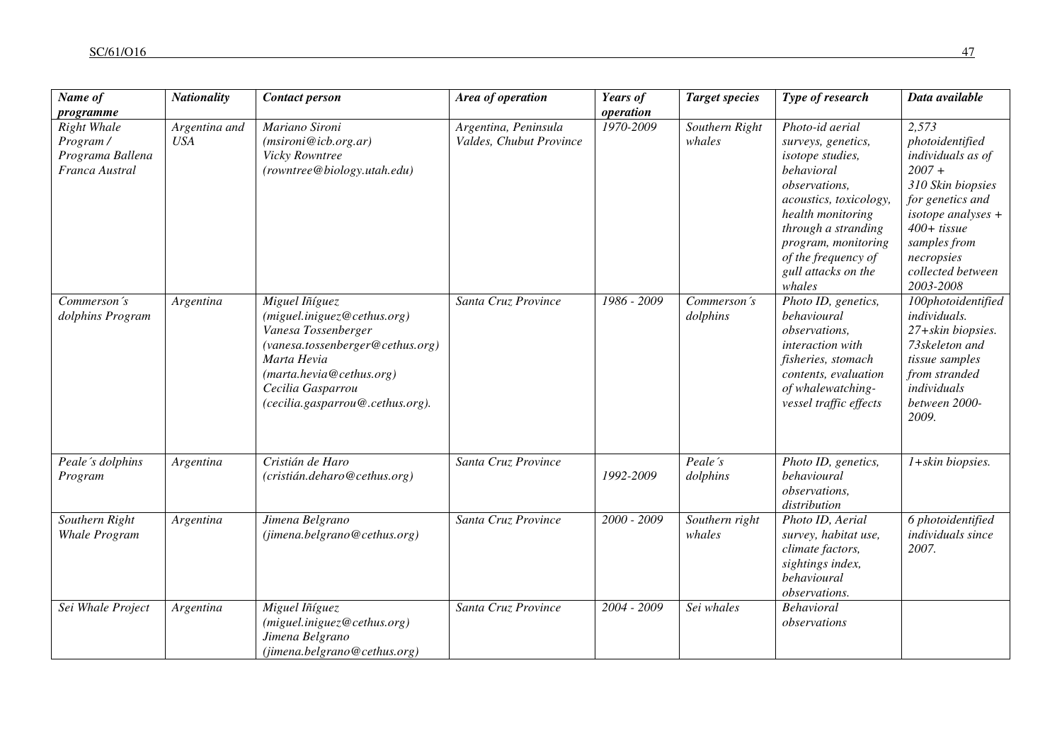| *Name of programme* | *Nationality* | *Contact person* | *Area of operation* | *Years of operation* | *Target species* | *Type of research* | *Data available* |
|---|---|---|---|---|---|---|---|
| *Right Whale Program / Programa Ballena Franca Austral* | *Argentina and USA* | *Mariano Sironi (msironi@icb.org.ar) Vicky Rowntree (rowntree@biology.utah.edu)* | *Argentina, Peninsula Valdes, Chubut Province* | *1970-2009* | *Southern Right whales* | *Photo-id aerial surveys, genetics, isotope studies, behavioral observations, acoustics, toxicology, health monitoring through a stranding program, monitoring of the frequency of gull attacks on the whales* | *2,573 photoidentified individuals as of 2007 + 310 Skin biopsies for genetics and isotope analyses + 400+ tissue samples from necropsies collected between 2003-2008* |
| *Commerson´s dolphins Program* | *Argentina* | *Miguel Iñíguez (miguel.iniguez@cethus.org) Vanesa Tossenberger (vanesa.tossenberger@cethus.org) Marta Hevia (marta.hevia@cethus.org) Cecilia Gasparrou (cecilia.gasparrou@.cethus.org).* | *Santa Cruz Province* | *1986 - 2009* | *Commerson´s dolphins* | *Photo ID, genetics, behavioural observations, interaction with fisheries, stomach contents, evaluation of whalewatching-vessel traffic effects* | *100photoidentified individuals. 27+skin biopsies. 73skeleton and tissue samples from stranded individuals between 2000-2009.* |
| *Peale´s dolphins Program* | *Argentina* | *Cristián de Haro (cristián.deharo@cethus.org)* | *Santa Cruz Province* | *1992-2009* | *Peale´s dolphins* | *Photo ID, genetics, behavioural observations, distribution* | *1+skin biopsies.* |
| *Southern Right Whale Program* | *Argentina* | *Jimena Belgrano (jimena.belgrano@cethus.org)* | *Santa Cruz Province* | *2000 - 2009* | *Southern right whales* | *Photo ID, Aerial survey, habitat use, climate factors, sightings index, behavioural observations.* | *6 photoidentified individuals since 2007.* |
| *Sei Whale Project* | *Argentina* | *Miguel Iñíguez (miguel.iniguez@cethus.org) Jimena Belgrano (jimena.belgrano@cethus.org)* | *Santa Cruz Province* | *2004 - 2009* | *Sei whales* | *Behavioral observations* | |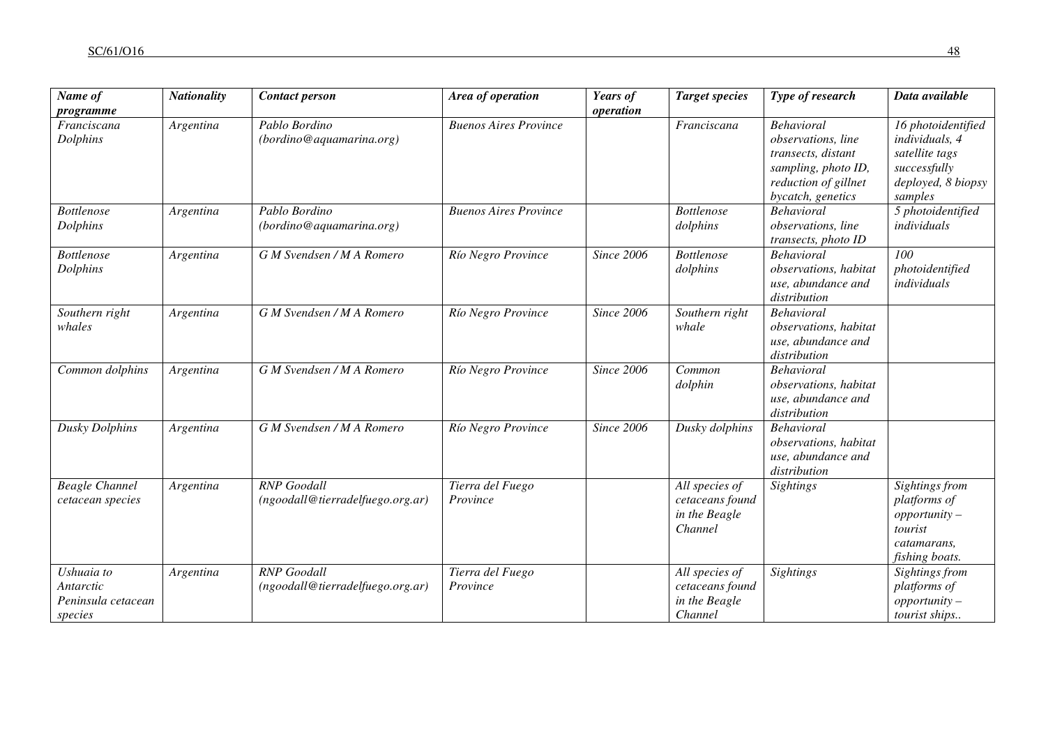| *Name of programme* | *Nationality* | *Contact person* | *Area of operation* | *Years of operation* | *Target species* | *Type of research* | *Data available* |
|---|---|---|---|---|---|---|---|
| *Franciscana Dolphins* | *Argentina* | *Pablo Bordino (bordino@aquamarina.org)* | *Buenos Aires Province* | | *Franciscana* | *Behavioral observations, line transects, distant sampling, photo ID, reduction of gillnet bycatch, genetics* | *16 photoidentified individuals, 4 satellite tags successfully deployed, 8 biopsy samples* |
| *Bottlenose Dolphins* | *Argentina* | *Pablo Bordino (bordino@aquamarina.org)* | *Buenos Aires Province* | | *Bottlenose dolphins* | *Behavioral observations, line transects, photo ID* | *5 photoidentified individuals* |
| *Bottlenose Dolphins* | *Argentina* | *G M Svendsen / M A Romero* | *Río Negro Province* | *Since 2006* | *Bottlenose dolphins* | *Behavioral observations, habitat use, abundance and distribution* | *100 photoidentified individuals* |
| *Southern right whales* | *Argentina* | *G M Svendsen / M A Romero* | *Río Negro Province* | *Since 2006* | *Southern right whale* | *Behavioral observations, habitat use, abundance and distribution* | |
| *Common dolphins* | *Argentina* | *G M Svendsen / M A Romero* | *Río Negro Province* | *Since 2006* | *Common dolphin* | *Behavioral observations, habitat use, abundance and distribution* | |
| *Dusky Dolphins* | *Argentina* | *G M Svendsen / M A Romero* | *Río Negro Province* | *Since 2006* | *Dusky dolphins* | *Behavioral observations, habitat use, abundance and distribution* | |
| *Beagle Channel cetacean species* | *Argentina* | *RNP Goodall (ngoodall@tierradelfuego.org.ar)* | *Tierra del Fuego Province* | | *All species of cetaceans found in the Beagle Channel* | *Sightings* | *Sightings from platforms of opportunity – tourist catamarans, fishing boats.* |
| *Ushuaia to Antarctic Peninsula cetacean species* | *Argentina* | *RNP Goodall (ngoodall@tierradelfuego.org.ar)* | *Tierra del Fuego Province* | | *All species of cetaceans found in the Beagle Channel* | *Sightings* | *Sightings from platforms of opportunity – tourist ships..* |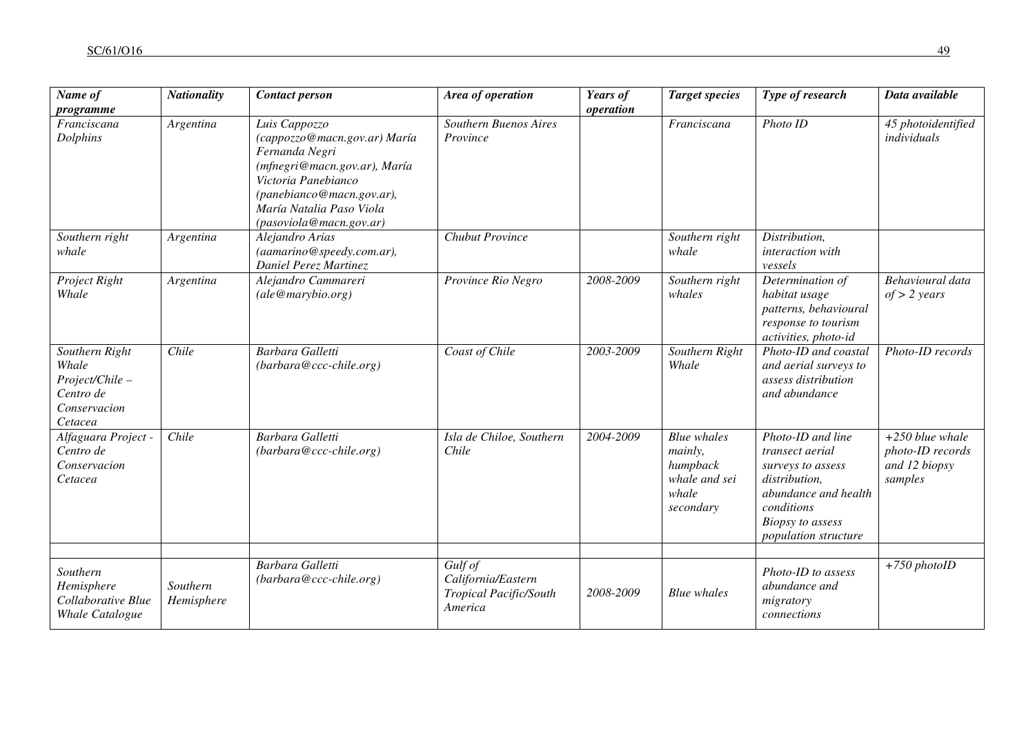| Name of programme | Nationality | Contact person | Area of operation | Years of operation | Target species | Type of research | Data available |
|---|---|---|---|---|---|---|---|
| *Franciscana Dolphins* | *Argentina* | *Luis Cappozzo (cappozzo@macn.gov.ar) María Fernanda Negri (mfnegri@macn.gov.ar), María Victoria Panebianco (panebianco@macn.gov.ar), María Natalia Paso Viola (pasoviola@macn.gov.ar)* | *Southern Buenos Aires Province* | | *Franciscana* | *Photo ID* | *45 photoidentified individuals* |
| *Southern right whale* | *Argentina* | *Alejandro Arias (aamarino@speedy.com.ar), Daniel Perez Martinez* | *Chubut Province* | | *Southern right whale* | *Distribution, interaction with vessels* | |
| *Project Right Whale* | *Argentina* | *Alejandro Cammareri (ale@marybio.org)* | *Province Rio Negro* | *2008-2009* | *Southern right whales* | *Determination of habitat usage patterns, behavioural response to tourism activities, photo-id* | *Behavioural data of > 2 years* |
| *Southern Right Whale Project/Chile – Centro de Conservacion Cetacea* | *Chile* | *Barbara Galletti (barbara@ccc-chile.org)* | *Coast of Chile* | *2003-2009* | *Southern Right Whale* | *Photo-ID and coastal and aerial surveys to assess distribution and abundance* | *Photo-ID records* |
| *Alfaguara Project - Centro de Conservacion Cetacea* | *Chile* | *Barbara Galletti (barbara@ccc-chile.org)* | *Isla de Chiloe, Southern Chile* | *2004-2009* | *Blue whales mainly, humpback whale and sei whale secondary* | *Photo-ID and line transect aerial surveys to assess distribution, abundance and health conditions Biopsy to assess population structure* | *+250 blue whale photo-ID records and 12 biopsy samples* |
| | | | | | | | |
| *Southern Hemisphere Collaborative Blue Whale Catalogue* | *Southern Hemisphere* | *Barbara Galletti (barbara@ccc-chile.org)* | *Gulf of California/Eastern Tropical Pacific/South America* | *2008-2009* | *Blue whales* | *Photo-ID to assess abundance and migratory connections* | *+750 photoID* |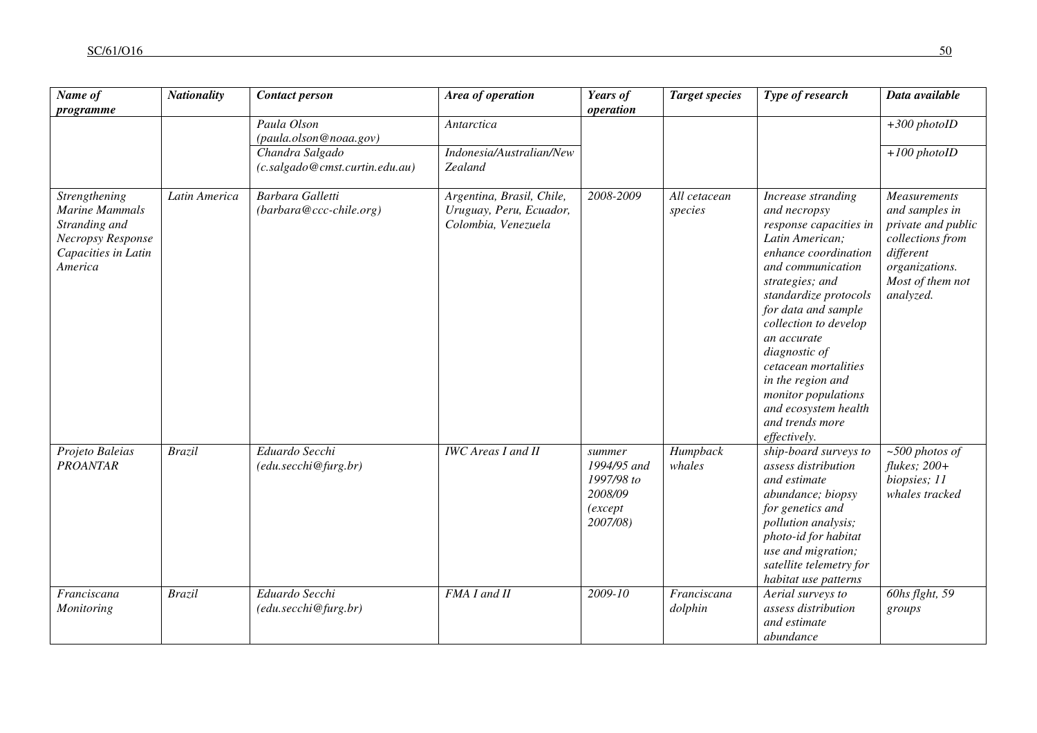| *Name of programme* | *Nationality* | *Contact person* | *Area of operation* | *Years of operation* | *Target species* | *Type of research* | *Data available* |
|---|---|---|---|---|---|---|---|
| | | *Paula Olson (paula.olson@noaa.gov)* | *Antarctica* | | | | *+300 photoID* |
| | | *Chandra Salgado (c.salgado@cmst.curtin.edu.au)* | *Indonesia/Australian/New Zealand* | | | | *+100 photoID* |
| *Strengthening Marine Mammals Stranding and Necropsy Response Capacities in Latin America* | *Latin America* | *Barbara Galletti (barbara@ccc-chile.org)* | *Argentina, Brasil, Chile, Uruguay, Peru, Ecuador, Colombia, Venezuela* | *2008-2009* | *All cetacean species* | *Increase stranding and necropsy response capacities in Latin American; enhance coordination and communication strategies; and standardize protocols for data and sample collection to develop an accurate diagnostic of cetacean mortalities in the region and monitor populations and ecosystem health and trends more effectively.* | *Measurements and samples in private and public collections from different organizations. Most of them not analyzed.* |
| *Projeto Baleias PROANTAR* | *Brazil* | *Eduardo Secchi (edu.secchi@furg.br)* | *IWC Areas I and II* | *summer 1994/95 and 1997/98 to 2008/09 (except 2007/08)* | *Humpback whales* | *ship-board surveys to assess distribution and estimate abundance; biopsy for genetics and pollution analysis; photo-id for habitat use and migration; satellite telemetry for habitat use patterns* | *~500 photos of flukes; 200+ biopsies; 11 whales tracked* |
| *Franciscana Monitoring* | *Brazil* | *Eduardo Secchi (edu.secchi@furg.br)* | *FMA I and II* | *2009-10* | *Franciscana dolphin* | *Aerial surveys to assess distribution and estimate abundance* | *60hs flght, 59 groups* |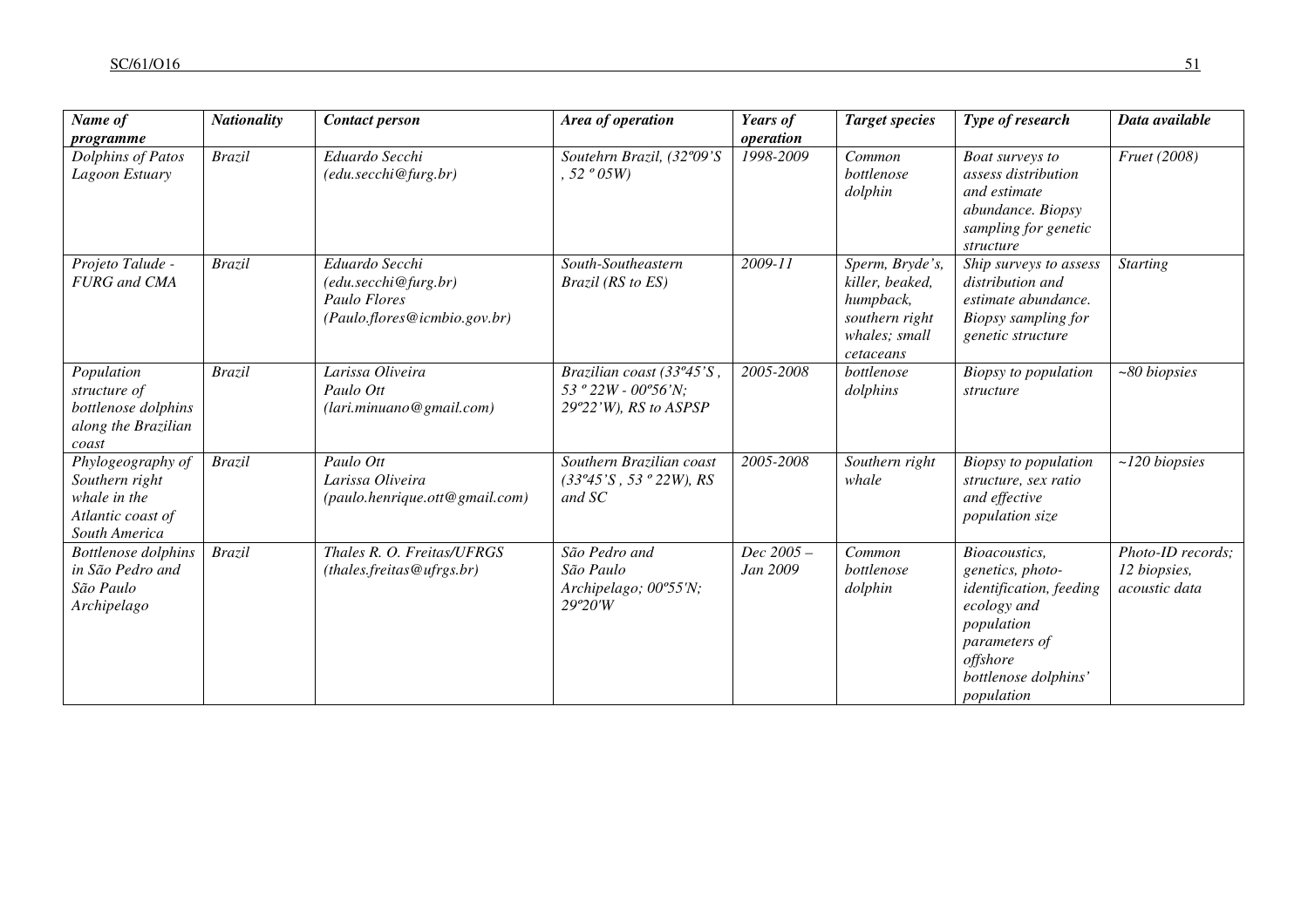| *Name of programme* | *Nationality* | *Contact person* | *Area of operation* | *Years of operation* | *Target species* | *Type of research* | *Data available* |
|---|---|---|---|---|---|---|---|
| *Dolphins of Patos Lagoon Estuary* | *Brazil* | *Eduardo Secchi (edu.secchi@furg.br)* | *Soutehrn Brazil, (32º09'S , 52 º 05W)* | *1998-2009* | *Common bottlenose dolphin* | *Boat surveys to assess distribution and estimate abundance. Biopsy sampling for genetic structure* | *Fruet (2008)* |
| *Projeto Talude - FURG and CMA* | *Brazil* | *Eduardo Secchi (edu.secchi@furg.br) Paulo Flores (Paulo.flores@icmbio.gov.br)* | *South-Southeastern Brazil (RS to ES)* | *2009-11* | *Sperm, Bryde's, killer, beaked, humpback, southern right whales; small cetaceans* | *Ship surveys to assess distribution and estimate abundance. Biopsy sampling for genetic structure* | *Starting* |
| *Population structure of bottlenose dolphins along the Brazilian coast* | *Brazil* | *Larissa Oliveira Paulo Ott (lari.minuano@gmail.com)* | *Brazilian coast (33º45'S , 53 º 22W - 00º56'N; 29º22'W), RS to ASPSP* | *2005-2008* | *bottlenose dolphins* | *Biopsy to population structure* | *~80 biopsies* |
| *Phylogeography of Southern right whale in the Atlantic coast of South America* | *Brazil* | *Paulo Ott Larissa Oliveira (paulo.henrique.ott@gmail.com)* | *Southern Brazilian coast (33º45'S , 53 º 22W), RS and SC* | *2005-2008* | *Southern right whale* | *Biopsy to population structure, sex ratio and effective population size* | *~120 biopsies* |
| *Bottlenose dolphins in São Pedro and São Paulo Archipelago* | *Brazil* | *Thales R. O. Freitas/UFRGS (thales.freitas@ufrgs.br)* | *São Pedro and São Paulo Archipelago; 00º55'N; 29º20'W* | *Dec 2005 – Jan 2009* | *Common bottlenose dolphin* | *Bioacoustics, genetics, photo-identification, feeding ecology and population parameters of offshore bottlenose dolphins' population* | *Photo-ID records; 12 biopsies, acoustic data* |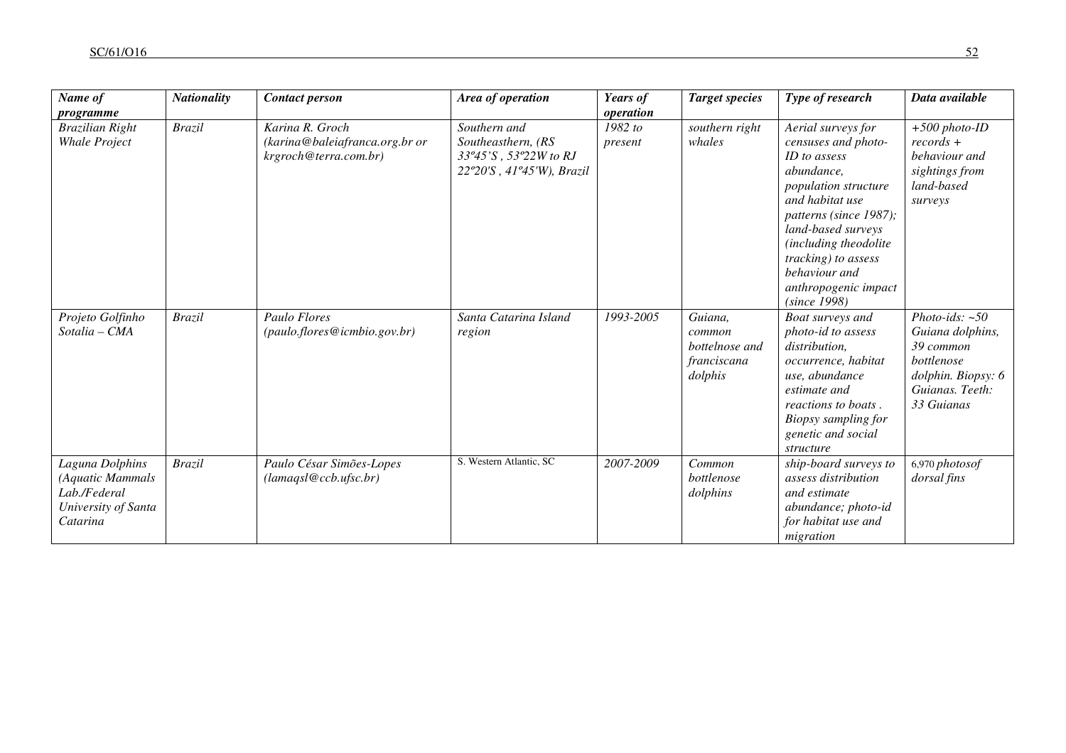| *Name of programme* | *Nationality* | *Contact person* | *Area of operation* | *Years of operation* | *Target species* | *Type of research* | *Data available* |
|---|---|---|---|---|---|---|---|
| *Brazilian Right Whale Project* | *Brazil* | *Karina R. Groch (karina@baleiafranca.org.br or krgroch@terra.com.br)* | *Southern and Southeasthern, (RS 33º45'S , 53º22W to RJ 22º20'S , 41º45'W), Brazil* | *1982 to present* | *southern right whales* | *Aerial surveys for censuses and photo-ID to assess abundance, population structure and habitat use patterns (since 1987); land-based surveys (including theodolite tracking) to assess behaviour and anthropogenic impact (since 1998)* | *+500 photo-ID records + behaviour and sightings from land-based surveys* |
| *Projeto Golfinho Sotalia – CMA* | *Brazil* | *Paulo Flores (paulo.flores@icmbio.gov.br)* | *Santa Catarina Island region* | *1993-2005* | *Guiana, common bottelnose and franciscana dolphis* | *Boat surveys and photo-id to assess distribution, occurrence, habitat use, abundance estimate and reactions to boats . Biopsy sampling for genetic and social structure* | *Photo-ids: ~50 Guiana dolphins, 39 common bottlenose dolphin. Biopsy: 6 Guianas. Teeth: 33 Guianas* |
| *Laguna Dolphins (Aquatic Mammals Lab./Federal University of Santa Catarina* | *Brazil* | *Paulo César Simões-Lopes (lamaqsl@ccb.ufsc.br)* | S. Western Atlantic, SC | *2007-2009* | *Common bottlenose dolphins* | *ship-board surveys to assess distribution and estimate abundance; photo-id for habitat use and migration* | 6,970 *photosof dorsal fins* |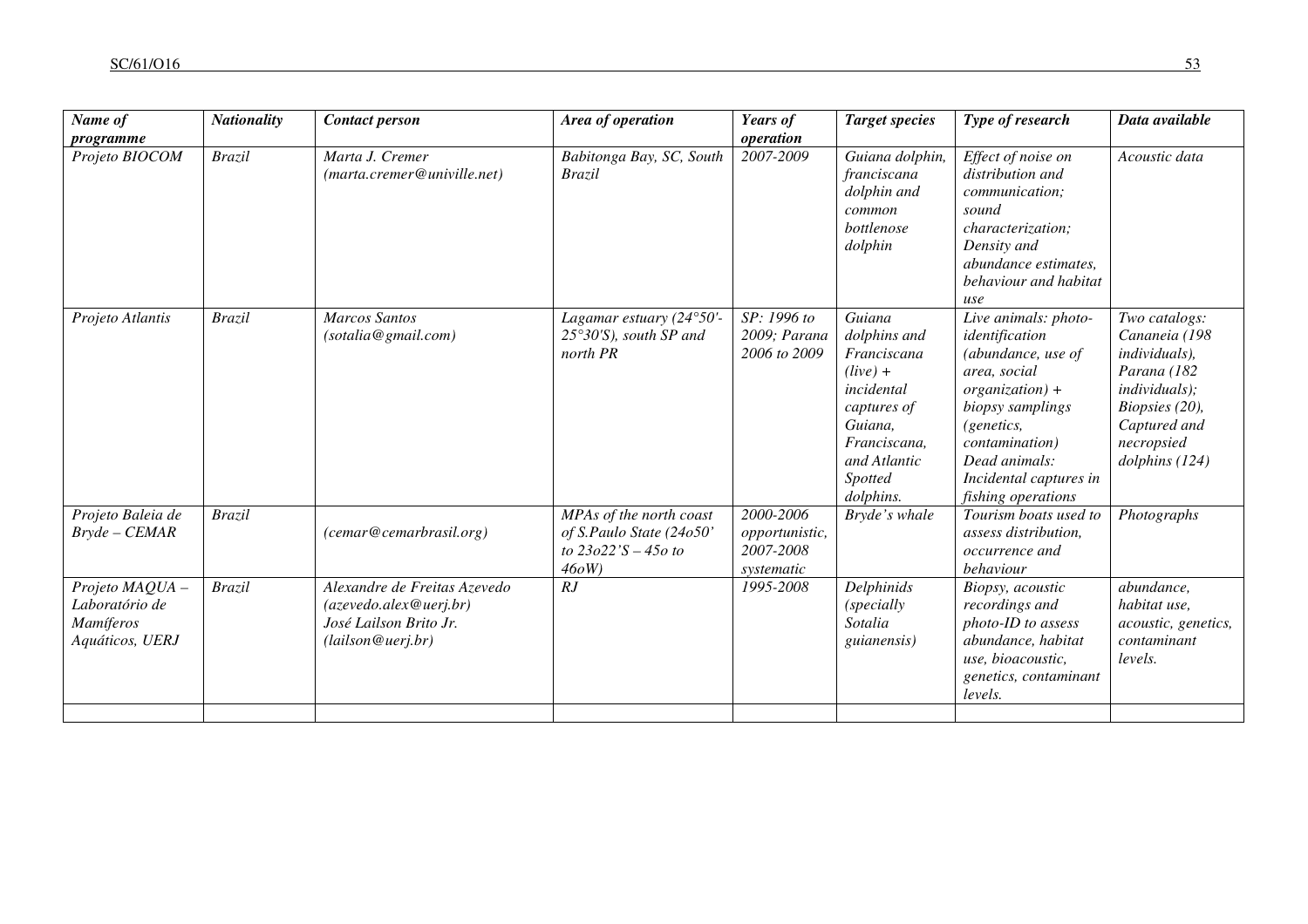| *Name of programme* | *Nationality* | *Contact person* | *Area of operation* | *Years of operation* | *Target species* | *Type of research* | *Data available* |
|---|---|---|---|---|---|---|---|
| *Projeto BIOCOM* | *Brazil* | *Marta J. Cremer (marta.cremer@univille.net)* | *Babitonga Bay, SC, South Brazil* | *2007-2009* | *Guiana dolphin, franciscana dolphin and common bottlenose dolphin* | *Effect of noise on distribution and communication; sound characterization; Density and abundance estimates, behaviour and habitat use* | *Acoustic data* |
| *Projeto Atlantis* | *Brazil* | *Marcos Santos (sotalia@gmail.com)* | *Lagamar estuary (24°50'-25°30'S), south SP and north PR* | *SP: 1996 to 2009; Parana 2006 to 2009* | *Guiana dolphins and Franciscana (live) + incidental captures of Guiana, Franciscana, and Atlantic Spotted dolphins.* | *Live animals: photo-identification (abundance, use of area, social organization) + biopsy samplings (genetics, contamination) Dead animals: Incidental captures in fishing operations* | *Two catalogs: Cananeia (198 individuals), Parana (182 individuals); Biopsies (20), Captured and necropsied dolphins (124)* |
| *Projeto Baleia de Bryde – CEMAR* | *Brazil* | *(cemar@cemarbrasil.org)* | *MPAs of the north coast of S.Paulo State (24o50' to 23o22'S – 45o to 46oW)* | *2000-2006 opportunistic, 2007-2008 systematic* | *Bryde's whale* | *Tourism boats used to assess distribution, occurrence and behaviour* | *Photographs* |
| *Projeto MAQUA – Laboratório de Mamíferos Aquáticos, UERJ* | *Brazil* | *Alexandre de Freitas Azevedo (azevedo.alex@uerj.br) José Lailson Brito Jr. (lailson@uerj.br)* | *RJ* | *1995-2008* | *Delphinids (specially Sotalia guianensis)* | *Biopsy, acoustic recordings and photo-ID to assess abundance, habitat use, bioacoustic, genetics, contaminant levels.* | *abundance, habitat use, acoustic, genetics, contaminant levels.* |
| | | | | | | | |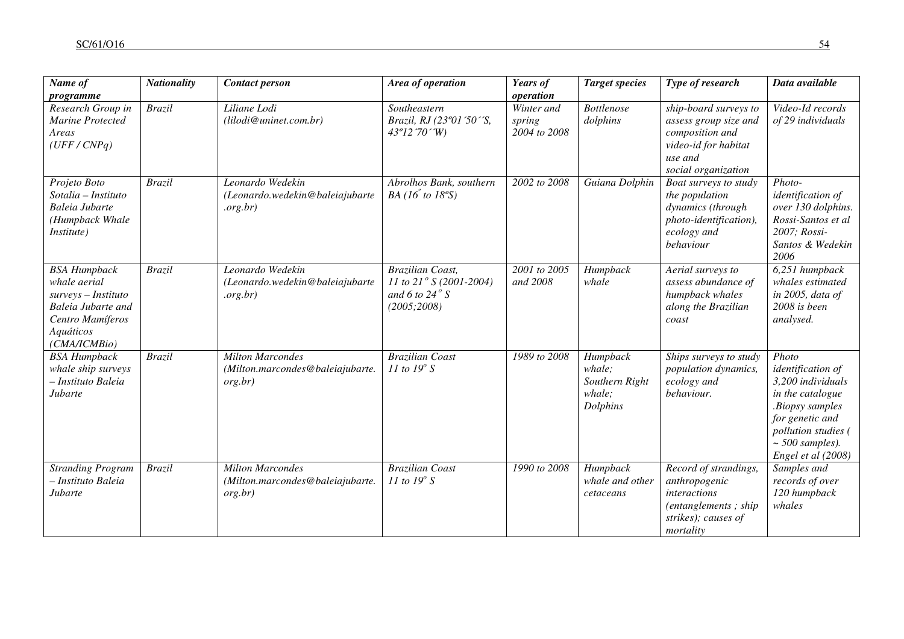| *Name of programme* | *Nationality* | *Contact person* | *Area of operation* | *Years of operation* | *Target species* | *Type of research* | *Data available* |
|---|---|---|---|---|---|---|---|
| *Research Group in Marine Protected Areas (UFF / CNPq)* | *Brazil* | *Liliane Lodi (lilodi@uninet.com.br)* | *Southeastern Brazil, RJ (23º01´50´´S, 43º12´70´´W)* | *Winter and spring 2004 to 2008* | *Bottlenose dolphins* | *ship-board surveys to assess group size and composition and video-id for habitat use and social organization* | *Video-Id records of 29 individuals* |
| *Projeto Boto Sotalia – Instituto Baleia Jubarte (Humpback Whale Institute)* | *Brazil* | *Leonardo Wedekin (Leonardo.wedekin@baleiajubarte.org.br)* | *Abrolhos Bank, southern BA (16º to 18ºS)* | *2002 to 2008* | *Guiana Dolphin* | *Boat surveys to study the population dynamics (through photo-identification), ecology and behaviour* | *Photo-identification of over 130 dolphins. Rossi-Santos et al 2007; Rossi-Santos & Wedekin 2006* |
| *BSA Humpback whale aerial surveys – Instituto Baleia Jubarte and Centro Mamíferos Aquáticos (CMA/ICMBio)* | *Brazil* | *Leonardo Wedekin (Leonardo.wedekin@baleiajubarte.org.br)* | *Brazilian Coast, 11 to 21º S (2001-2004) and 6 to 24º S (2005;2008)* | *2001 to 2005 and 2008* | *Humpback whale* | *Aerial surveys to assess abundance of humpback whales along the Brazilian coast* | *6,251 humpback whales estimated in 2005, data of 2008 is been analysed.* |
| *BSA Humpback whale ship surveys – Instituto Baleia Jubarte* | *Brazil* | *Milton Marcondes (Milton.marcondes@baleiajubarte.org.br)* | *Brazilian Coast 11 to 19º S* | *1989 to 2008* | *Humpback whale; Southern Right whale; Dolphins* | *Ships surveys to study population dynamics, ecology and behaviour.* | *Photo identification of 3,200 individuals in the catalogue .Biopsy samples for genetic and pollution studies ( ~ 500 samples). Engel et al (2008)* |
| *Stranding Program – Instituto Baleia Jubarte* | *Brazil* | *Milton Marcondes (Milton.marcondes@baleiajubarte.org.br)* | *Brazilian Coast 11 to 19º S* | *1990 to 2008* | *Humpback whale and other cetaceans* | *Record of strandings, anthropogenic interactions (entanglements ; ship strikes); causes of mortality* | *Samples and records of over 120 humpback whales* |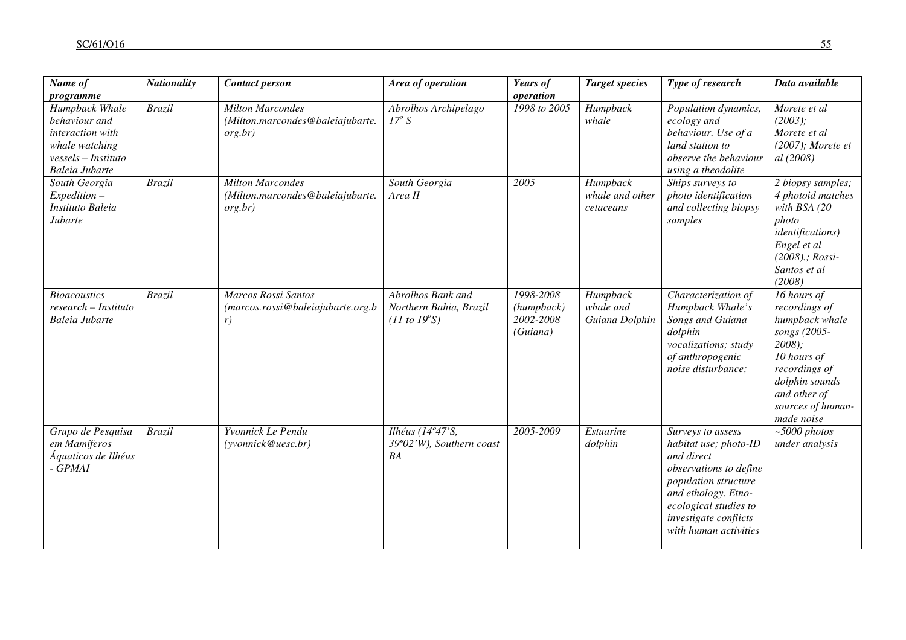| *Name of programme* | *Nationality* | *Contact person* | *Area of operation* | *Years of operation* | *Target species* | *Type of research* | *Data available* |
|---|---|---|---|---|---|---|---|
| *Humpback Whale behaviour and interaction with whale watching vessels – Instituto Baleia Jubarte* | *Brazil* | *Milton Marcondes (Milton.marcondes@baleiajubarte.org.br)* | *Abrolhos Archipelago 17º S* | *1998 to 2005* | *Humpback whale* | *Population dynamics, ecology and behaviour. Use of a land station to observe the behaviour using a theodolite* | *Morete et al (2003); Morete et al (2007); Morete et al (2008)* |
| *South Georgia Expedition – Instituto Baleia Jubarte* | *Brazil* | *Milton Marcondes (Milton.marcondes@baleiajubarte.org.br)* | *South Georgia Area II* | *2005* | *Humpback whale and other cetaceans* | *Ships surveys to photo identification and collecting biopsy samples* | *2 biopsy samples; 4 photoid matches with BSA (20 photo identifications) Engel et al (2008).; Rossi-Santos et al (2008)* |
| *Bioacoustics research – Instituto Baleia Jubarte* | *Brazil* | *Marcos Rossi Santos (marcos.rossi@baleiajubarte.org.br)* | *Abrolhos Bank and Northern Bahia, Brazil (11 to 19ºS)* | *1998-2008 (humpback) 2002-2008 (Guiana)* | *Humpback whale and Guiana Dolphin* | *Characterization of Humpback Whale's Songs and Guiana dolphin vocalizations; study of anthropogenic noise disturbance;* | *16 hours of recordings of humpback whale songs (2005-2008); 10 hours of recordings of dolphin sounds and other of sources of human-made noise* |
| *Grupo de Pesquisa em Mamíferos Áquaticos de Ilhéus - GPMAI* | *Brazil* | *Yvonnick Le Pendu (yvonnick@uesc.br)* | *Ilhéus (14º47'S, 39º02'W), Southern coast BA* | *2005-2009* | *Estuarine dolphin* | *Surveys to assess habitat use; photo-ID and direct observations to define population structure and ethology. Etno-ecological studies to investigate conflicts with human activities* | *~5000 photos under analysis* |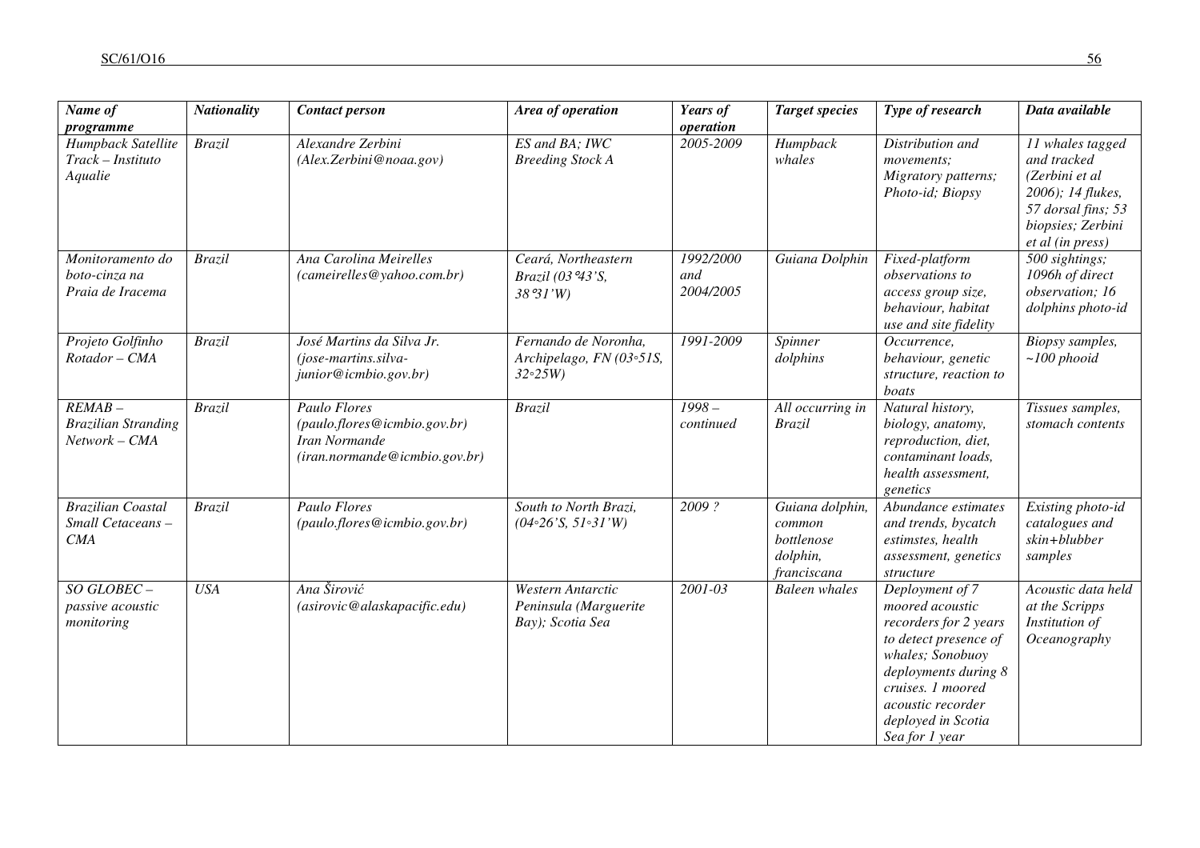| Name of programme | Nationality | Contact person | Area of operation | Years of operation | Target species | Type of research | Data available |
|---|---|---|---|---|---|---|---|
| Humpback Satellite Track – Instituto Aqualie | Brazil | Alexandre Zerbini (Alex.Zerbini@noaa.gov) | ES and BA; IWC Breeding Stock A | 2005-2009 | Humpback whales | Distribution and movements; Migratory patterns; Photo-id; Biopsy | 11 whales tagged and tracked (Zerbini et al 2006); 14 flukes, 57 dorsal fins; 53 biopsies; Zerbini et al (in press) |
| Monitoramento do boto-cinza na Praia de Iracema | Brazil | Ana Carolina Meirelles (cameirelles@yahoo.com.br) | Ceará, Northeastern Brazil (03°43'S, 38°31'W) | 1992/2000 and 2004/2005 | Guiana Dolphin | Fixed-platform observations to access group size, behaviour, habitat use and site fidelity | 500 sightings; 1096h of direct observation; 16 dolphins photo-id |
| Projeto Golfinho Rotador – CMA | Brazil | José Martins da Silva Jr. (jose-martins.silva-junior@icmbio.gov.br) | Fernando de Noronha, Archipelago, FN (03◦51S, 32◦25W) | 1991-2009 | Spinner dolphins | Occurrence, behaviour, genetic structure, reaction to boats | Biopsy samples, ~100 phooid |
| REMAB – Brazilian Stranding Network – CMA | Brazil | Paulo Flores (paulo.flores@icmbio.gov.br) Iran Normande (iran.normande@icmbio.gov.br) | Brazil | 1998 – continued | All occurring in Brazil | Natural history, biology, anatomy, reproduction, diet, contaminant loads, health assessment, genetics | Tissues samples, stomach contents |
| Brazilian Coastal Small Cetaceans – CMA | Brazil | Paulo Flores (paulo.flores@icmbio.gov.br) | South to North Brazi, (04◦26'S, 51◦31'W) | 2009 ? | Guiana dolphin, common bottlenose dolphin, franciscana | Abundance estimates and trends, bycatch estimstes, health assessment, genetics structure | Existing photo-id catalogues and skin+blubber samples |
| SO GLOBEC – passive acoustic monitoring | USA | Ana Širović (asirovic@alaskapacific.edu) | Western Antarctic Peninsula (Marguerite Bay); Scotia Sea | 2001-03 | Baleen whales | Deployment of 7 moored acoustic recorders for 2 years to detect presence of whales; Sonobuoy deployments during 8 cruises. 1 moored acoustic recorder deployed in Scotia Sea for 1 year | Acoustic data held at the Scripps Institution of Oceanography |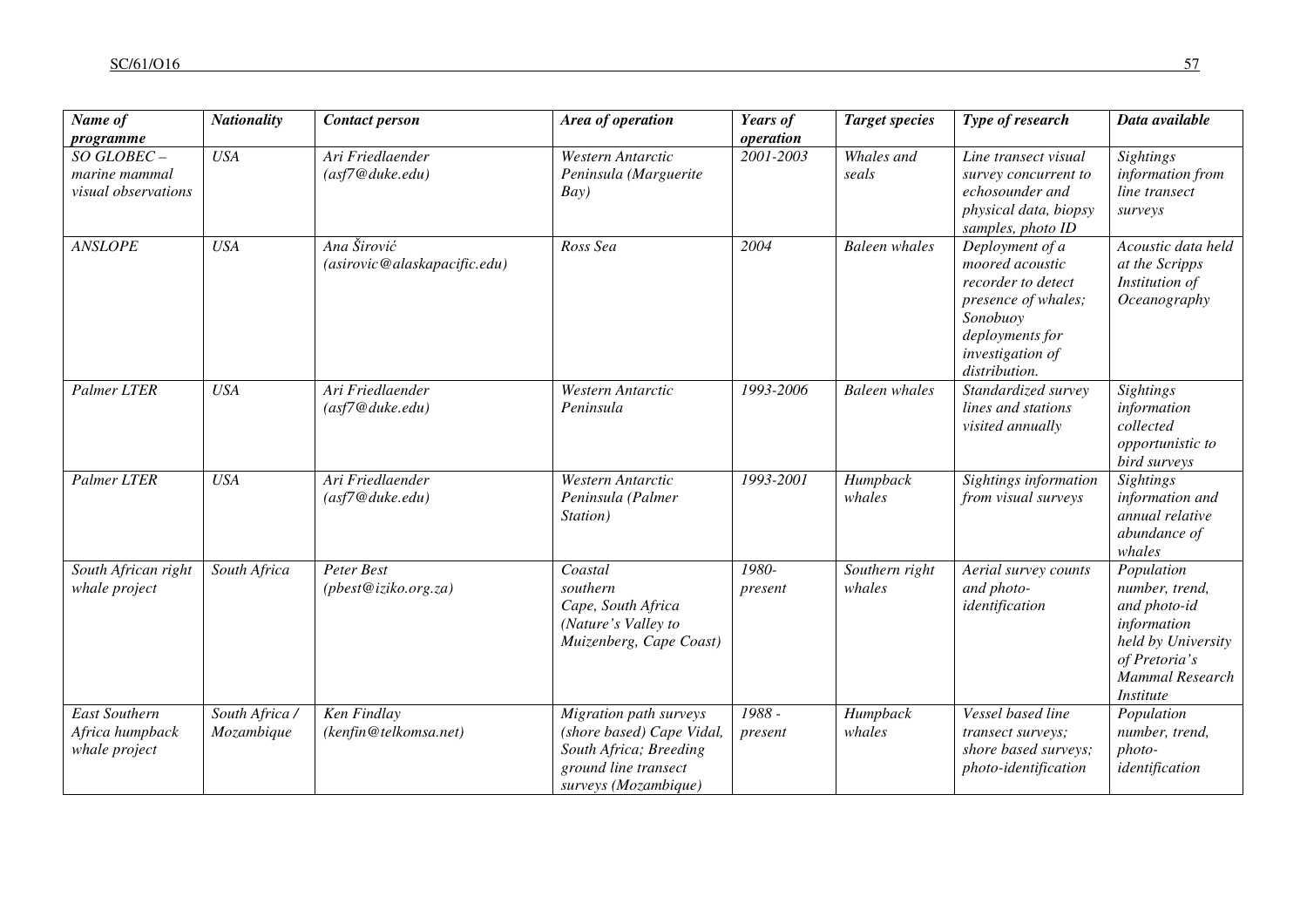| *Name of programme* | *Nationality* | *Contact person* | *Area of operation* | *Years of operation* | *Target species* | *Type of research* | *Data available* |
|---|---|---|---|---|---|---|---|
| *SO GLOBEC – marine mammal visual observations* | *USA* | *Ari Friedlaender (asf7@duke.edu)* | *Western Antarctic Peninsula (Marguerite Bay)* | *2001-2003* | *Whales and seals* | *Line transect visual survey concurrent to echosounder and physical data, biopsy samples, photo ID* | *Sightings information from line transect surveys* |
| *ANSLOPE* | *USA* | *Ana Širović (asirovic@alaskapacific.edu)* | *Ross Sea* | *2004* | *Baleen whales* | *Deployment of a moored acoustic recorder to detect presence of whales; Sonobuoy deployments for investigation of distribution.* | *Acoustic data held at the Scripps Institution of Oceanography* |
| *Palmer LTER* | *USA* | *Ari Friedlaender (asf7@duke.edu)* | *Western Antarctic Peninsula* | *1993-2006* | *Baleen whales* | *Standardized survey lines and stations visited annually* | *Sightings information collected opportunistic to bird surveys* |
| *Palmer LTER* | *USA* | *Ari Friedlaender (asf7@duke.edu)* | *Western Antarctic Peninsula (Palmer Station)* | *1993-2001* | *Humpback whales* | *Sightings information from visual surveys* | *Sightings information and annual relative abundance of whales* |
| *South African right whale project* | *South Africa* | *Peter Best (pbest@iziko.org.za)* | *Coastal southern Cape, South Africa (Nature's Valley to Muizenberg, Cape Coast)* | *1980-present* | *Southern right whales* | *Aerial survey counts and photo-identification* | *Population number, trend, and photo-id information held by University of Pretoria's Mammal Research Institute* |
| *East Southern Africa humpback whale project* | *South Africa / Mozambique* | *Ken Findlay (kenfin@telkomsa.net)* | *Migration path surveys (shore based) Cape Vidal, South Africa; Breeding ground line transect surveys (Mozambique)* | *1988 - present* | *Humpback whales* | *Vessel based line transect surveys; shore based surveys; photo-identification* | *Population number, trend, photo-identification* |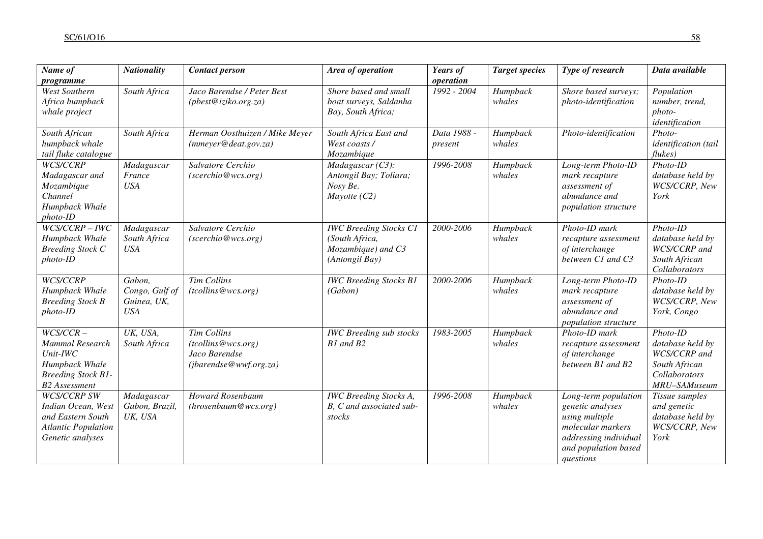| *Name of programme* | *Nationality* | *Contact person* | *Area of operation* | *Years of operation* | *Target species* | *Type of research* | *Data available* |
|---|---|---|---|---|---|---|---|
| *West Southern Africa humpback whale project* | *South Africa* | *Jaco Barendse / Peter Best (pbest@iziko.org.za)* | *Shore based and small boat surveys, Saldanha Bay, South Africa;* | *1992 - 2004* | *Humpback whales* | *Shore based surveys; photo-identification* | *Population number, trend, photo-identification* |
| *South African humpback whale tail fluke catalogue* | *South Africa* | *Herman Oosthuizen / Mike Meyer (mmeyer@deat.gov.za)* | *South Africa East and West coasts / Mozambique* | *Data 1988 - present* | *Humpback whales* | *Photo-identification* | *Photo-identification (tail flukes)* |
| *WCS/CCRP Madagascar and Mozambique Channel Humpback Whale photo-ID* | *Madagascar France USA* | *Salvatore Cerchio (scerchio@wcs.org)* | *Madagascar (C3): Antongil Bay; Toliara; Nosy Be. Mayotte (C2)* | *1996-2008* | *Humpback whales* | *Long-term Photo-ID mark recapture assessment of abundance and population structure* | *Photo-ID database held by WCS/CCRP, New York* |
| *WCS/CCRP – IWC Humpback Whale Breeding Stock C photo-ID* | *Madagascar South Africa USA* | *Salvatore Cerchio (scerchio@wcs.org)* | *IWC Breeding Stocks C1 (South Africa, Mozambique) and C3 (Antongil Bay)* | *2000-2006* | *Humpback whales* | *Photo-ID mark recapture assessment of interchange between C1 and C3* | *Photo-ID database held by WCS/CCRP and South African Collaborators* |
| *WCS/CCRP Humpback Whale Breeding Stock B photo-ID* | *Gabon, Congo, Gulf of Guinea, UK, USA* | *Tim Collins (tcollins@wcs.org)* | *IWC Breeding Stocks B1 (Gabon)* | *2000-2006* | *Humpback whales* | *Long-term Photo-ID mark recapture assessment of abundance and population structure* | *Photo-ID database held by WCS/CCRP, New York, Congo* |
| *WCS/CCR – Mammal Research Unit-IWC Humpback Whale Breeding Stock B1-B2 Assessment* | *UK, USA, South Africa* | *Tim Collins (tcollins@wcs.org) Jaco Barendse (jbarendse@wwf.org.za)* | *IWC Breeding sub stocks B1 and B2* | *1983-2005* | *Humpback whales* | *Photo-ID mark recapture assessment of interchange between B1 and B2* | *Photo-ID database held by WCS/CCRP and South African Collaborators MRU–SAMuseum* |
| *WCS/CCRP SW Indian Ocean, West and Eastern South Atlantic Population Genetic analyses* | *Madagascar Gabon, Brazil, UK, USA* | *Howard Rosenbaum (hrosenbaum@wcs.org)* | *IWC Breeding Stocks A, B, C and associated sub-stocks* | *1996-2008* | *Humpback whales* | *Long-term population genetic analyses using multiple molecular markers addressing individual and population based questions* | *Tissue samples and genetic database held by WCS/CCRP, New York* |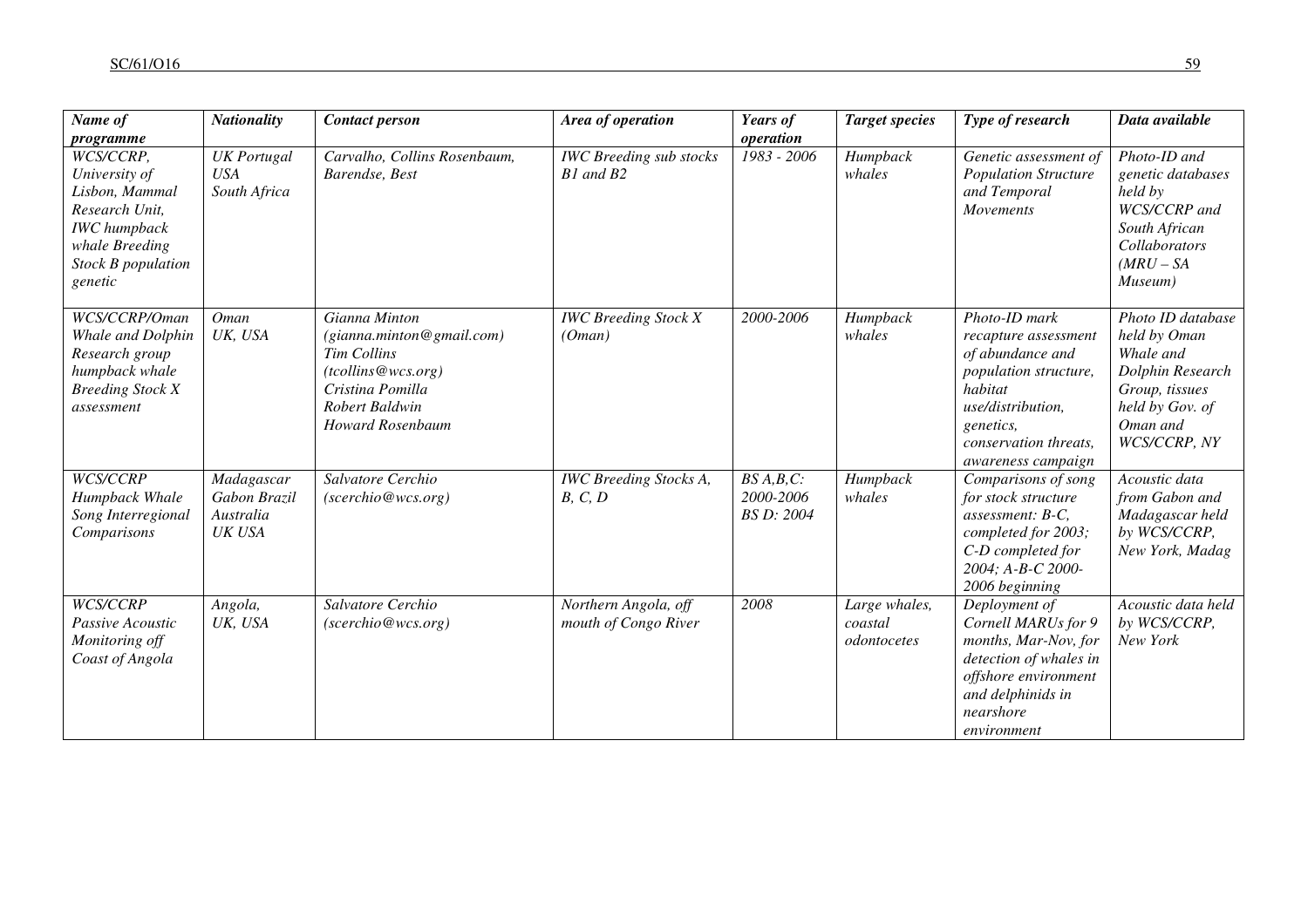| *Name of programme* | *Nationality* | *Contact person* | *Area of operation* | *Years of operation* | *Target species* | *Type of research* | *Data available* |
|---|---|---|---|---|---|---|---|
| *WCS/CCRP, University of Lisbon, Mammal Research Unit, IWC humpback whale Breeding Stock B population genetic* | *UK Portugal USA South Africa* | *Carvalho, Collins Rosenbaum, Barendse, Best* | *IWC Breeding sub stocks B1 and B2* | *1983 - 2006* | *Humpback whales* | *Genetic assessment of Population Structure and Temporal Movements* | *Photo-ID and genetic databases held by WCS/CCRP and South African Collaborators (MRU – SA Museum)* |
| *WCS/CCRP/Oman Whale and Dolphin Research group humpback whale Breeding Stock X assessment* | *Oman UK, USA* | *Gianna Minton (gianna.minton@gmail.com) Tim Collins (tcollins@wcs.org) Cristina Pomilla Robert Baldwin Howard Rosenbaum* | *IWC Breeding Stock X (Oman)* | *2000-2006* | *Humpback whales* | *Photo-ID mark recapture assessment of abundance and population structure, habitat use/distribution, genetics, conservation threats, awareness campaign* | *Photo ID database held by Oman Whale and Dolphin Research Group, tissues held by Gov. of Oman and WCS/CCRP, NY* |
| *WCS/CCRP Humpback Whale Song Interregional Comparisons* | *Madagascar Gabon Brazil Australia UK USA* | *Salvatore Cerchio (scerchio@wcs.org)* | *IWC Breeding Stocks A, B, C, D* | *BS A,B,C: 2000-2006 BS D: 2004* | *Humpback whales* | *Comparisons of song for stock structure assessment: B-C, completed for 2003; C-D completed for 2004; A-B-C 2000-2006 beginning* | *Acoustic data from Gabon and Madagascar held by WCS/CCRP, New York, Madag* |
| *WCS/CCRP Passive Acoustic Monitoring off Coast of Angola* | *Angola, UK, USA* | *Salvatore Cerchio (scerchio@wcs.org)* | *Northern Angola, off mouth of Congo River* | *2008* | *Large whales, coastal odontocetes* | *Deployment of Cornell MARUs for 9 months, Mar-Nov, for detection of whales in offshore environment and delphinids in nearshore environment* | *Acoustic data held by WCS/CCRP, New York* |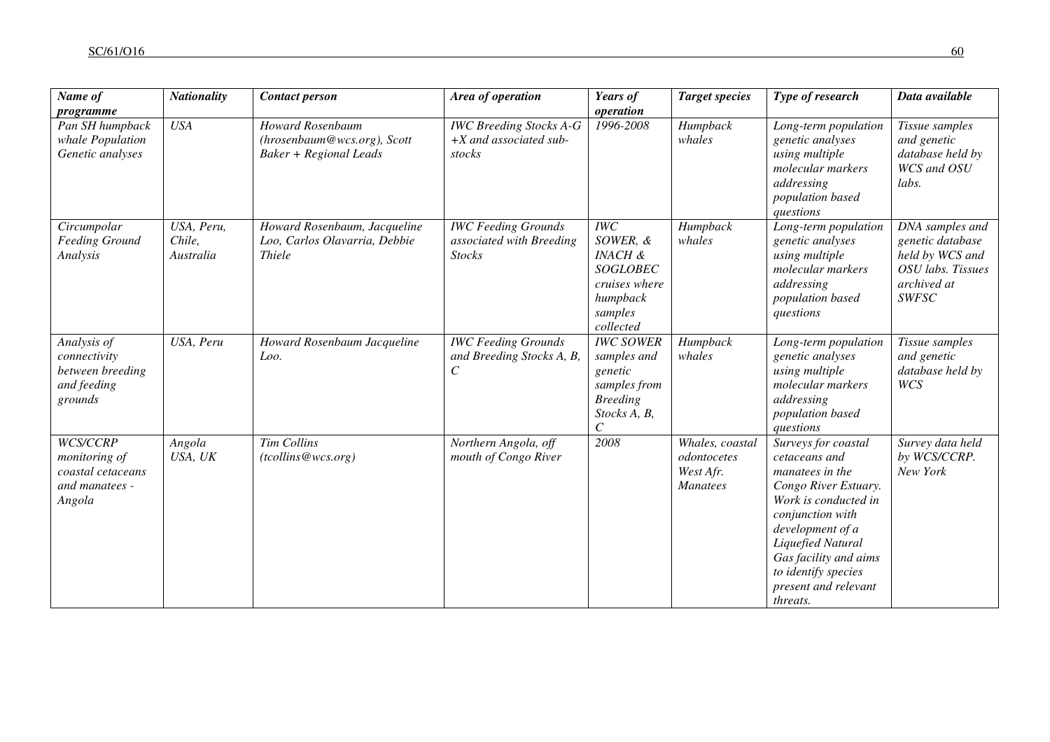| *Name of programme* | *Nationality* | *Contact person* | *Area of operation* | *Years of operation* | *Target species* | *Type of research* | *Data available* |
|---|---|---|---|---|---|---|---|
| *Pan SH humpback whale Population Genetic analyses* | *USA* | *Howard Rosenbaum (hrosenbaum@wcs.org), Scott Baker + Regional Leads* | *IWC Breeding Stocks A-G +X and associated sub-stocks* | *1996-2008* | *Humpback whales* | *Long-term population genetic analyses using multiple molecular markers addressing population based questions* | *Tissue samples and genetic database held by WCS and OSU labs.* |
| *Circumpolar Feeding Ground Analysis* | *USA, Peru, Chile, Australia* | *Howard Rosenbaum, Jacqueline Loo, Carlos Olavarria, Debbie Thiele* | *IWC Feeding Grounds associated with Breeding Stocks* | *IWC SOWER, & INACH & SOGLOBEC cruises where humpback samples collected* | *Humpback whales* | *Long-term population genetic analyses using multiple molecular markers addressing population based questions* | *DNA samples and genetic database held by WCS and OSU labs. Tissues archived at SWFSC* |
| *Analysis of connectivity between breeding and feeding grounds* | *USA, Peru* | *Howard Rosenbaum Jacqueline Loo.* | *IWC Feeding Grounds and Breeding Stocks A, B, C* | *IWC SOWER samples and genetic samples from Breeding Stocks A, B, C* | *Humpback whales* | *Long-term population genetic analyses using multiple molecular markers addressing population based questions* | *Tissue samples and genetic database held by WCS* |
| *WCS/CCRP monitoring of coastal cetaceans and manatees - Angola* | *Angola USA, UK* | *Tim Collins (tcollins@wcs.org)* | *Northern Angola, off mouth of Congo River* | *2008* | *Whales, coastal odontocetes West Afr. Manatees* | *Surveys for coastal cetaceans and manatees in the Congo River Estuary. Work is conducted in conjunction with development of a Liquefied Natural Gas facility and aims to identify species present and relevant threats.* | *Survey data held by WCS/CCRP. New York* |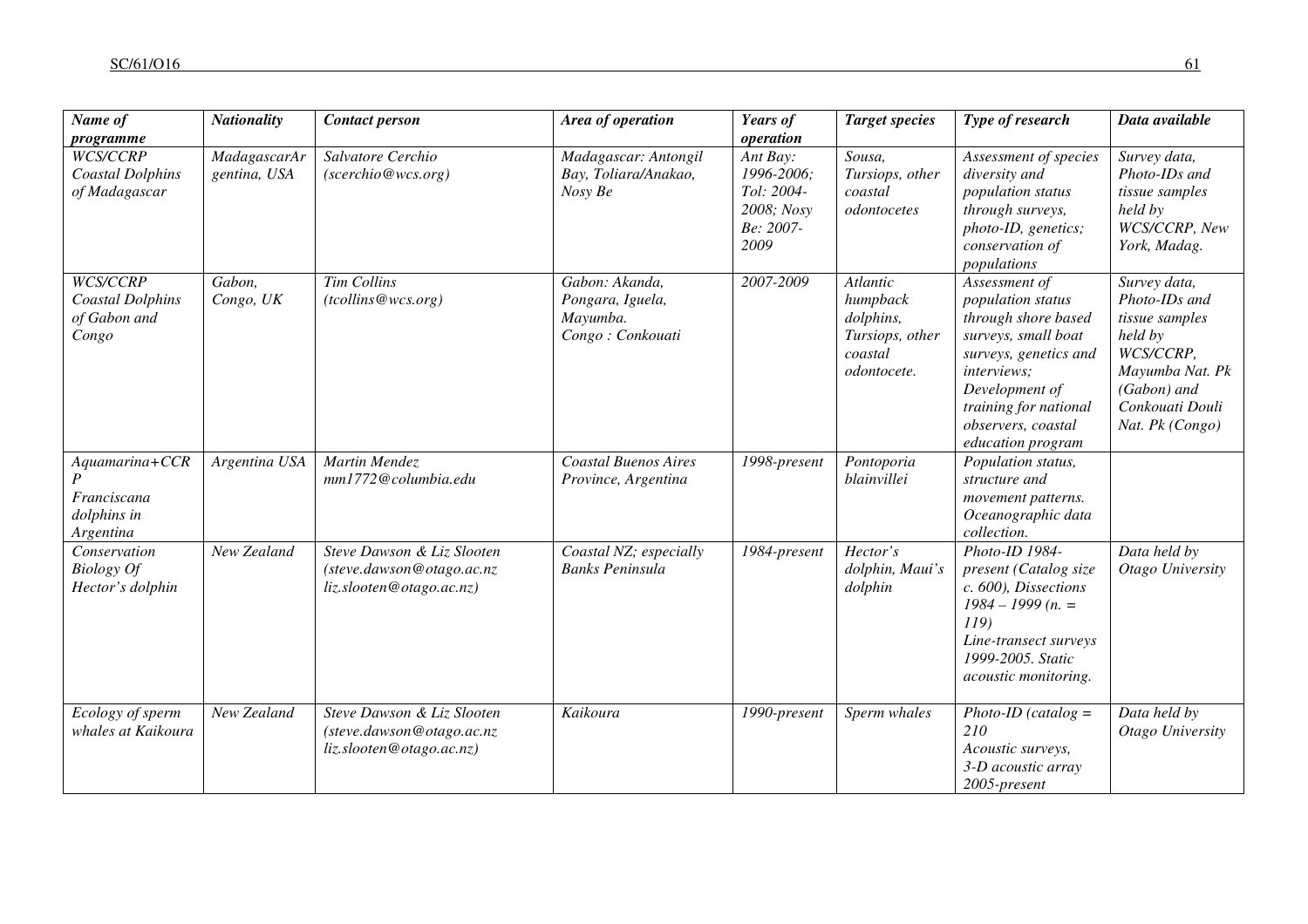| *Name of programme* | *Nationality* | *Contact person* | *Area of operation* | *Years of operation* | *Target species* | *Type of research* | *Data available* |
|---|---|---|---|---|---|---|---|
| *WCS/CCRP Coastal Dolphins of Madagascar* | *MadagascarArgentina, USA* | *Salvatore Cerchio (scerchio@wcs.org)* | *Madagascar: Antongil Bay, Toliara/Anakao, Nosy Be* | *Ant Bay: 1996-2006; Tol: 2004-2008; Nosy Be: 2007-2009* | *Sousa, Tursiops, other coastal odontocetes* | *Assessment of species diversity and population status through surveys, photo-ID, genetics; conservation of populations* | *Survey data, Photo-IDs and tissue samples held by WCS/CCRP, New York, Madag.* |
| *WCS/CCRP Coastal Dolphins of Gabon and Congo* | *Gabon, Congo, UK* | *Tim Collins (tcollins@wcs.org)* | *Gabon: Akanda, Pongara, Iguela, Mayumba. Congo : Conkouati* | *2007-2009* | *Atlantic humpback dolphins, Tursiops, other coastal odontocete.* | *Assessment of population status through shore based surveys, small boat surveys, genetics and interviews; Development of training for national observers, coastal education program* | *Survey data, Photo-IDs and tissue samples held by WCS/CCRP, Mayumba Nat. Pk (Gabon) and Conkouati Douli Nat. Pk (Congo)* |
| *Aquamarina+CCRP Franciscana dolphins in Argentina* | *Argentina USA* | *Martin Mendez mm1772@columbia.edu* | *Coastal Buenos Aires Province, Argentina* | *1998-present* | *Pontoporia blainvillei* | *Population status, structure and movement patterns. Oceanographic data collection.* | |
| *Conservation Biology Of Hector's dolphin* | *New Zealand* | *Steve Dawson & Liz Slooten (steve.dawson@otago.ac.nz liz.slooten@otago.ac.nz)* | *Coastal NZ; especially Banks Peninsula* | *1984-present* | *Hector's dolphin, Maui's dolphin* | *Photo-ID 1984-present (Catalog size c. 600), Dissections 1984 – 1999 (n. = 119) Line-transect surveys 1999-2005. Static acoustic monitoring.* | *Data held by Otago University* |
| *Ecology of sperm whales at Kaikoura* | *New Zealand* | *Steve Dawson & Liz Slooten (steve.dawson@otago.ac.nz liz.slooten@otago.ac.nz)* | *Kaikoura* | *1990-present* | *Sperm whales* | *Photo-ID (catalog = 210 Acoustic surveys, 3-D acoustic array 2005-present* | *Data held by Otago University* |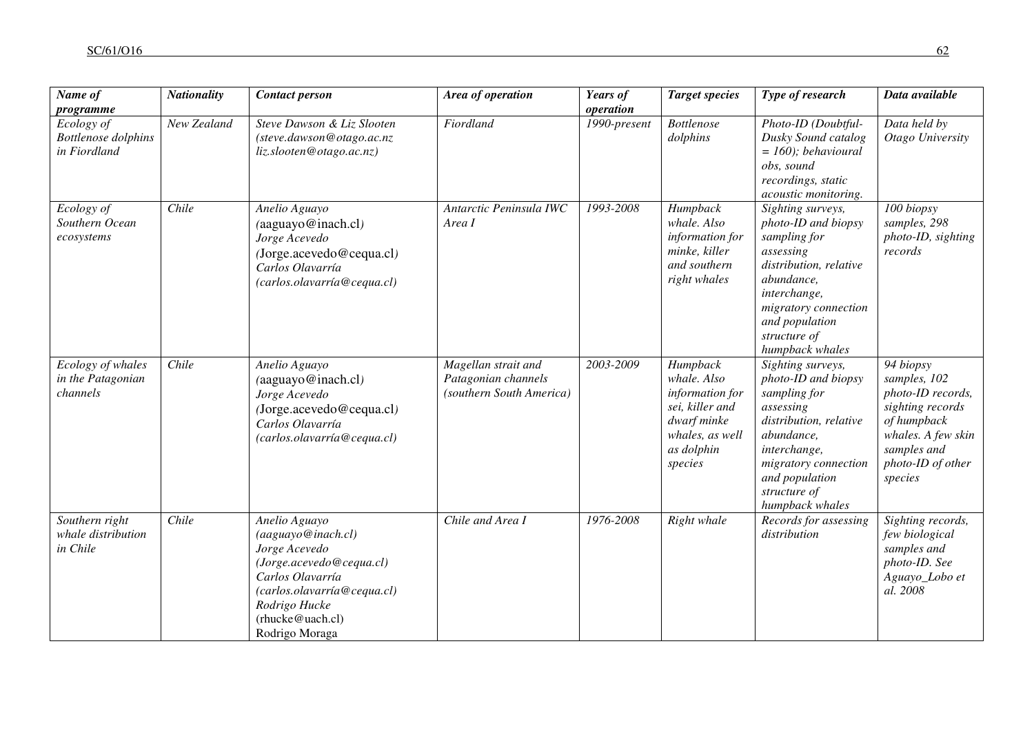| *Name of programme* | *Nationality* | *Contact person* | *Area of operation* | *Years of operation* | *Target species* | *Type of research* | *Data available* |
|---|---|---|---|---|---|---|---|
| *Ecology of Bottlenose dolphins in Fiordland* | *New Zealand* | *Steve Dawson & Liz Slooten (steve.dawson@otago.ac.nz liz.slooten@otago.ac.nz)* | *Fiordland* | *1990-present* | *Bottlenose dolphins* | *Photo-ID (Doubtful-Dusky Sound catalog = 160); behavioural obs, sound recordings, static acoustic monitoring.* | *Data held by Otago University* |
| *Ecology of Southern Ocean ecosystems* | *Chile* | *Anelio Aguayo (*aaguayo@inach.cl*) Jorge Acevedo (*Jorge.acevedo@cequa.cl*) Carlos Olavarría (carlos.olavarría@cequa.cl)* | *Antarctic Peninsula IWC Area I* | *1993-2008* | *Humpback whale. Also information for minke, killer and southern right whales* | *Sighting surveys, photo-ID and biopsy sampling for assessing distribution, relative abundance, interchange, migratory connection and population structure of humpback whales* | *100 biopsy samples, 298 photo-ID, sighting records* |
| *Ecology of whales in the Patagonian channels* | *Chile* | *Anelio Aguayo (*aaguayo@inach.cl*) Jorge Acevedo (*Jorge.acevedo@cequa.cl*) Carlos Olavarría (carlos.olavarría@cequa.cl)* | *Magellan strait and Patagonian channels (southern South America)* | *2003-2009* | *Humpback whale. Also information for sei, killer and dwarf minke whales, as well as dolphin species* | *Sighting surveys, photo-ID and biopsy sampling for assessing distribution, relative abundance, interchange, migratory connection and population structure of humpback whales* | *94 biopsy samples, 102 photo-ID records, sighting records of humpback whales. A few skin samples and photo-ID of other species* |
| *Southern right whale distribution in Chile* | *Chile* | *Anelio Aguayo (aaguayo@inach.cl) Jorge Acevedo (Jorge.acevedo@cequa.cl) Carlos Olavarría (carlos.olavarría@cequa.cl) Rodrigo Hucke* (rhucke@uach.cl) Rodrigo Moraga | *Chile and Area I* | *1976-2008* | *Right whale* | *Records for assessing distribution* | *Sighting records, few biological samples and photo-ID. See Aguayo_Lobo et al. 2008* |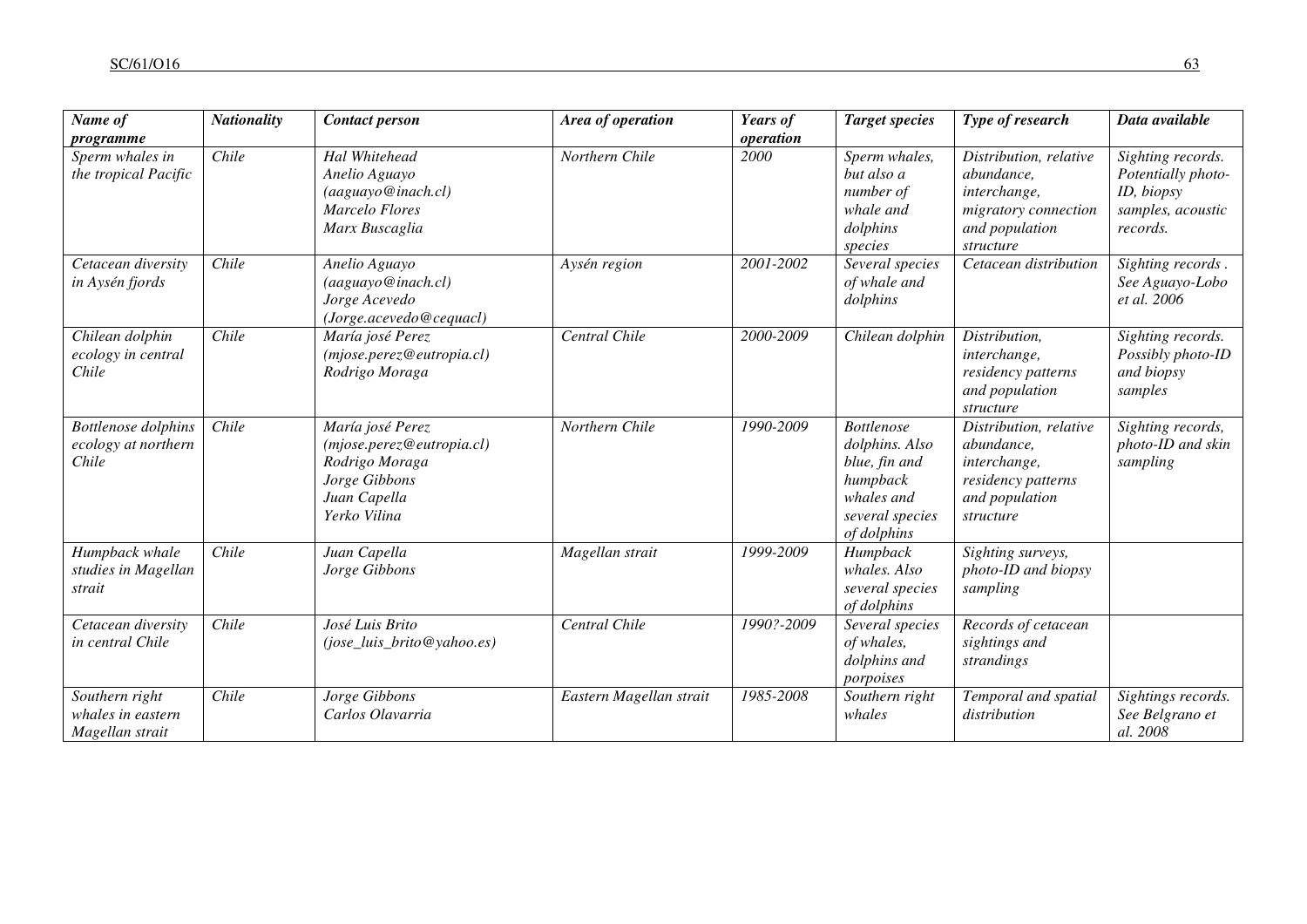| ***Name of programme*** | ***Nationality*** | ***Contact person*** | ***Area of operation*** | ***Years of operation*** | ***Target species*** | ***Type of research*** | ***Data available*** |
|---|---|---|---|---|---|---|---|
| *Sperm whales in the tropical Pacific* | *Chile* | *Hal Whitehead Anelio Aguayo (aaguayo@inach.cl) Marcelo Flores Marx Buscaglia* | *Northern Chile* | *2000* | *Sperm whales, but also a number of whale and dolphins species* | *Distribution, relative abundance, interchange, migratory connection and population structure* | *Sighting records. Potentially photo-ID, biopsy samples, acoustic records.* |
| *Cetacean diversity in Aysén fjords* | *Chile* | *Anelio Aguayo (aaguayo@inach.cl) Jorge Acevedo (Jorge.acevedo@cequacl)* | *Aysén region* | *2001-2002* | *Several species of whale and dolphins* | *Cetacean distribution* | *Sighting records . See Aguayo-Lobo et al. 2006* |
| *Chilean dolphin ecology in central Chile* | *Chile* | *María josé Perez (mjose.perez@eutropia.cl) Rodrigo Moraga* | *Central Chile* | *2000-2009* | *Chilean dolphin* | *Distribution, interchange, residency patterns and population structure* | *Sighting records. Possibly photo-ID and biopsy samples* |
| *Bottlenose dolphins ecology at northern Chile* | *Chile* | *María josé Perez (mjose.perez@eutropia.cl) Rodrigo Moraga Jorge Gibbons Juan Capella Yerko Vilina* | *Northern Chile* | *1990-2009* | *Bottlenose dolphins. Also blue, fin and humpback whales and several species of dolphins* | *Distribution, relative abundance, interchange, residency patterns and population structure* | *Sighting records, photo-ID and skin sampling* |
| *Humpback whale studies in Magellan strait* | *Chile* | *Juan Capella Jorge Gibbons* | *Magellan strait* | *1999-2009* | *Humpback whales. Also several species of dolphins* | *Sighting surveys, photo-ID and biopsy sampling* | |
| *Cetacean diversity in central Chile* | *Chile* | *José Luis Brito (jose_luis_brito@yahoo.es)* | *Central Chile* | *1990?-2009* | *Several species of whales, dolphins and porpoises* | *Records of cetacean sightings and strandings* | |
| *Southern right whales in eastern Magellan strait* | *Chile* | *Jorge Gibbons Carlos Olavarria* | *Eastern Magellan strait* | *1985-2008* | *Southern right whales* | *Temporal and spatial distribution* | *Sightings records. See Belgrano et al. 2008* |